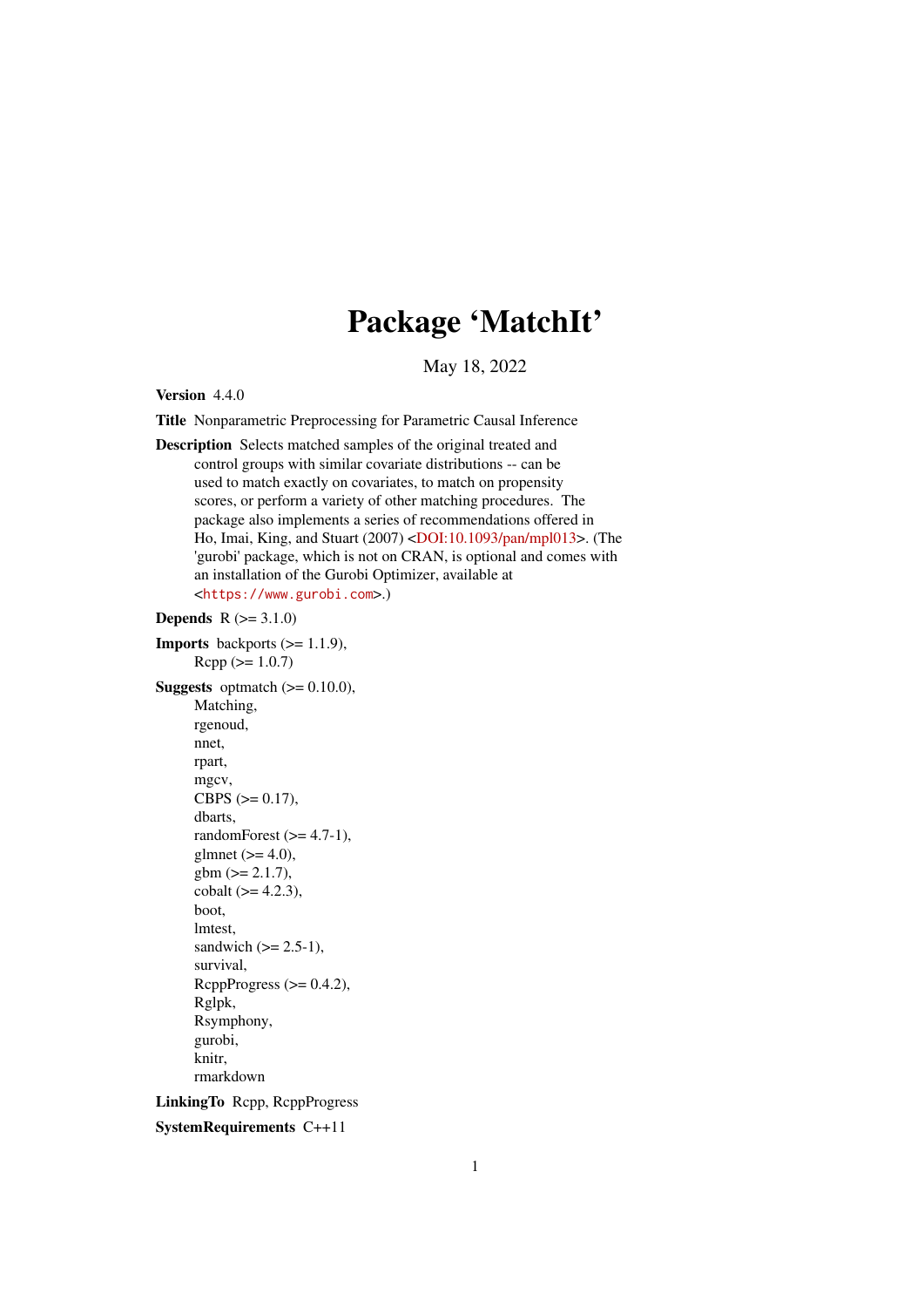# Package 'MatchIt'

May 18, 2022

**Version** 4.4.0

**Title** Nonparametric Preprocessing for Parametric Causal Inference

**Description** Selects matched samples of the original treated and control groups with similar covariate distributions -- can be used to match exactly on covariates, to match on propensity scores, or perform a variety of other matching procedures. The package also implements a series of recommendations offered in Ho, Imai, King, and Stuart (2007) <DOI:10.1093/pan/mpl013>. (The 'gurobi' package, which is not on CRAN, is optional and comes with an installation of the Gurobi Optimizer, available at <https://www.gurobi.com>.)

**Depends** R (>= 3.1.0)

**Imports** backports (>= 1.1.9),
Rcpp (>= 1.0.7)

**Suggests** optmatch (>= 0.10.0),
Matching,
rgenoud,
nnet,
rpart,
mgcv,
CBPS (>= 0.17),
dbarts,
randomForest (>= 4.7-1),
glmnet (>= 4.0),
gbm (>= 2.1.7),
cobalt (>= 4.2.3),
boot,
lmtest,
sandwich (>= 2.5-1),
survival,
RcppProgress (>= 0.4.2),
Rglpk,
Rsymphony,
gurobi,
knitr,
rmarkdown

**LinkingTo** Rcpp, RcppProgress

**SystemRequirements** C++11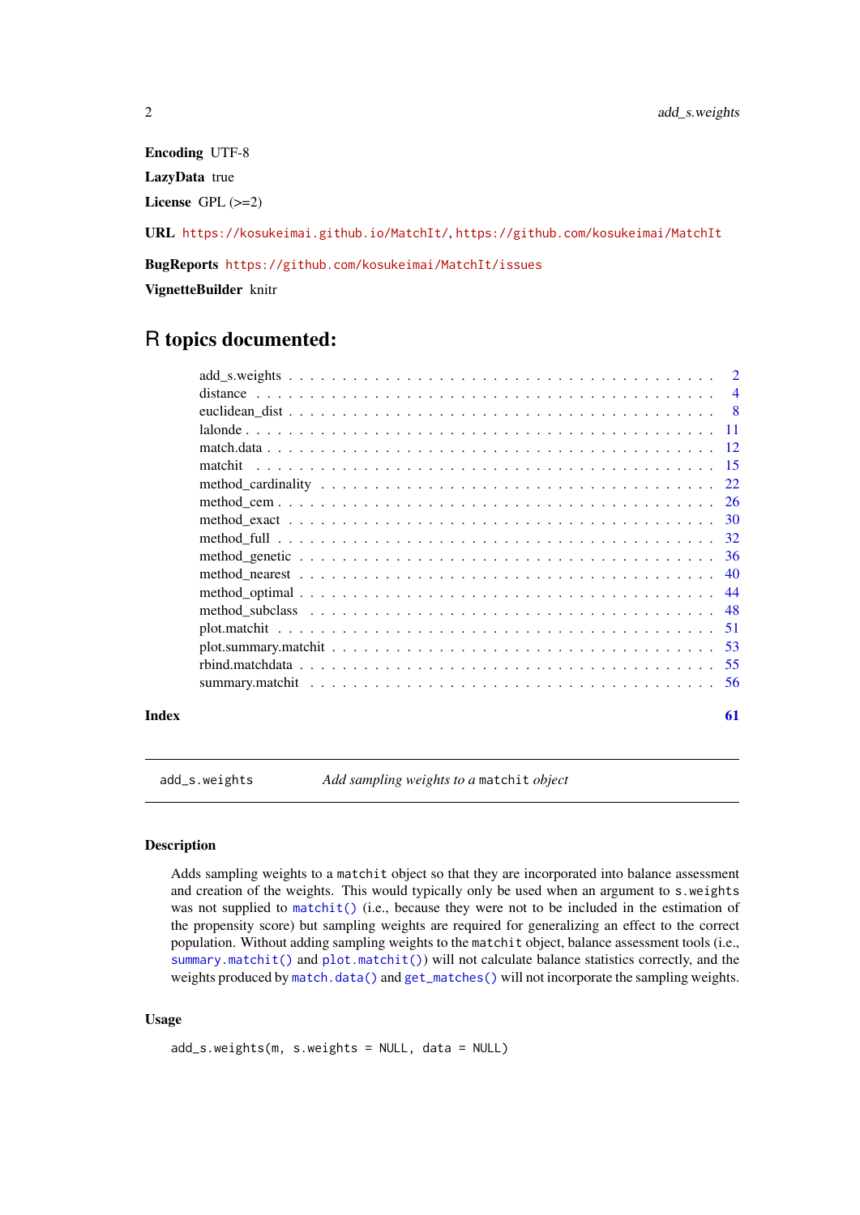**Encoding** UTF-8

**LazyData** true

**License** GPL (>=2)

**URL** https://kosukeimai.github.io/MatchIt/, https://github.com/kosukeimai/MatchIt

**BugReports** https://github.com/kosukeimai/MatchIt/issues

**VignetteBuilder** knitr

# R topics documented:

| | |
|---|---|
| add_s.weights | 2 |
| distance | 4 |
| euclidean_dist | 8 |
| lalonde | 11 |
| match.data | 12 |
| matchit | 15 |
| method_cardinality | 22 |
| method_cem | 26 |
| method_exact | 30 |
| method_full | 32 |
| method_genetic | 36 |
| method_nearest | 40 |
| method_optimal | 44 |
| method_subclass | 48 |
| plot.matchit | 51 |
| plot.summary.matchit | 53 |
| rbind.matchdata | 55 |
| summary.matchit | 56 |

**Index** 61

---

`add_s.weights` *Add sampling weights to a* `matchit` *object*

---

## Description

Adds sampling weights to a `matchit` object so that they are incorporated into balance assessment and creation of the weights. This would typically only be used when an argument to `s.weights` was not supplied to `matchit()` (i.e., because they were not to be included in the estimation of the propensity score) but sampling weights are required for generalizing an effect to the correct population. Without adding sampling weights to the `matchit` object, balance assessment tools (i.e., `summary.matchit()` and `plot.matchit()`) will not calculate balance statistics correctly, and the weights produced by `match.data()` and `get_matches()` will not incorporate the sampling weights.

## Usage

```
add_s.weights(m, s.weights = NULL, data = NULL)
```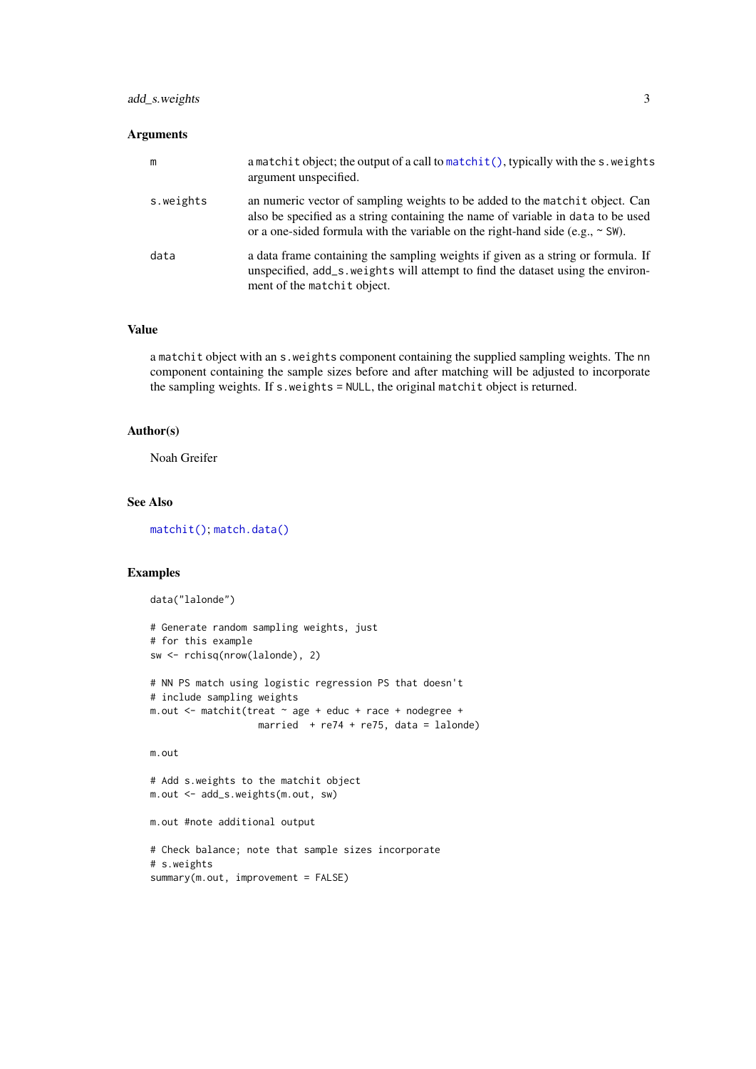### Arguments

- **m**: a `matchit` object; the output of a call to `matchit()`, typically with the `s.weights` argument unspecified.
- **s.weights**: an numeric vector of sampling weights to be added to the `matchit` object. Can also be specified as a string containing the name of variable in `data` to be used or a one-sided formula with the variable on the right-hand side (e.g., `~ SW`).
- **data**: a data frame containing the sampling weights if given as a string or formula. If unspecified, `add_s.weights` will attempt to find the dataset using the environment of the `matchit` object.

### Value

a `matchit` object with an `s.weights` component containing the supplied sampling weights. The `nn` component containing the sample sizes before and after matching will be adjusted to incorporate the sampling weights. If `s.weights = NULL`, the original `matchit` object is returned.

### Author(s)

Noah Greifer

### See Also

`matchit()`; `match.data()`

### Examples

```
data("lalonde")

# Generate random sampling weights, just
# for this example
sw <- rchisq(nrow(lalonde), 2)

# NN PS match using logistic regression PS that doesn't
# include sampling weights
m.out <- matchit(treat ~ age + educ + race + nodegree +
                   married  + re74 + re75, data = lalonde)

m.out

# Add s.weights to the matchit object
m.out <- add_s.weights(m.out, sw)

m.out #note additional output

# Check balance; note that sample sizes incorporate
# s.weights
summary(m.out, improvement = FALSE)
```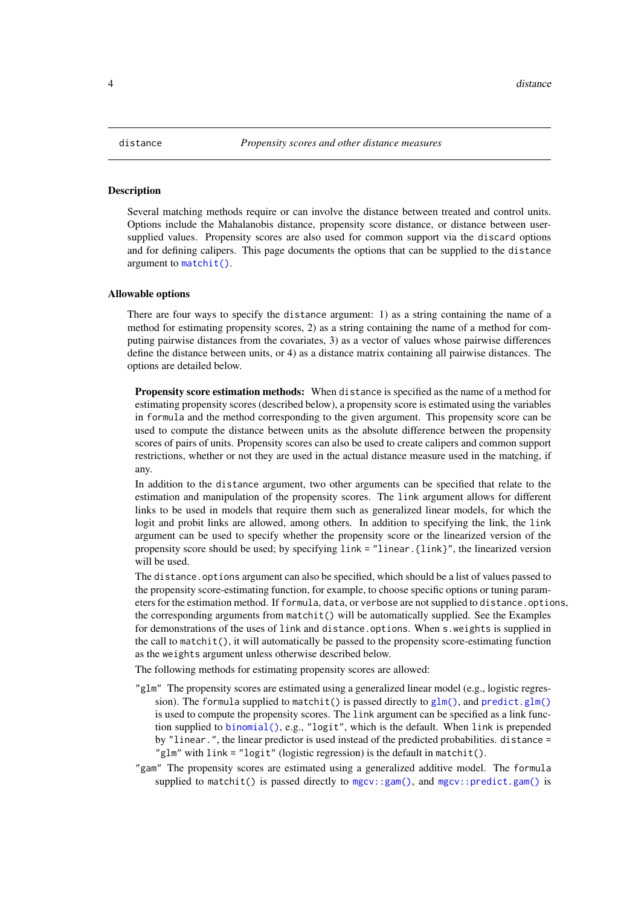`distance` *Propensity scores and other distance measures*

## Description

Several matching methods require or can involve the distance between treated and control units. Options include the Mahalanobis distance, propensity score distance, or distance between user-supplied values. Propensity scores are also used for common support via the `discard` options and for defining calipers. This page documents the options that can be supplied to the `distance` argument to `matchit()`.

## Allowable options

There are four ways to specify the `distance` argument: 1) as a string containing the name of a method for estimating propensity scores, 2) as a string containing the name of a method for computing pairwise distances from the covariates, 3) as a vector of values whose pairwise differences define the distance between units, or 4) as a distance matrix containing all pairwise distances. The options are detailed below.

**Propensity score estimation methods:** When `distance` is specified as the name of a method for estimating propensity scores (described below), a propensity score is estimated using the variables in `formula` and the method corresponding to the given argument. This propensity score can be used to compute the distance between units as the absolute difference between the propensity scores of pairs of units. Propensity scores can also be used to create calipers and common support restrictions, whether or not they are used in the actual distance measure used in the matching, if any.

In addition to the `distance` argument, two other arguments can be specified that relate to the estimation and manipulation of the propensity scores. The `link` argument allows for different links to be used in models that require them such as generalized linear models, for which the logit and probit links are allowed, among others. In addition to specifying the link, the `link` argument can be used to specify whether the propensity score or the linearized version of the propensity score should be used; by specifying `link = "linear.{link}"`, the linearized version will be used.

The `distance.options` argument can also be specified, which should be a list of values passed to the propensity score-estimating function, for example, to choose specific options or tuning parameters for the estimation method. If `formula`, `data`, or `verbose` are not supplied to `distance.options`, the corresponding arguments from `matchit()` will be automatically supplied. See the Examples for demonstrations of the uses of `link` and `distance.options`. When `s.weights` is supplied in the call to `matchit()`, it will automatically be passed to the propensity score-estimating function as the `weights` argument unless otherwise described below.

The following methods for estimating propensity scores are allowed:

- `"glm"` The propensity scores are estimated using a generalized linear model (e.g., logistic regression). The `formula` supplied to `matchit()` is passed directly to `glm()`, and `predict.glm()` is used to compute the propensity scores. The `link` argument can be specified as a link function supplied to `binomial()`, e.g., `"logit"`, which is the default. When `link` is prepended by `"linear."`, the linear predictor is used instead of the predicted probabilities. `distance = "glm"` with `link = "logit"` (logistic regression) is the default in `matchit()`.
- `"gam"` The propensity scores are estimated using a generalized additive model. The `formula` supplied to `matchit()` is passed directly to `mgcv::gam()`, and `mgcv::predict.gam()` is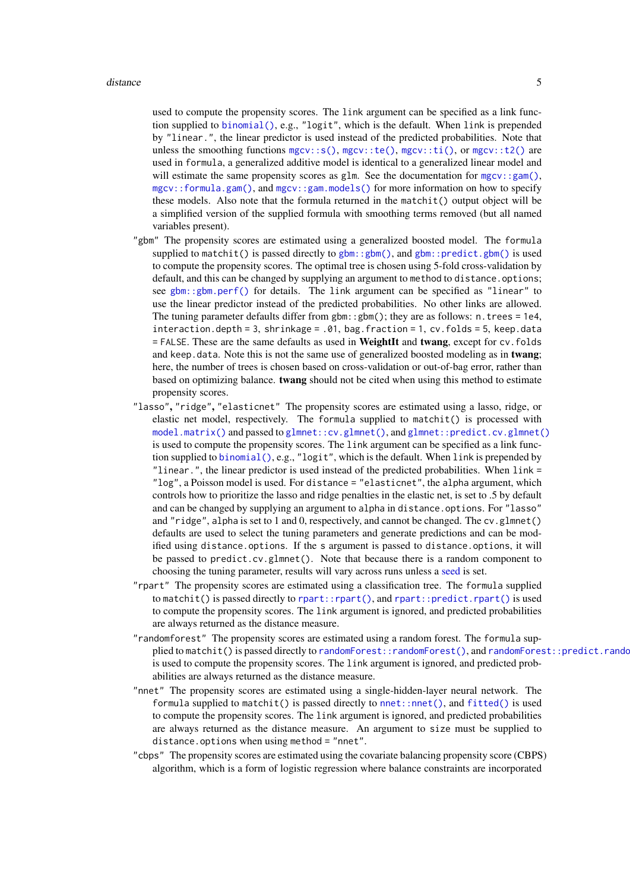used to compute the propensity scores. The `link` argument can be specified as a link function supplied to `binomial()`, e.g., `"logit"`, which is the default. When `link` is prepended by `"linear."`, the linear predictor is used instead of the predicted probabilities. Note that unless the smoothing functions `mgcv::s()`, `mgcv::te()`, `mgcv::ti()`, or `mgcv::t2()` are used in `formula`, a generalized additive model is identical to a generalized linear model and will estimate the same propensity scores as `glm`. See the documentation for `mgcv::gam()`, `mgcv::formula.gam()`, and `mgcv::gam.models()` for more information on how to specify these models. Also note that the formula returned in the `matchit()` output object will be a simplified version of the supplied formula with smoothing terms removed (but all named variables present).

`"gbm"` The propensity scores are estimated using a generalized boosted model. The `formula` supplied to `matchit()` is passed directly to `gbm::gbm()`, and `gbm::predict.gbm()` is used to compute the propensity scores. The optimal tree is chosen using 5-fold cross-validation by default, and this can be changed by supplying an argument to `method` to `distance.options`; see `gbm::gbm.perf()` for details. The `link` argument can be specified as `"linear"` to use the linear predictor instead of the predicted probabilities. No other links are allowed. The tuning parameter defaults differ from `gbm::gbm()`; they are as follows: `n.trees = 1e4`, `interaction.depth = 3`, `shrinkage = .01`, `bag.fraction = 1`, `cv.folds = 5`, `keep.data = FALSE`. These are the same defaults as used in **WeightIt** and **twang**, except for `cv.folds` and `keep.data`. Note this is not the same use of generalized boosted modeling as in **twang**; here, the number of trees is chosen based on cross-validation or out-of-bag error, rather than based on optimizing balance. **twang** should not be cited when using this method to estimate propensity scores.

`"lasso"`, `"ridge"`, `"elasticnet"` The propensity scores are estimated using a lasso, ridge, or elastic net model, respectively. The `formula` supplied to `matchit()` is processed with `model.matrix()` and passed to `glmnet::cv.glmnet()`, and `glmnet::predict.cv.glmnet()` is used to compute the propensity scores. The `link` argument can be specified as a link function supplied to `binomial()`, e.g., `"logit"`, which is the default. When `link` is prepended by `"linear."`, the linear predictor is used instead of the predicted probabilities. When `link = "log"`, a Poisson model is used. For `distance = "elasticnet"`, the `alpha` argument, which controls how to prioritize the lasso and ridge penalties in the elastic net, is set to .5 by default and can be changed by supplying an argument to `alpha` in `distance.options`. For `"lasso"` and `"ridge"`, `alpha` is set to 1 and 0, respectively, and cannot be changed. The `cv.glmnet()` defaults are used to select the tuning parameters and generate predictions and can be modified using `distance.options`. If the `s` argument is passed to `distance.options`, it will be passed to `predict.cv.glmnet()`. Note that because there is a random component to choosing the tuning parameter, results will vary across runs unless a seed is set.

`"rpart"` The propensity scores are estimated using a classification tree. The `formula` supplied to `matchit()` is passed directly to `rpart::rpart()`, and `rpart::predict.rpart()` is used to compute the propensity scores. The `link` argument is ignored, and predicted probabilities are always returned as the distance measure.

`"randomforest"` The propensity scores are estimated using a random forest. The `formula` supplied to `matchit()` is passed directly to `randomForest::randomForest()`, and `randomForest::predict.randomForest()` is used to compute the propensity scores. The `link` argument is ignored, and predicted probabilities are always returned as the distance measure.

`"nnet"` The propensity scores are estimated using a single-hidden-layer neural network. The `formula` supplied to `matchit()` is passed directly to `nnet::nnet()`, and `fitted()` is used to compute the propensity scores. The `link` argument is ignored, and predicted probabilities are always returned as the distance measure. An argument to `size` must be supplied to `distance.options` when using `method = "nnet"`.

`"cbps"` The propensity scores are estimated using the covariate balancing propensity score (CBPS) algorithm, which is a form of logistic regression where balance constraints are incorporated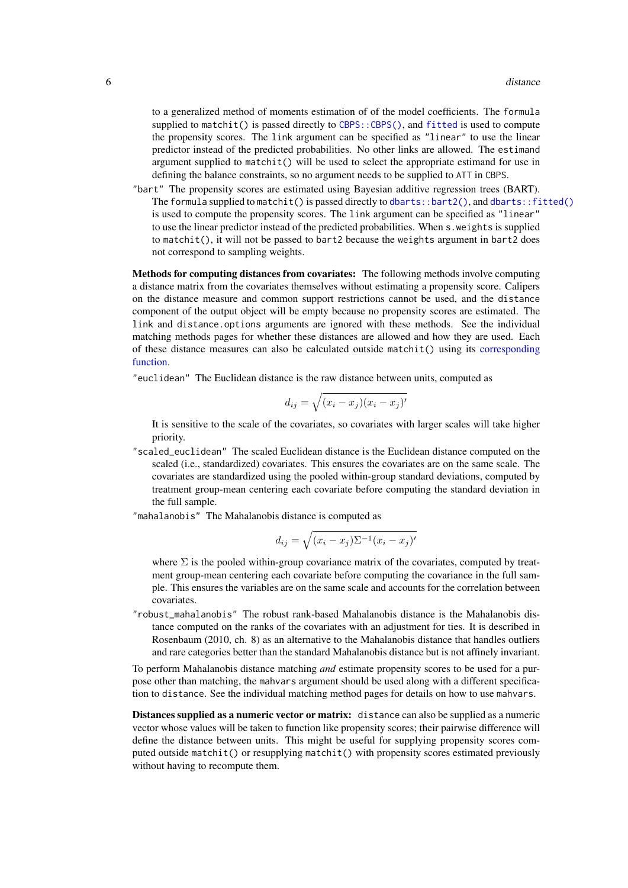to a generalized method of moments estimation of of the model coefficients. The `formula` supplied to `matchit()` is passed directly to `CBPS::CBPS()`, and `fitted` is used to compute the propensity scores. The `link` argument can be specified as `"linear"` to use the linear predictor instead of the predicted probabilities. No other links are allowed. The `estimand` argument supplied to `matchit()` will be used to select the appropriate estimand for use in defining the balance constraints, so no argument needs to be supplied to `ATT` in `CBPS`.

`"bart"` The propensity scores are estimated using Bayesian additive regression trees (BART). The `formula` supplied to `matchit()` is passed directly to `dbarts::bart2()`, and `dbarts::fitted()` is used to compute the propensity scores. The `link` argument can be specified as `"linear"` to use the linear predictor instead of the predicted probabilities. When `s.weights` is supplied to `matchit()`, it will not be passed to `bart2` because the `weights` argument in `bart2` does not correspond to sampling weights.

**Methods for computing distances from covariates:** The following methods involve computing a distance matrix from the covariates themselves without estimating a propensity score. Calipers on the distance measure and common support restrictions cannot be used, and the `distance` component of the output object will be empty because no propensity scores are estimated. The `link` and `distance.options` arguments are ignored with these methods. See the individual matching methods pages for whether these distances are allowed and how they are used. Each of these distance measures can also be calculated outside `matchit()` using its corresponding function.

`"euclidean"` The Euclidean distance is the raw distance between units, computed as

$$d_{ij} = \sqrt{(x_i - x_j)(x_i - x_j)'}$$

It is sensitive to the scale of the covariates, so covariates with larger scales will take higher priority.

`"scaled_euclidean"` The scaled Euclidean distance is the Euclidean distance computed on the scaled (i.e., standardized) covariates. This ensures the covariates are on the same scale. The covariates are standardized using the pooled within-group standard deviations, computed by treatment group-mean centering each covariate before computing the standard deviation in the full sample.

`"mahalanobis"` The Mahalanobis distance is computed as

$$d_{ij} = \sqrt{(x_i - x_j)\Sigma^{-1}(x_i - x_j)'}$$

where $\Sigma$ is the pooled within-group covariance matrix of the covariates, computed by treatment group-mean centering each covariate before computing the covariance in the full sample. This ensures the variables are on the same scale and accounts for the correlation between covariates.

`"robust_mahalanobis"` The robust rank-based Mahalanobis distance is the Mahalanobis distance computed on the ranks of the covariates with an adjustment for ties. It is described in Rosenbaum (2010, ch. 8) as an alternative to the Mahalanobis distance that handles outliers and rare categories better than the standard Mahalanobis distance but is not affinely invariant.

To perform Mahalanobis distance matching *and* estimate propensity scores to be used for a purpose other than matching, the `mahvars` argument should be used along with a different specification to `distance`. See the individual matching method pages for details on how to use `mahvars`.

**Distances supplied as a numeric vector or matrix:** `distance` can also be supplied as a numeric vector whose values will be taken to function like propensity scores; their pairwise difference will define the distance between units. This might be useful for supplying propensity scores computed outside `matchit()` or resupplying `matchit()` with propensity scores estimated previously without having to recompute them.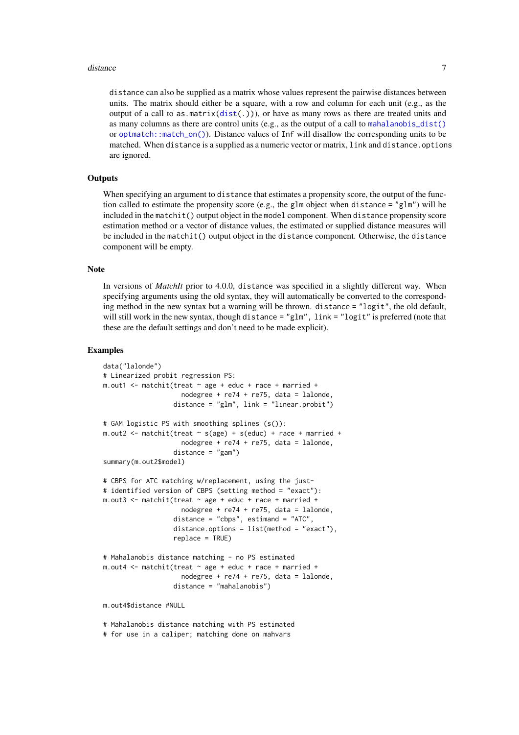distance can also be supplied as a matrix whose values represent the pairwise distances between units. The matrix should either be a square, with a row and column for each unit (e.g., as the output of a call to as.matrix(dist(.))), or have as many rows as there are treated units and as many columns as there are control units (e.g., as the output of a call to mahalanobis_dist() or optmatch::match_on()). Distance values of Inf will disallow the corresponding units to be matched. When distance is a supplied as a numeric vector or matrix, link and distance.options are ignored.

### Outputs

When specifying an argument to distance that estimates a propensity score, the output of the function called to estimate the propensity score (e.g., the glm object when distance = "glm") will be included in the matchit() output object in the model component. When distance propensity score estimation method or a vector of distance values, the estimated or supplied distance measures will be included in the matchit() output object in the distance component. Otherwise, the distance component will be empty.

### Note

In versions of *MatchIt* prior to 4.0.0, distance was specified in a slightly different way. When specifying arguments using the old syntax, they will automatically be converted to the corresponding method in the new syntax but a warning will be thrown. distance = "logit", the old default, will still work in the new syntax, though distance = "glm", link = "logit" is preferred (note that these are the default settings and don't need to be made explicit).

### Examples

```
data("lalonde")
# Linearized probit regression PS:
m.out1 <- matchit(treat ~ age + educ + race + married +
                    nodegree + re74 + re75, data = lalonde,
                  distance = "glm", link = "linear.probit")

# GAM logistic PS with smoothing splines (s()):
m.out2 <- matchit(treat ~ s(age) + s(educ) + race + married +
                    nodegree + re74 + re75, data = lalonde,
                  distance = "gam")
summary(m.out2$model)

# CBPS for ATC matching w/replacement, using the just-
# identified version of CBPS (setting method = "exact"):
m.out3 <- matchit(treat ~ age + educ + race + married +
                    nodegree + re74 + re75, data = lalonde,
                  distance = "cbps", estimand = "ATC",
                  distance.options = list(method = "exact"),
                  replace = TRUE)

# Mahalanobis distance matching - no PS estimated
m.out4 <- matchit(treat ~ age + educ + race + married +
                    nodegree + re74 + re75, data = lalonde,
                  distance = "mahalanobis")

m.out4$distance #NULL

# Mahalanobis distance matching with PS estimated
# for use in a caliper; matching done on mahvars
```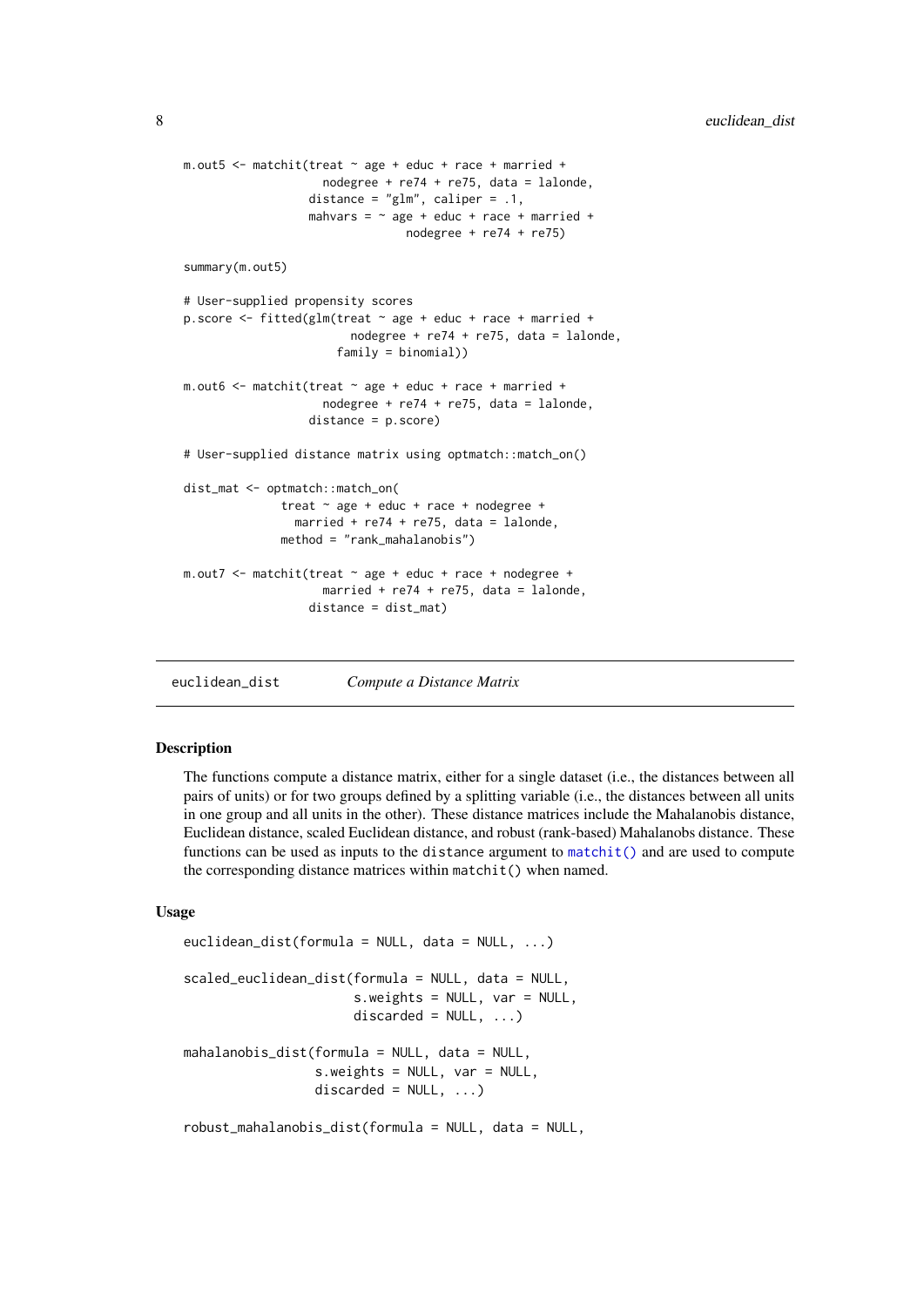```
m.out5 <- matchit(treat ~ age + educ + race + married +
                    nodegree + re74 + re75, data = lalonde,
                  distance = "glm", caliper = .1,
                  mahvars = ~ age + educ + race + married +
                                nodegree + re74 + re75)

summary(m.out5)

# User-supplied propensity scores
p.score <- fitted(glm(treat ~ age + educ + race + married +
                        nodegree + re74 + re75, data = lalonde,
                      family = binomial))

m.out6 <- matchit(treat ~ age + educ + race + married +
                    nodegree + re74 + re75, data = lalonde,
                  distance = p.score)

# User-supplied distance matrix using optmatch::match_on()

dist_mat <- optmatch::match_on(
              treat ~ age + educ + race + nodegree +
                married + re74 + re75, data = lalonde,
              method = "rank_mahalanobis")

m.out7 <- matchit(treat ~ age + educ + race + nodegree +
                    married + re74 + re75, data = lalonde,
                  distance = dist_mat)
```

## euclidean_dist *Compute a Distance Matrix*

### Description

The functions compute a distance matrix, either for a single dataset (i.e., the distances between all pairs of units) or for two groups defined by a splitting variable (i.e., the distances between all units in one group and all units in the other). These distance matrices include the Mahalanobis distance, Euclidean distance, scaled Euclidean distance, and robust (rank-based) Mahalanobs distance. These functions can be used as inputs to the `distance` argument to `matchit()` and are used to compute the corresponding distance matrices within `matchit()` when named.

### Usage

```
euclidean_dist(formula = NULL, data = NULL, ...)

scaled_euclidean_dist(formula = NULL, data = NULL,
                      s.weights = NULL, var = NULL,
                      discarded = NULL, ...)

mahalanobis_dist(formula = NULL, data = NULL,
                 s.weights = NULL, var = NULL,
                 discarded = NULL, ...)

robust_mahalanobis_dist(formula = NULL, data = NULL,
```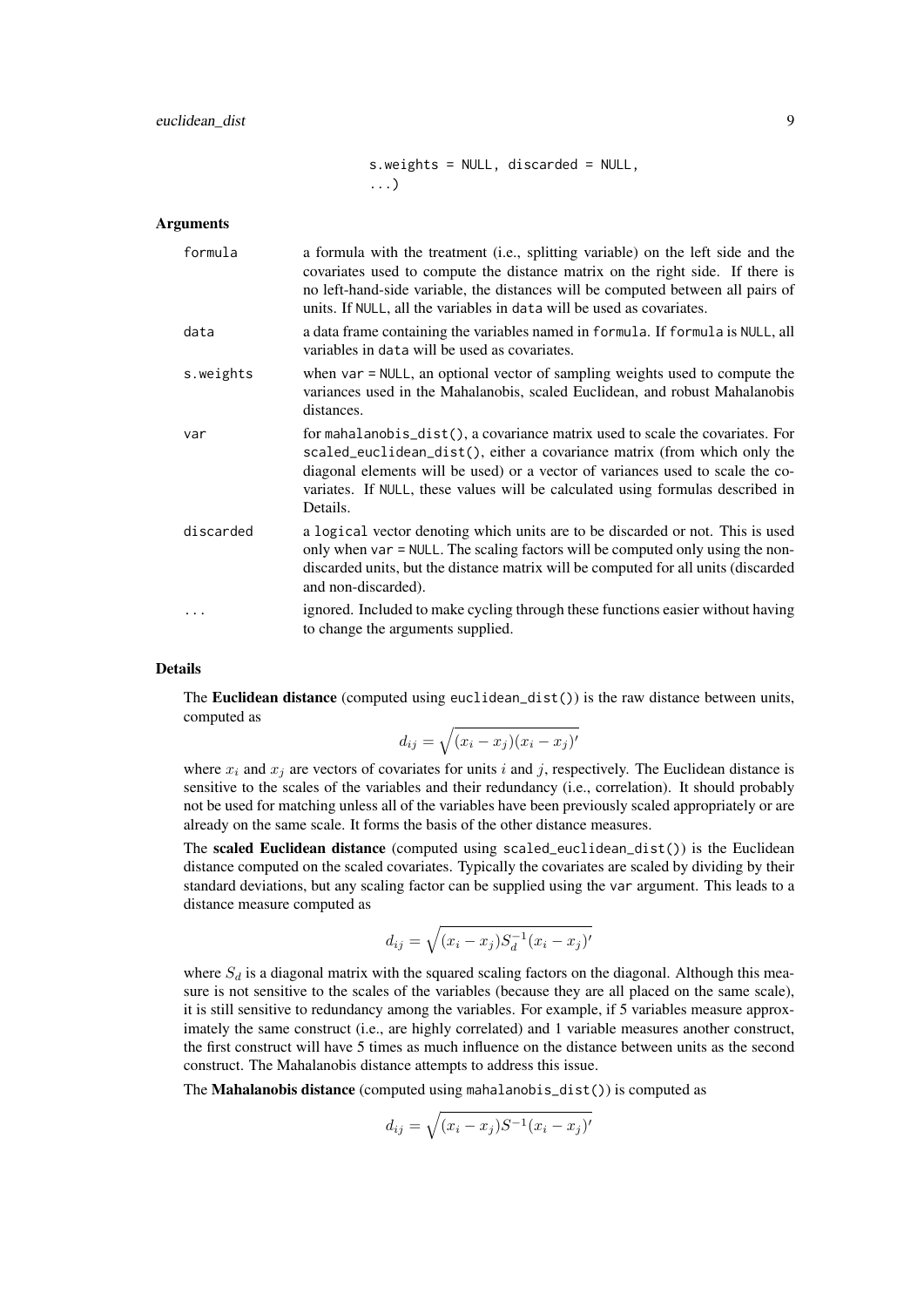```
                    s.weights = NULL, discarded = NULL,
                    ...)
```

### Arguments

| | |
|---|---|
| `formula` | a formula with the treatment (i.e., splitting variable) on the left side and the covariates used to compute the distance matrix on the right side. If there is no left-hand-side variable, the distances will be computed between all pairs of units. If `NULL`, all the variables in `data` will be used as covariates. |
| `data` | a data frame containing the variables named in `formula`. If `formula` is `NULL`, all variables in `data` will be used as covariates. |
| `s.weights` | when `var = NULL`, an optional vector of sampling weights used to compute the variances used in the Mahalanobis, scaled Euclidean, and robust Mahalanobis distances. |
| `var` | for `mahalanobis_dist()`, a covariance matrix used to scale the covariates. For `scaled_euclidean_dist()`, either a covariance matrix (from which only the diagonal elements will be used) or a vector of variances used to scale the covariates. If `NULL`, these values will be calculated using formulas described in Details. |
| `discarded` | a `logical` vector denoting which units are to be discarded or not. This is used only when `var = NULL`. The scaling factors will be computed only using the non-discarded units, but the distance matrix will be computed for all units (discarded and non-discarded). |
| `...` | ignored. Included to make cycling through these functions easier without having to change the arguments supplied. |

### Details

The **Euclidean distance** (computed using `euclidean_dist()`) is the raw distance between units, computed as

$$d_{ij} = \sqrt{(x_i - x_j)(x_i - x_j)'}$$

where $x_i$ and $x_j$ are vectors of covariates for units $i$ and $j$, respectively. The Euclidean distance is sensitive to the scales of the variables and their redundancy (i.e., correlation). It should probably not be used for matching unless all of the variables have been previously scaled appropriately or are already on the same scale. It forms the basis of the other distance measures.

The **scaled Euclidean distance** (computed using `scaled_euclidean_dist()`) is the Euclidean distance computed on the scaled covariates. Typically the covariates are scaled by dividing by their standard deviations, but any scaling factor can be supplied using the `var` argument. This leads to a distance measure computed as

$$d_{ij} = \sqrt{(x_i - x_j)S_d^{-1}(x_i - x_j)'}$$

where $S_d$ is a diagonal matrix with the squared scaling factors on the diagonal. Although this measure is not sensitive to the scales of the variables (because they are all placed on the same scale), it is still sensitive to redundancy among the variables. For example, if 5 variables measure approximately the same construct (i.e., are highly correlated) and 1 variable measures another construct, the first construct will have 5 times as much influence on the distance between units as the second construct. The Mahalanobis distance attempts to address this issue.

The **Mahalanobis distance** (computed using `mahalanobis_dist()`) is computed as

$$d_{ij} = \sqrt{(x_i - x_j)S^{-1}(x_i - x_j)'}$$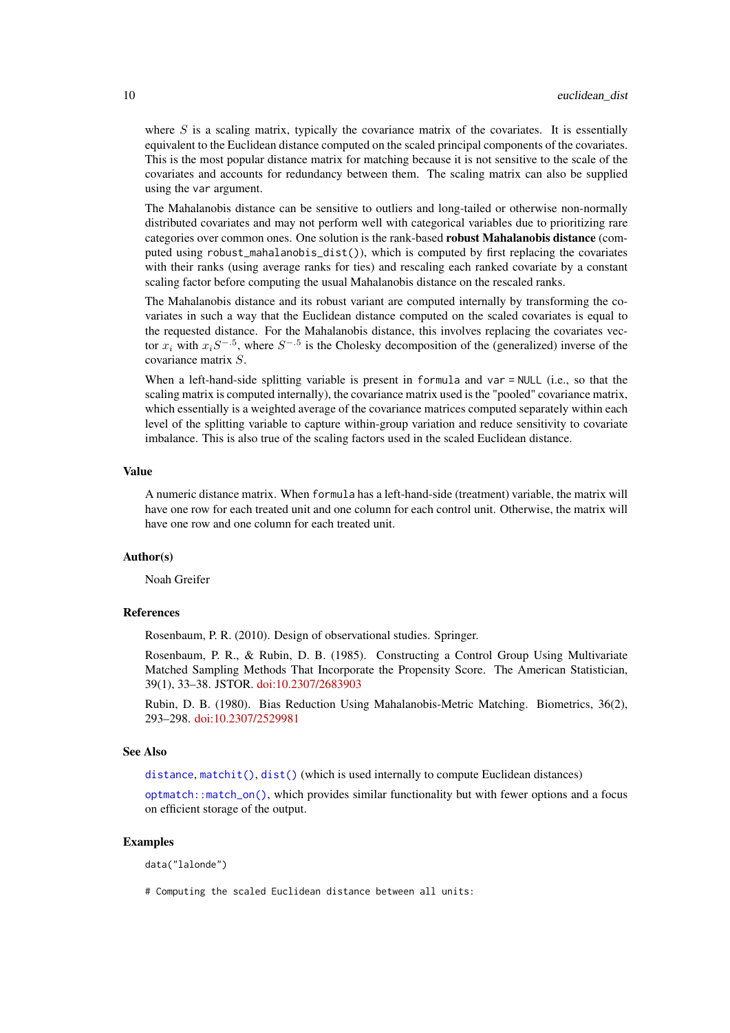where $S$ is a scaling matrix, typically the covariance matrix of the covariates. It is essentially equivalent to the Euclidean distance computed on the scaled principal components of the covariates. This is the most popular distance matrix for matching because it is not sensitive to the scale of the covariates and accounts for redundancy between them. The scaling matrix can also be supplied using the `var` argument.

The Mahalanobis distance can be sensitive to outliers and long-tailed or otherwise non-normally distributed covariates and may not perform well with categorical variables due to prioritizing rare categories over common ones. One solution is the rank-based **robust Mahalanobis distance** (computed using `robust_mahalanobis_dist()`), which is computed by first replacing the covariates with their ranks (using average ranks for ties) and rescaling each ranked covariate by a constant scaling factor before computing the usual Mahalanobis distance on the rescaled ranks.

The Mahalanobis distance and its robust variant are computed internally by transforming the covariates in such a way that the Euclidean distance computed on the scaled covariates is equal to the requested distance. For the Mahalanobis distance, this involves replacing the covariates vector $x_i$ with $x_i S^{-.5}$, where $S^{-.5}$ is the Cholesky decomposition of the (generalized) inverse of the covariance matrix $S$.

When a left-hand-side splitting variable is present in `formula` and `var = NULL` (i.e., so that the scaling matrix is computed internally), the covariance matrix used is the "pooled" covariance matrix, which essentially is a weighted average of the covariance matrices computed separately within each level of the splitting variable to capture within-group variation and reduce sensitivity to covariate imbalance. This is also true of the scaling factors used in the scaled Euclidean distance.

### Value

A numeric distance matrix. When `formula` has a left-hand-side (treatment) variable, the matrix will have one row for each treated unit and one column for each control unit. Otherwise, the matrix will have one row and one column for each treated unit.

### Author(s)

Noah Greifer

### References

Rosenbaum, P. R. (2010). Design of observational studies. Springer.

Rosenbaum, P. R., & Rubin, D. B. (1985). Constructing a Control Group Using Multivariate Matched Sampling Methods That Incorporate the Propensity Score. The American Statistician, 39(1), 33–38. JSTOR. doi:10.2307/2683903

Rubin, D. B. (1980). Bias Reduction Using Mahalanobis-Metric Matching. Biometrics, 36(2), 293–298. doi:10.2307/2529981

### See Also

`distance`, `matchit()`, `dist()` (which is used internally to compute Euclidean distances)

`optmatch::match_on()`, which provides similar functionality but with fewer options and a focus on efficient storage of the output.

### Examples

```
data("lalonde")

# Computing the scaled Euclidean distance between all units:
```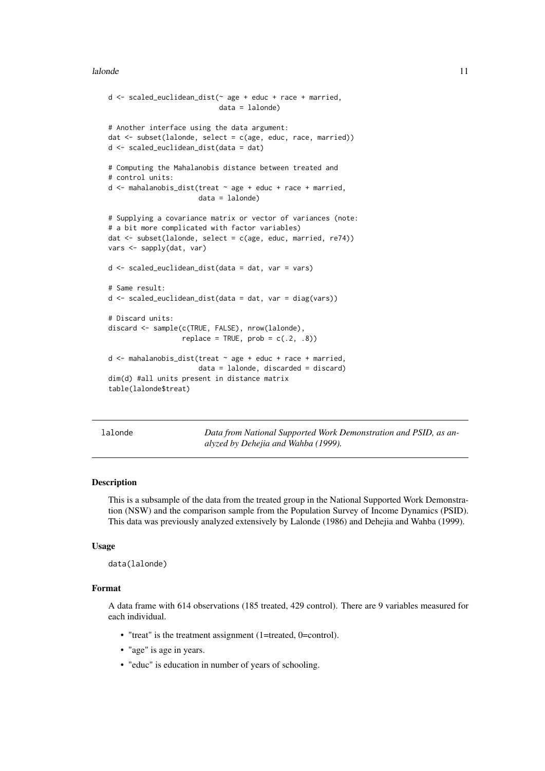```
d <- scaled_euclidean_dist(~ age + educ + race + married,
                           data = lalonde)

# Another interface using the data argument:
dat <- subset(lalonde, select = c(age, educ, race, married))
d <- scaled_euclidean_dist(data = dat)

# Computing the Mahalanobis distance between treated and
# control units:
d <- mahalanobis_dist(treat ~ age + educ + race + married,
                      data = lalonde)

# Supplying a covariance matrix or vector of variances (note:
# a bit more complicated with factor variables)
dat <- subset(lalonde, select = c(age, educ, married, re74))
vars <- sapply(dat, var)

d <- scaled_euclidean_dist(data = dat, var = vars)

# Same result:
d <- scaled_euclidean_dist(data = dat, var = diag(vars))

# Discard units:
discard <- sample(c(TRUE, FALSE), nrow(lalonde),
                  replace = TRUE, prob = c(.2, .8))

d <- mahalanobis_dist(treat ~ age + educ + race + married,
                      data = lalonde, discarded = discard)
dim(d) #all units present in distance matrix
table(lalonde$treat)
```

---

## lalonde — *Data from National Supported Work Demonstration and PSID, as analyzed by Dehejia and Wahba (1999).*

### Description

This is a subsample of the data from the treated group in the National Supported Work Demonstration (NSW) and the comparison sample from the Population Survey of Income Dynamics (PSID). This data was previously analyzed extensively by Lalonde (1986) and Dehejia and Wahba (1999).

### Usage

```
data(lalonde)
```

### Format

A data frame with 614 observations (185 treated, 429 control). There are 9 variables measured for each individual.

- "treat" is the treatment assignment (1=treated, 0=control).
- "age" is age in years.
- "educ" is education in number of years of schooling.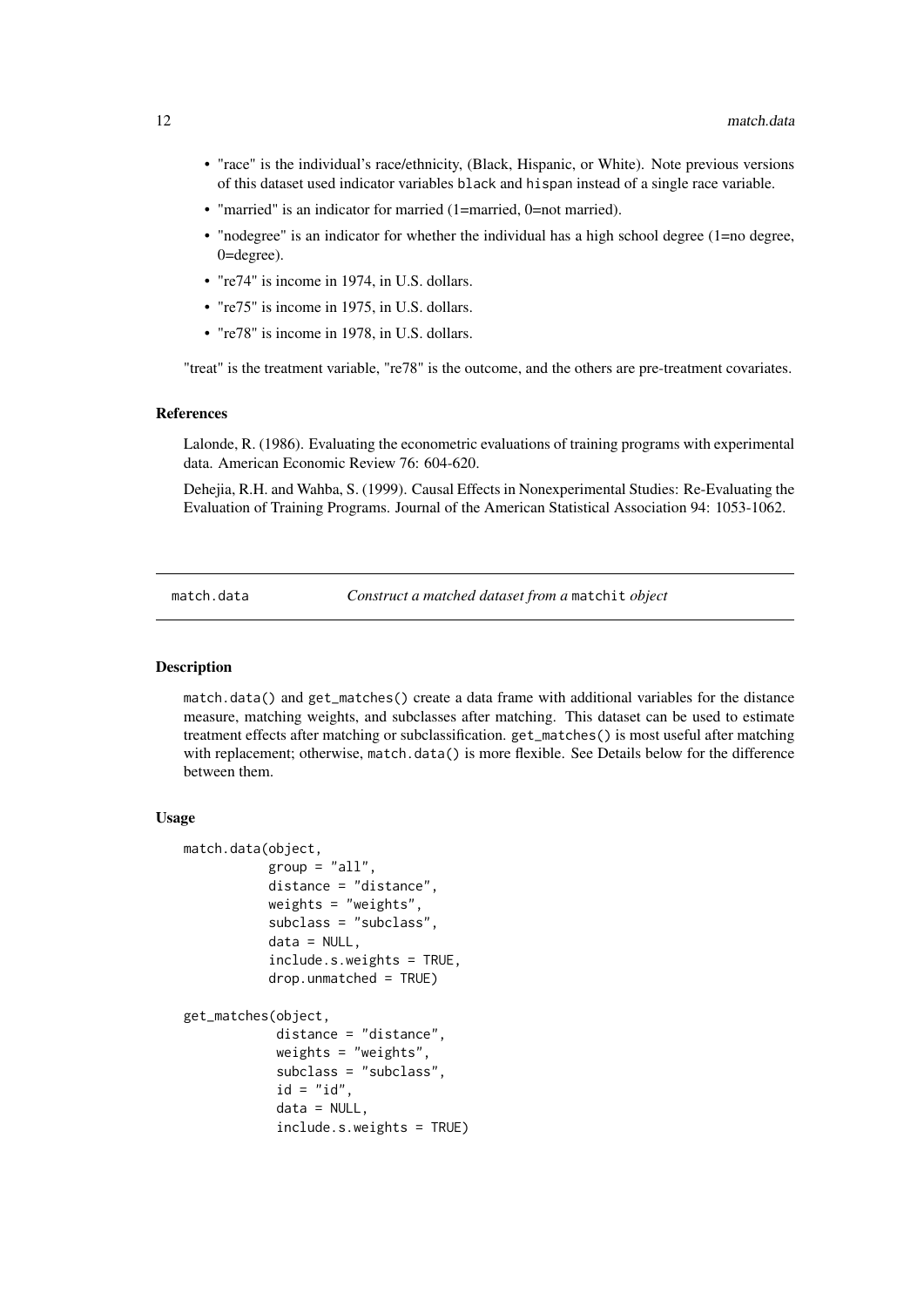- "race" is the individual's race/ethnicity, (Black, Hispanic, or White). Note previous versions of this dataset used indicator variables `black` and `hispan` instead of a single race variable.
- "married" is an indicator for married (1=married, 0=not married).
- "nodegree" is an indicator for whether the individual has a high school degree (1=no degree, 0=degree).
- "re74" is income in 1974, in U.S. dollars.
- "re75" is income in 1975, in U.S. dollars.
- "re78" is income in 1978, in U.S. dollars.

"treat" is the treatment variable, "re78" is the outcome, and the others are pre-treatment covariates.

### References

Lalonde, R. (1986). Evaluating the econometric evaluations of training programs with experimental data. American Economic Review 76: 604-620.

Dehejia, R.H. and Wahba, S. (1999). Causal Effects in Nonexperimental Studies: Re-Evaluating the Evaluation of Training Programs. Journal of the American Statistical Association 94: 1053-1062.

---

## match.data — *Construct a matched dataset from a `matchit` object*

### Description

`match.data()` and `get_matches()` create a data frame with additional variables for the distance measure, matching weights, and subclasses after matching. This dataset can be used to estimate treatment effects after matching or subclassification. `get_matches()` is most useful after matching with replacement; otherwise, `match.data()` is more flexible. See Details below for the difference between them.

### Usage

```
match.data(object,
           group = "all",
           distance = "distance",
           weights = "weights",
           subclass = "subclass",
           data = NULL,
           include.s.weights = TRUE,
           drop.unmatched = TRUE)

get_matches(object,
            distance = "distance",
            weights = "weights",
            subclass = "subclass",
            id = "id",
            data = NULL,
            include.s.weights = TRUE)
```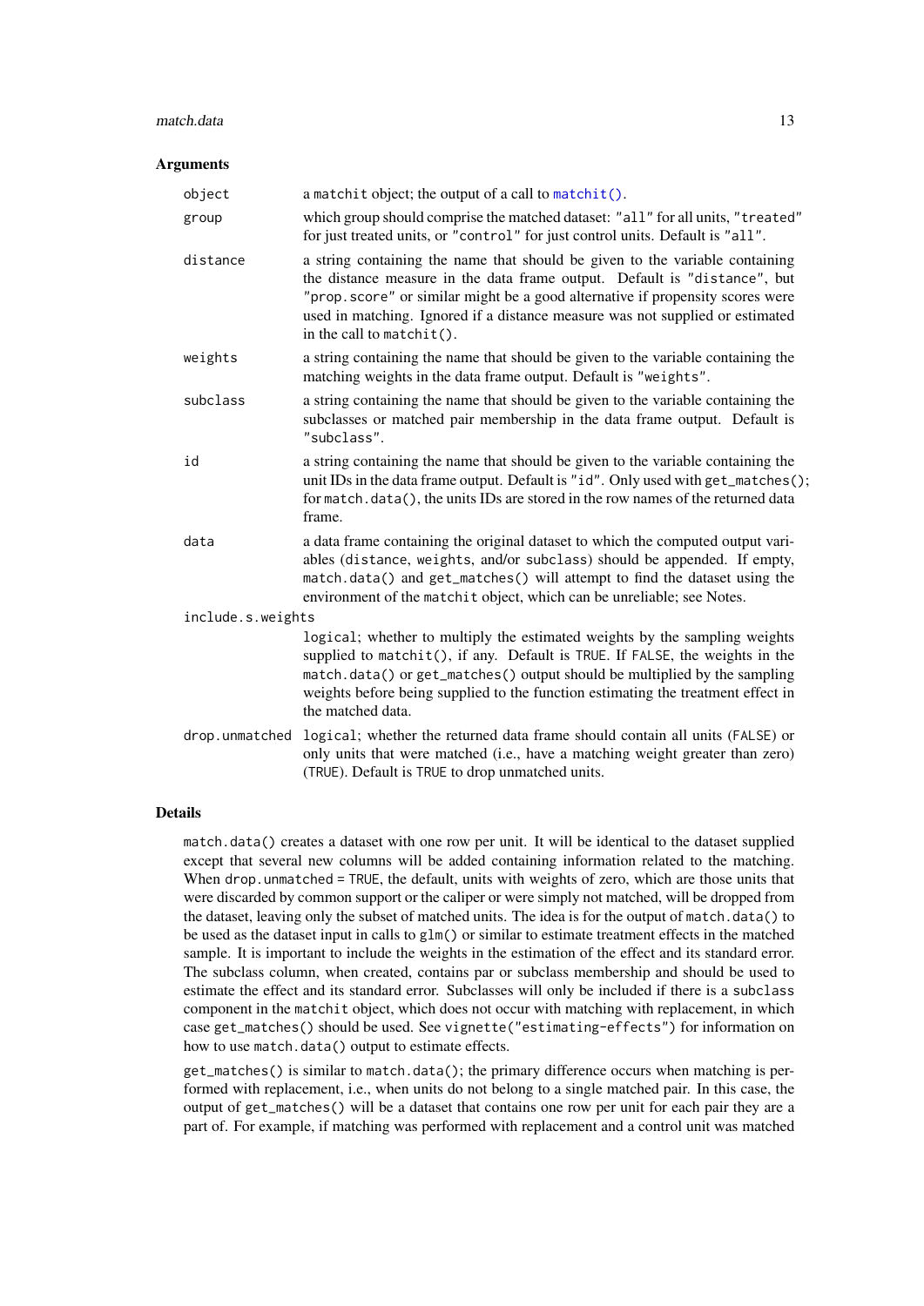### Arguments

- `object` — a `matchit` object; the output of a call to `matchit()`.
- `group` — which group should comprise the matched dataset: `"all"` for all units, `"treated"` for just treated units, or `"control"` for just control units. Default is `"all"`.
- `distance` — a string containing the name that should be given to the variable containing the distance measure in the data frame output. Default is `"distance"`, but `"prop.score"` or similar might be a good alternative if propensity scores were used in matching. Ignored if a distance measure was not supplied or estimated in the call to `matchit()`.
- `weights` — a string containing the name that should be given to the variable containing the matching weights in the data frame output. Default is `"weights"`.
- `subclass` — a string containing the name that should be given to the variable containing the subclasses or matched pair membership in the data frame output. Default is `"subclass"`.
- `id` — a string containing the name that should be given to the variable containing the unit IDs in the data frame output. Default is `"id"`. Only used with `get_matches()`; for `match.data()`, the units IDs are stored in the row names of the returned data frame.
- `data` — a data frame containing the original dataset to which the computed output variables (`distance`, `weights`, and/or `subclass`) should be appended. If empty, `match.data()` and `get_matches()` will attempt to find the dataset using the environment of the `matchit` object, which can be unreliable; see Notes.
- `include.s.weights` — `logical`; whether to multiply the estimated weights by the sampling weights supplied to `matchit()`, if any. Default is `TRUE`. If `FALSE`, the weights in the `match.data()` or `get_matches()` output should be multiplied by the sampling weights before being supplied to the function estimating the treatment effect in the matched data.
- `drop.unmatched` — `logical`; whether the returned data frame should contain all units (`FALSE`) or only units that were matched (i.e., have a matching weight greater than zero) (`TRUE`). Default is `TRUE` to drop unmatched units.

### Details

`match.data()` creates a dataset with one row per unit. It will be identical to the dataset supplied except that several new columns will be added containing information related to the matching. When `drop.unmatched = TRUE`, the default, units with weights of zero, which are those units that were discarded by common support or the caliper or were simply not matched, will be dropped from the dataset, leaving only the subset of matched units. The idea is for the output of `match.data()` to be used as the dataset input in calls to `glm()` or similar to estimate treatment effects in the matched sample. It is important to include the weights in the estimation of the effect and its standard error. The subclass column, when created, contains par or subclass membership and should be used to estimate the effect and its standard error. Subclasses will only be included if there is a `subclass` component in the `matchit` object, which does not occur with matching with replacement, in which case `get_matches()` should be used. See `vignette("estimating-effects")` for information on how to use `match.data()` output to estimate effects.

`get_matches()` is similar to `match.data()`; the primary difference occurs when matching is performed with replacement, i.e., when units do not belong to a single matched pair. In this case, the output of `get_matches()` will be a dataset that contains one row per unit for each pair they are a part of. For example, if matching was performed with replacement and a control unit was matched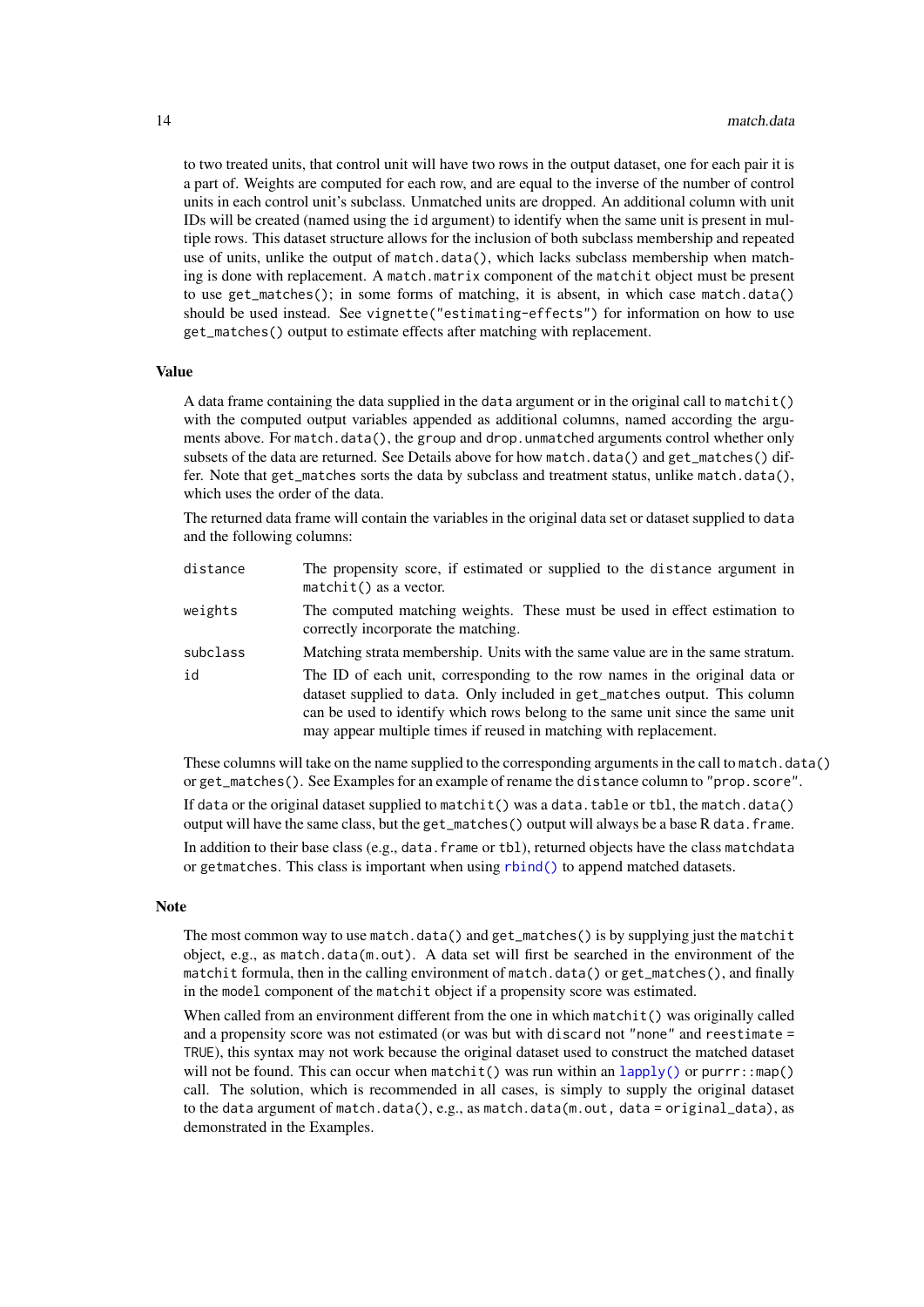to two treated units, that control unit will have two rows in the output dataset, one for each pair it is a part of. Weights are computed for each row, and are equal to the inverse of the number of control units in each control unit's subclass. Unmatched units are dropped. An additional column with unit IDs will be created (named using the `id` argument) to identify when the same unit is present in multiple rows. This dataset structure allows for the inclusion of both subclass membership and repeated use of units, unlike the output of `match.data()`, which lacks subclass membership when matching is done with replacement. A `match.matrix` component of the `matchit` object must be present to use `get_matches()`; in some forms of matching, it is absent, in which case `match.data()` should be used instead. See `vignette("estimating-effects")` for information on how to use `get_matches()` output to estimate effects after matching with replacement.

## Value

A data frame containing the data supplied in the `data` argument or in the original call to `matchit()` with the computed output variables appended as additional columns, named according the arguments above. For `match.data()`, the `group` and `drop.unmatched` arguments control whether only subsets of the data are returned. See Details above for how `match.data()` and `get_matches()` differ. Note that `get_matches` sorts the data by subclass and treatment status, unlike `match.data()`, which uses the order of the data.

The returned data frame will contain the variables in the original data set or dataset supplied to `data` and the following columns:

| | |
|---|---|
| `distance` | The propensity score, if estimated or supplied to the `distance` argument in `matchit()` as a vector. |
| `weights` | The computed matching weights. These must be used in effect estimation to correctly incorporate the matching. |
| `subclass` | Matching strata membership. Units with the same value are in the same stratum. |
| `id` | The ID of each unit, corresponding to the row names in the original data or dataset supplied to `data`. Only included in `get_matches` output. This column can be used to identify which rows belong to the same unit since the same unit may appear multiple times if reused in matching with replacement. |

These columns will take on the name supplied to the corresponding arguments in the call to `match.data()` or `get_matches()`. See Examples for an example of rename the `distance` column to `"prop.score"`.

If `data` or the original dataset supplied to `matchit()` was a `data.table` or `tbl`, the `match.data()` output will have the same class, but the `get_matches()` output will always be a base R `data.frame`.

In addition to their base class (e.g., `data.frame` or `tbl`), returned objects have the class `matchdata` or `getmatches`. This class is important when using `rbind()` to append matched datasets.

## Note

The most common way to use `match.data()` and `get_matches()` is by supplying just the `matchit` object, e.g., as `match.data(m.out)`. A data set will first be searched in the environment of the `matchit` formula, then in the calling environment of `match.data()` or `get_matches()`, and finally in the `model` component of the `matchit` object if a propensity score was estimated.

When called from an environment different from the one in which `matchit()` was originally called and a propensity score was not estimated (or was but with `discard` not `"none"` and `reestimate = TRUE`), this syntax may not work because the original dataset used to construct the matched dataset will not be found. This can occur when `matchit()` was run within an `lapply()` or `purrr::map()` call. The solution, which is recommended in all cases, is simply to supply the original dataset to the `data` argument of `match.data()`, e.g., as `match.data(m.out, data = original_data)`, as demonstrated in the Examples.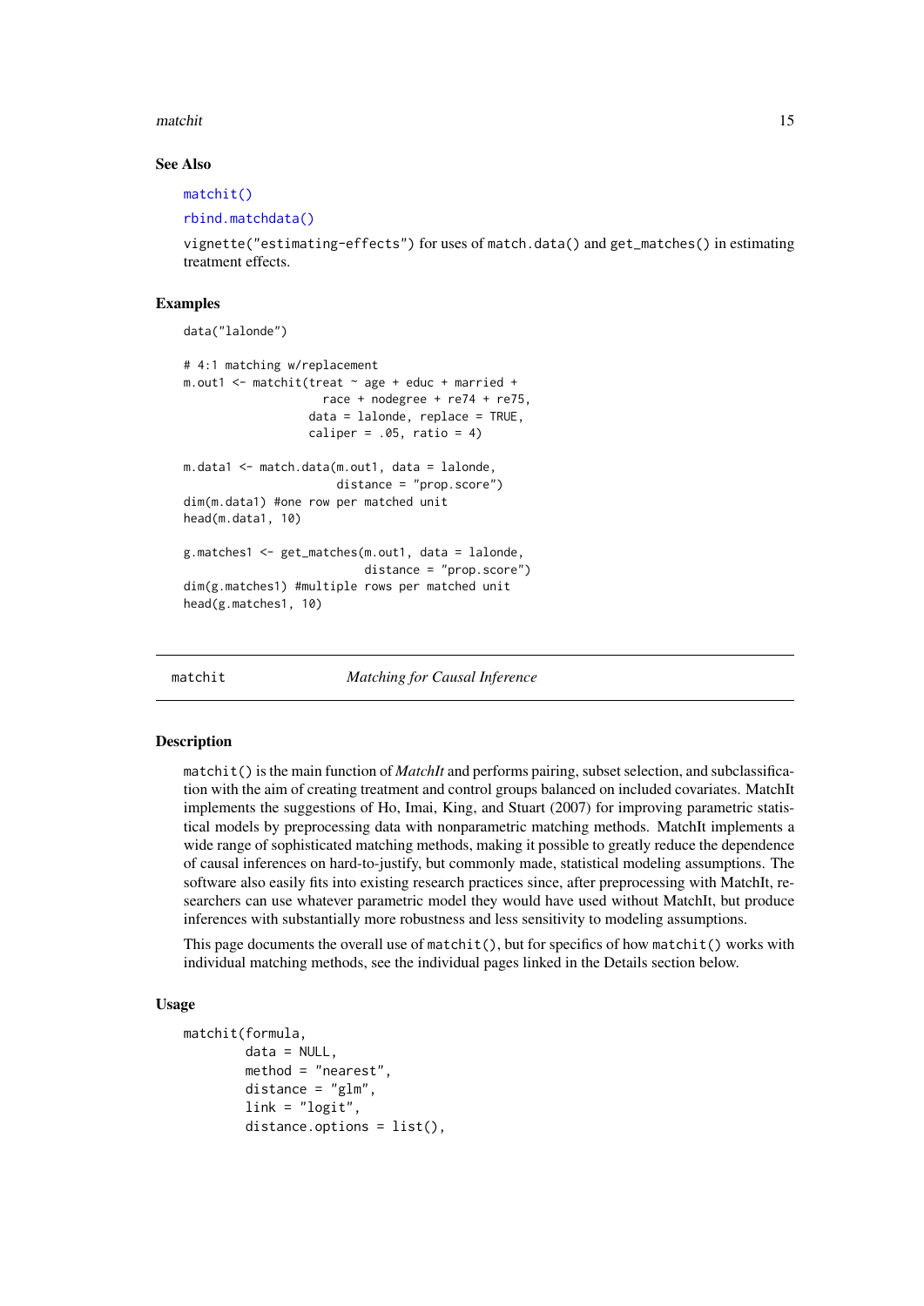### See Also

matchit()

rbind.matchdata()

vignette("estimating-effects") for uses of match.data() and get_matches() in estimating treatment effects.

### Examples

```
data("lalonde")

# 4:1 matching w/replacement
m.out1 <- matchit(treat ~ age + educ + married +
                    race + nodegree + re74 + re75,
                  data = lalonde, replace = TRUE,
                  caliper = .05, ratio = 4)

m.data1 <- match.data(m.out1, data = lalonde,
                      distance = "prop.score")
dim(m.data1) #one row per matched unit
head(m.data1, 10)

g.matches1 <- get_matches(m.out1, data = lalonde,
                          distance = "prop.score")
dim(g.matches1) #multiple rows per matched unit
head(g.matches1, 10)
```

---

## matchit — *Matching for Causal Inference*

### Description

matchit() is the main function of *MatchIt* and performs pairing, subset selection, and subclassification with the aim of creating treatment and control groups balanced on included covariates. MatchIt implements the suggestions of Ho, Imai, King, and Stuart (2007) for improving parametric statistical models by preprocessing data with nonparametric matching methods. MatchIt implements a wide range of sophisticated matching methods, making it possible to greatly reduce the dependence of causal inferences on hard-to-justify, but commonly made, statistical modeling assumptions. The software also easily fits into existing research practices since, after preprocessing with MatchIt, researchers can use whatever parametric model they would have used without MatchIt, but produce inferences with substantially more robustness and less sensitivity to modeling assumptions.

This page documents the overall use of matchit(), but for specifics of how matchit() works with individual matching methods, see the individual pages linked in the Details section below.

### Usage

```
matchit(formula,
        data = NULL,
        method = "nearest",
        distance = "glm",
        link = "logit",
        distance.options = list(),
```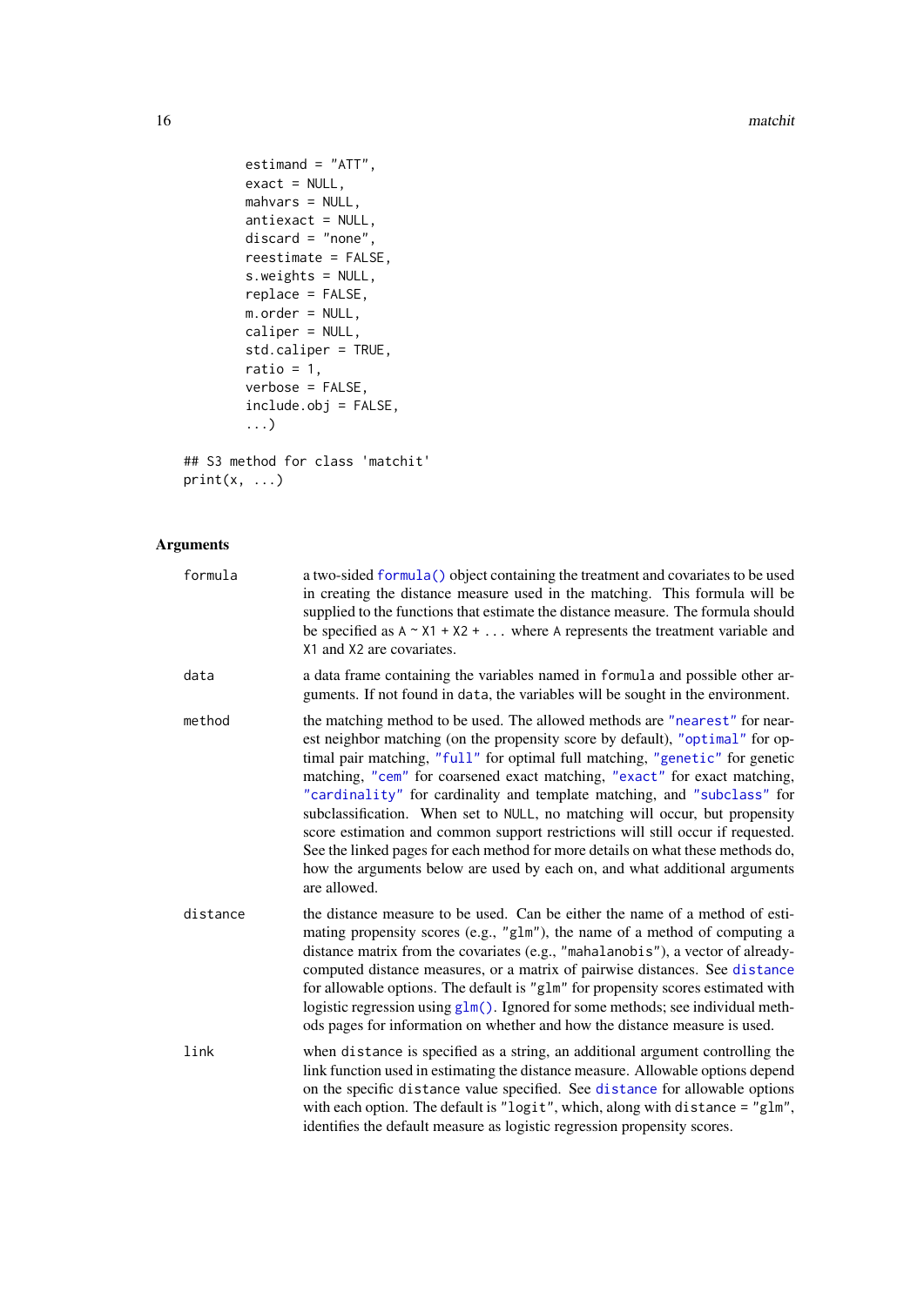```
        estimand = "ATT",
        exact = NULL,
        mahvars = NULL,
        antiexact = NULL,
        discard = "none",
        reestimate = FALSE,
        s.weights = NULL,
        replace = FALSE,
        m.order = NULL,
        caliper = NULL,
        std.caliper = TRUE,
        ratio = 1,
        verbose = FALSE,
        include.obj = FALSE,
        ...)

## S3 method for class 'matchit'
print(x, ...)
```

## Arguments

**formula** — a two-sided `formula()` object containing the treatment and covariates to be used in creating the distance measure used in the matching. This formula will be supplied to the functions that estimate the distance measure. The formula should be specified as `A ~ X1 + X2 + ...` where `A` represents the treatment variable and `X1` and `X2` are covariates.

**data** — a data frame containing the variables named in `formula` and possible other arguments. If not found in `data`, the variables will be sought in the environment.

**method** — the matching method to be used. The allowed methods are `"nearest"` for nearest neighbor matching (on the propensity score by default), `"optimal"` for optimal pair matching, `"full"` for optimal full matching, `"genetic"` for genetic matching, `"cem"` for coarsened exact matching, `"exact"` for exact matching, `"cardinality"` for cardinality and template matching, and `"subclass"` for subclassification. When set to `NULL`, no matching will occur, but propensity score estimation and common support restrictions will still occur if requested. See the linked pages for each method for more details on what these methods do, how the arguments below are used by each on, and what additional arguments are allowed.

**distance** — the distance measure to be used. Can be either the name of a method of estimating propensity scores (e.g., `"glm"`), the name of a method of computing a distance matrix from the covariates (e.g., `"mahalanobis"`), a vector of already-computed distance measures, or a matrix of pairwise distances. See `distance` for allowable options. The default is `"glm"` for propensity scores estimated with logistic regression using `glm()`. Ignored for some methods; see individual methods pages for information on whether and how the distance measure is used.

**link** — when `distance` is specified as a string, an additional argument controlling the link function used in estimating the distance measure. Allowable options depend on the specific `distance` value specified. See `distance` for allowable options with each option. The default is `"logit"`, which, along with `distance = "glm"`, identifies the default measure as logistic regression propensity scores.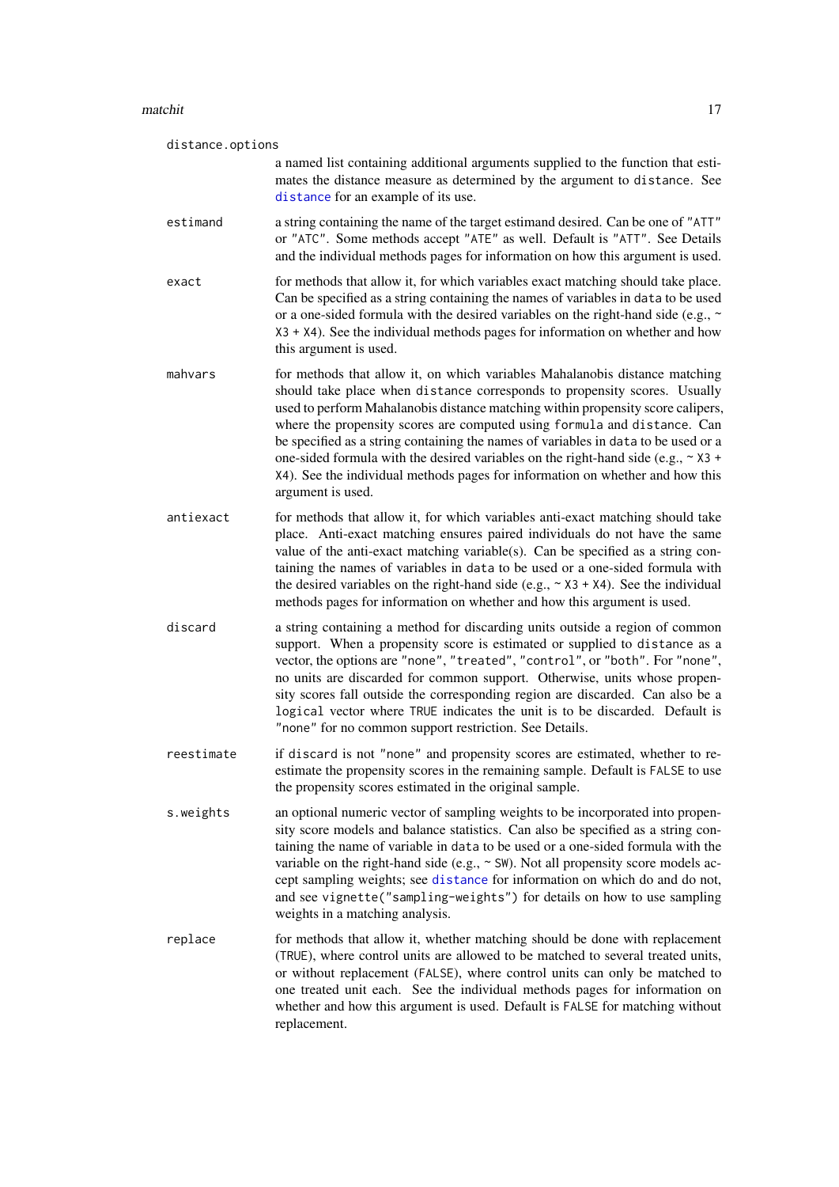`distance.options`
: a named list containing additional arguments supplied to the function that estimates the distance measure as determined by the argument to `distance`. See `distance` for an example of its use.

`estimand`
: a string containing the name of the target estimand desired. Can be one of `"ATT"` or `"ATC"`. Some methods accept `"ATE"` as well. Default is `"ATT"`. See Details and the individual methods pages for information on how this argument is used.

`exact`
: for methods that allow it, for which variables exact matching should take place. Can be specified as a string containing the names of variables in `data` to be used or a one-sided formula with the desired variables on the right-hand side (e.g., `~ X3 + X4`). See the individual methods pages for information on whether and how this argument is used.

`mahvars`
: for methods that allow it, on which variables Mahalanobis distance matching should take place when `distance` corresponds to propensity scores. Usually used to perform Mahalanobis distance matching within propensity score calipers, where the propensity scores are computed using `formula` and `distance`. Can be specified as a string containing the names of variables in `data` to be used or a one-sided formula with the desired variables on the right-hand side (e.g., `~ X3 + X4`). See the individual methods pages for information on whether and how this argument is used.

`antiexact`
: for methods that allow it, for which variables anti-exact matching should take place. Anti-exact matching ensures paired individuals do not have the same value of the anti-exact matching variable(s). Can be specified as a string containing the names of variables in `data` to be used or a one-sided formula with the desired variables on the right-hand side (e.g., `~ X3 + X4`). See the individual methods pages for information on whether and how this argument is used.

`discard`
: a string containing a method for discarding units outside a region of common support. When a propensity score is estimated or supplied to `distance` as a vector, the options are `"none"`, `"treated"`, `"control"`, or `"both"`. For `"none"`, no units are discarded for common support. Otherwise, units whose propensity scores fall outside the corresponding region are discarded. Can also be a `logical` vector where `TRUE` indicates the unit is to be discarded. Default is `"none"` for no common support restriction. See Details.

`reestimate`
: if `discard` is not `"none"` and propensity scores are estimated, whether to re-estimate the propensity scores in the remaining sample. Default is `FALSE` to use the propensity scores estimated in the original sample.

`s.weights`
: an optional numeric vector of sampling weights to be incorporated into propensity score models and balance statistics. Can also be specified as a string containing the name of variable in `data` to be used or a one-sided formula with the variable on the right-hand side (e.g., `~ SW`). Not all propensity score models accept sampling weights; see `distance` for information on which do and do not, and see `vignette("sampling-weights")` for details on how to use sampling weights in a matching analysis.

`replace`
: for methods that allow it, whether matching should be done with replacement (`TRUE`), where control units are allowed to be matched to several treated units, or without replacement (`FALSE`), where control units can only be matched to one treated unit each. See the individual methods pages for information on whether and how this argument is used. Default is `FALSE` for matching without replacement.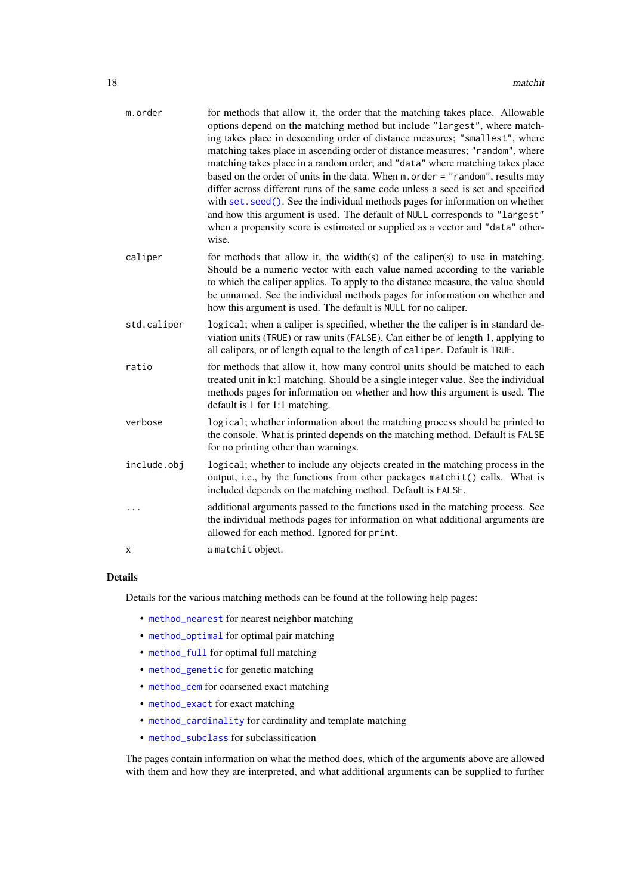`m.order`
: for methods that allow it, the order that the matching takes place. Allowable options depend on the matching method but include `"largest"`, where matching takes place in descending order of distance measures; `"smallest"`, where matching takes place in ascending order of distance measures; `"random"`, where matching takes place in a random order; and `"data"` where matching takes place based on the order of units in the data. When `m.order = "random"`, results may differ across different runs of the same code unless a seed is set and specified with `set.seed()`. See the individual methods pages for information on whether and how this argument is used. The default of `NULL` corresponds to `"largest"` when a propensity score is estimated or supplied as a vector and `"data"` otherwise.

`caliper`
: for methods that allow it, the width(s) of the caliper(s) to use in matching. Should be a numeric vector with each value named according to the variable to which the caliper applies. To apply to the distance measure, the value should be unnamed. See the individual methods pages for information on whether and how this argument is used. The default is `NULL` for no caliper.

`std.caliper`
: `logical`; when a caliper is specified, whether the the caliper is in standard deviation units (`TRUE`) or raw units (`FALSE`). Can either be of length 1, applying to all calipers, or of length equal to the length of `caliper`. Default is `TRUE`.

`ratio`
: for methods that allow it, how many control units should be matched to each treated unit in k:1 matching. Should be a single integer value. See the individual methods pages for information on whether and how this argument is used. The default is 1 for 1:1 matching.

`verbose`
: `logical`; whether information about the matching process should be printed to the console. What is printed depends on the matching method. Default is `FALSE` for no printing other than warnings.

`include.obj`
: `logical`; whether to include any objects created in the matching process in the output, i.e., by the functions from other packages `matchit()` calls. What is included depends on the matching method. Default is `FALSE`.

`...`
: additional arguments passed to the functions used in the matching process. See the individual methods pages for information on what additional arguments are allowed for each method. Ignored for `print`.

`x`
: a `matchit` object.

## Details

Details for the various matching methods can be found at the following help pages:

- `method_nearest` for nearest neighbor matching
- `method_optimal` for optimal pair matching
- `method_full` for optimal full matching
- `method_genetic` for genetic matching
- `method_cem` for coarsened exact matching
- `method_exact` for exact matching
- `method_cardinality` for cardinality and template matching
- `method_subclass` for subclassification

The pages contain information on what the method does, which of the arguments above are allowed with them and how they are interpreted, and what additional arguments can be supplied to further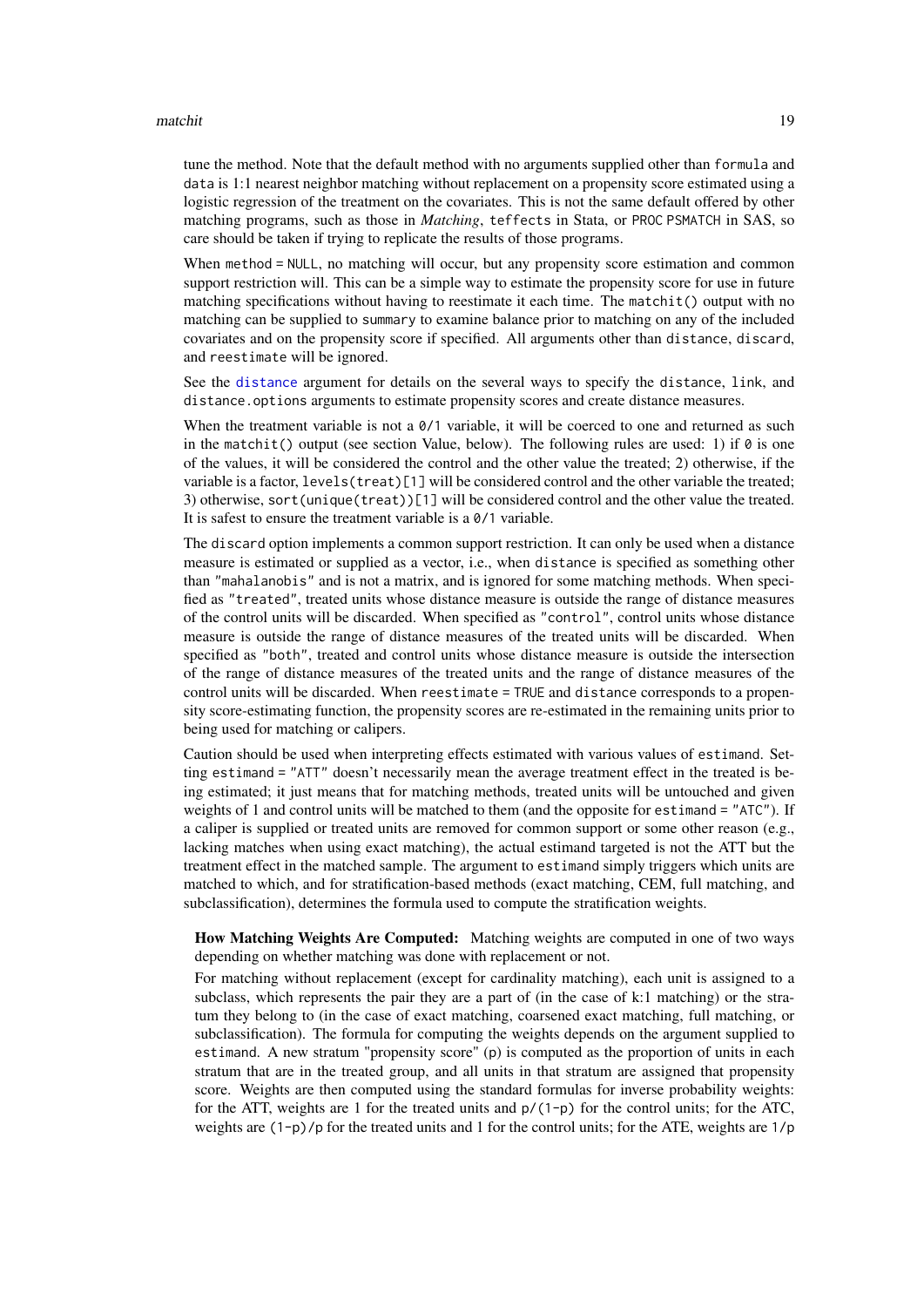tune the method. Note that the default method with no arguments supplied other than `formula` and `data` is 1:1 nearest neighbor matching without replacement on a propensity score estimated using a logistic regression of the treatment on the covariates. This is not the same default offered by other matching programs, such as those in *Matching*, `teffects` in Stata, or `PROC PSMATCH` in SAS, so care should be taken if trying to replicate the results of those programs.

When `method = NULL`, no matching will occur, but any propensity score estimation and common support restriction will. This can be a simple way to estimate the propensity score for use in future matching specifications without having to reestimate it each time. The `matchit()` output with no matching can be supplied to `summary` to examine balance prior to matching on any of the included covariates and on the propensity score if specified. All arguments other than `distance`, `discard`, and `reestimate` will be ignored.

See the `distance` argument for details on the several ways to specify the `distance`, `link`, and `distance.options` arguments to estimate propensity scores and create distance measures.

When the treatment variable is not a `0/1` variable, it will be coerced to one and returned as such in the `matchit()` output (see section Value, below). The following rules are used: 1) if `0` is one of the values, it will be considered the control and the other value the treated; 2) otherwise, if the variable is a factor, `levels(treat)[1]` will be considered control and the other variable the treated; 3) otherwise, `sort(unique(treat))[1]` will be considered control and the other value the treated. It is safest to ensure the treatment variable is a `0/1` variable.

The `discard` option implements a common support restriction. It can only be used when a distance measure is estimated or supplied as a vector, i.e., when `distance` is specified as something other than `"mahalanobis"` and is not a matrix, and is ignored for some matching methods. When specified as `"treated"`, treated units whose distance measure is outside the range of distance measures of the control units will be discarded. When specified as `"control"`, control units whose distance measure is outside the range of distance measures of the treated units will be discarded. When specified as `"both"`, treated and control units whose distance measure is outside the intersection of the range of distance measures of the treated units and the range of distance measures of the control units will be discarded. When `reestimate = TRUE` and `distance` corresponds to a propensity score-estimating function, the propensity scores are re-estimated in the remaining units prior to being used for matching or calipers.

Caution should be used when interpreting effects estimated with various values of `estimand`. Setting `estimand = "ATT"` doesn't necessarily mean the average treatment effect in the treated is being estimated; it just means that for matching methods, treated units will be untouched and given weights of 1 and control units will be matched to them (and the opposite for `estimand = "ATC"`). If a caliper is supplied or treated units are removed for common support or some other reason (e.g., lacking matches when using exact matching), the actual estimand targeted is not the ATT but the treatment effect in the matched sample. The argument to `estimand` simply triggers which units are matched to which, and for stratification-based methods (exact matching, CEM, full matching, and subclassification), determines the formula used to compute the stratification weights.

**How Matching Weights Are Computed:** Matching weights are computed in one of two ways depending on whether matching was done with replacement or not.

For matching without replacement (except for cardinality matching), each unit is assigned to a subclass, which represents the pair they are a part of (in the case of k:1 matching) or the stratum they belong to (in the case of exact matching, coarsened exact matching, full matching, or subclassification). The formula for computing the weights depends on the argument supplied to `estimand`. A new stratum "propensity score" (`p`) is computed as the proportion of units in each stratum that are in the treated group, and all units in that stratum are assigned that propensity score. Weights are then computed using the standard formulas for inverse probability weights: for the ATT, weights are 1 for the treated units and `p/(1-p)` for the control units; for the ATC, weights are `(1-p)/p` for the treated units and 1 for the control units; for the ATE, weights are `1/p`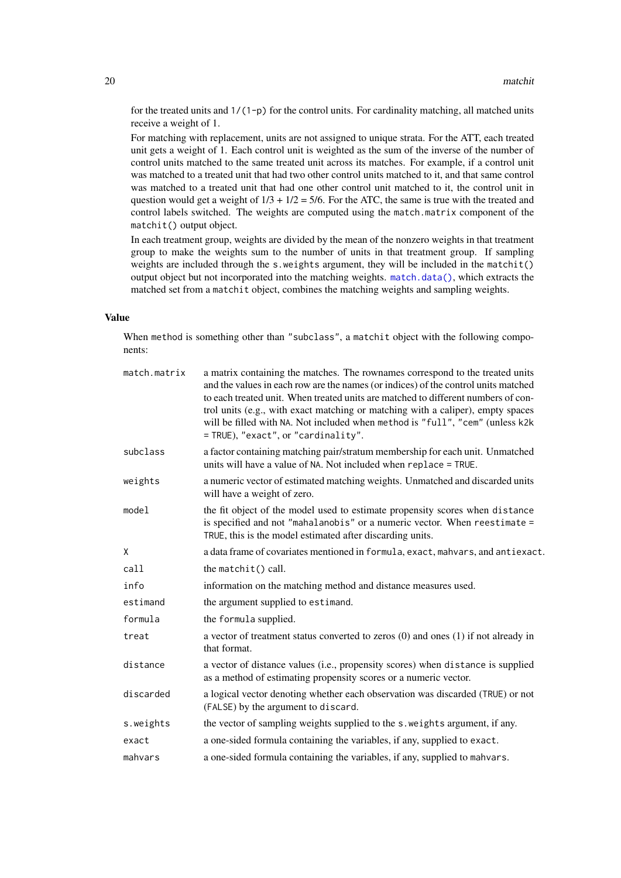for the treated units and `1/(1-p)` for the control units. For cardinality matching, all matched units receive a weight of 1.

For matching with replacement, units are not assigned to unique strata. For the ATT, each treated unit gets a weight of 1. Each control unit is weighted as the sum of the inverse of the number of control units matched to the same treated unit across its matches. For example, if a control unit was matched to a treated unit that had two other control units matched to it, and that same control was matched to a treated unit that had one other control unit matched to it, the control unit in question would get a weight of 1/3 + 1/2 = 5/6. For the ATC, the same is true with the treated and control labels switched. The weights are computed using the `match.matrix` component of the `matchit()` output object.

In each treatment group, weights are divided by the mean of the nonzero weights in that treatment group to make the weights sum to the number of units in that treatment group. If sampling weights are included through the `s.weights` argument, they will be included in the `matchit()` output object but not incorporated into the matching weights. `match.data()`, which extracts the matched set from a `matchit` object, combines the matching weights and sampling weights.

## Value

When `method` is something other than `"subclass"`, a `matchit` object with the following components:

| | |
|---|---|
| `match.matrix` | a matrix containing the matches. The rownames correspond to the treated units and the values in each row are the names (or indices) of the control units matched to each treated unit. When treated units are matched to different numbers of control units (e.g., with exact matching or matching with a caliper), empty spaces will be filled with `NA`. Not included when `method` is `"full"`, `"cem"` (unless `k2k = TRUE`), `"exact"`, or `"cardinality"`. |
| `subclass` | a factor containing matching pair/stratum membership for each unit. Unmatched units will have a value of `NA`. Not included when `replace = TRUE`. |
| `weights` | a numeric vector of estimated matching weights. Unmatched and discarded units will have a weight of zero. |
| `model` | the fit object of the model used to estimate propensity scores when `distance` is specified and not `"mahalanobis"` or a numeric vector. When `reestimate = TRUE`, this is the model estimated after discarding units. |
| `X` | a data frame of covariates mentioned in `formula`, `exact`, `mahvars`, and `antiexact`. |
| `call` | the `matchit()` call. |
| `info` | information on the matching method and distance measures used. |
| `estimand` | the argument supplied to `estimand`. |
| `formula` | the `formula` supplied. |
| `treat` | a vector of treatment status converted to zeros (0) and ones (1) if not already in that format. |
| `distance` | a vector of distance values (i.e., propensity scores) when `distance` is supplied as a method of estimating propensity scores or a numeric vector. |
| `discarded` | a logical vector denoting whether each observation was discarded (`TRUE`) or not (`FALSE`) by the argument to `discard`. |
| `s.weights` | the vector of sampling weights supplied to the `s.weights` argument, if any. |
| `exact` | a one-sided formula containing the variables, if any, supplied to `exact`. |
| `mahvars` | a one-sided formula containing the variables, if any, supplied to `mahvars`. |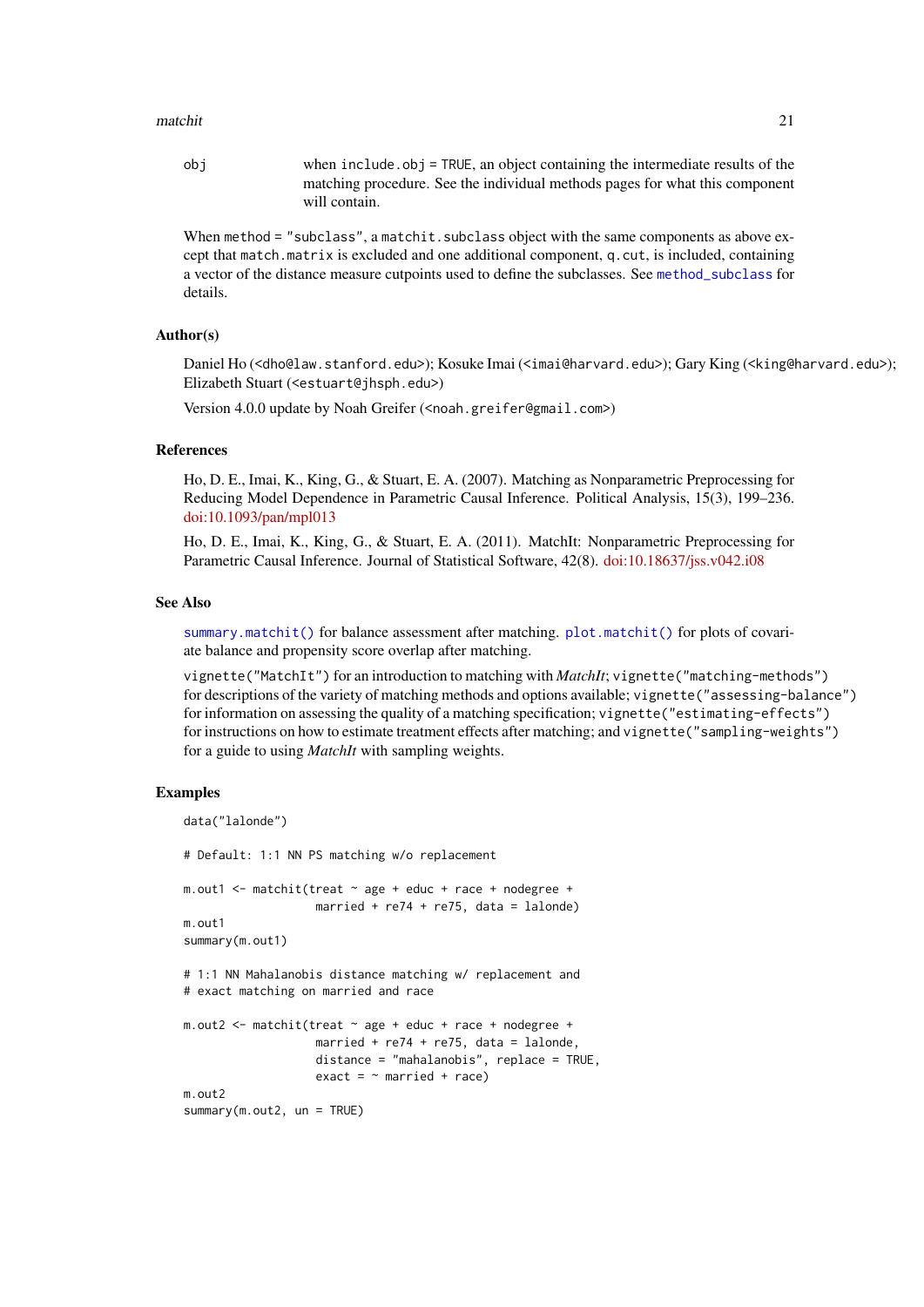obj
: when `include.obj = TRUE`, an object containing the intermediate results of the matching procedure. See the individual methods pages for what this component will contain.

When `method = "subclass"`, a `matchit.subclass` object with the same components as above except that `match.matrix` is excluded and one additional component, `q.cut`, is included, containing a vector of the distance measure cutpoints used to define the subclasses. See `method_subclass` for details.

### Author(s)

Daniel Ho (<dho@law.stanford.edu>); Kosuke Imai (<imai@harvard.edu>); Gary King (<king@harvard.edu>); Elizabeth Stuart (<estuart@jhsph.edu>)

Version 4.0.0 update by Noah Greifer (<noah.greifer@gmail.com>)

### References

Ho, D. E., Imai, K., King, G., & Stuart, E. A. (2007). Matching as Nonparametric Preprocessing for Reducing Model Dependence in Parametric Causal Inference. Political Analysis, 15(3), 199–236. doi:10.1093/pan/mpl013

Ho, D. E., Imai, K., King, G., & Stuart, E. A. (2011). MatchIt: Nonparametric Preprocessing for Parametric Causal Inference. Journal of Statistical Software, 42(8). doi:10.18637/jss.v042.i08

### See Also

`summary.matchit()` for balance assessment after matching. `plot.matchit()` for plots of covariate balance and propensity score overlap after matching.

`vignette("MatchIt")` for an introduction to matching with *MatchIt*; `vignette("matching-methods")` for descriptions of the variety of matching methods and options available; `vignette("assessing-balance")` for information on assessing the quality of a matching specification; `vignette("estimating-effects")` for instructions on how to estimate treatment effects after matching; and `vignette("sampling-weights")` for a guide to using *MatchIt* with sampling weights.

### Examples

```
data("lalonde")

# Default: 1:1 NN PS matching w/o replacement

m.out1 <- matchit(treat ~ age + educ + race + nodegree +
                   married + re74 + re75, data = lalonde)
m.out1
summary(m.out1)

# 1:1 NN Mahalanobis distance matching w/ replacement and
# exact matching on married and race

m.out2 <- matchit(treat ~ age + educ + race + nodegree +
                   married + re74 + re75, data = lalonde,
                   distance = "mahalanobis", replace = TRUE,
                   exact = ~ married + race)
m.out2
summary(m.out2, un = TRUE)
```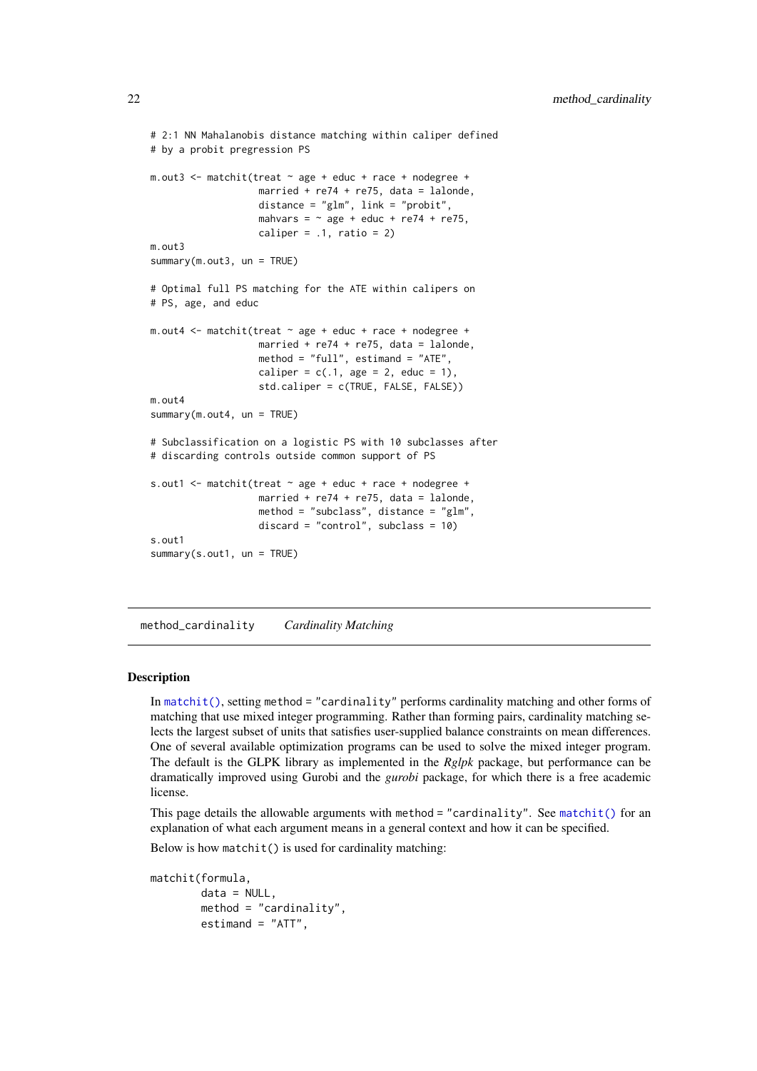```
# 2:1 NN Mahalanobis distance matching within caliper defined
# by a probit pregression PS

m.out3 <- matchit(treat ~ age + educ + race + nodegree +
                  married + re74 + re75, data = lalonde,
                  distance = "glm", link = "probit",
                  mahvars = ~ age + educ + re74 + re75,
                  caliper = .1, ratio = 2)
m.out3
summary(m.out3, un = TRUE)

# Optimal full PS matching for the ATE within calipers on
# PS, age, and educ

m.out4 <- matchit(treat ~ age + educ + race + nodegree +
                  married + re74 + re75, data = lalonde,
                  method = "full", estimand = "ATE",
                  caliper = c(.1, age = 2, educ = 1),
                  std.caliper = c(TRUE, FALSE, FALSE))
m.out4
summary(m.out4, un = TRUE)

# Subclassification on a logistic PS with 10 subclasses after
# discarding controls outside common support of PS

s.out1 <- matchit(treat ~ age + educ + race + nodegree +
                  married + re74 + re75, data = lalonde,
                  method = "subclass", distance = "glm",
                  discard = "control", subclass = 10)
s.out1
summary(s.out1, un = TRUE)
```

## method_cardinality *Cardinality Matching*

### Description

In `matchit()`, setting `method = "cardinality"` performs cardinality matching and other forms of matching that use mixed integer programming. Rather than forming pairs, cardinality matching selects the largest subset of units that satisfies user-supplied balance constraints on mean differences. One of several available optimization programs can be used to solve the mixed integer program. The default is the GLPK library as implemented in the *Rglpk* package, but performance can be dramatically improved using Gurobi and the *gurobi* package, for which there is a free academic license.

This page details the allowable arguments with `method = "cardinality"`. See `matchit()` for an explanation of what each argument means in a general context and how it can be specified.

Below is how `matchit()` is used for cardinality matching:

```
matchit(formula,
        data = NULL,
        method = "cardinality",
        estimand = "ATT",
```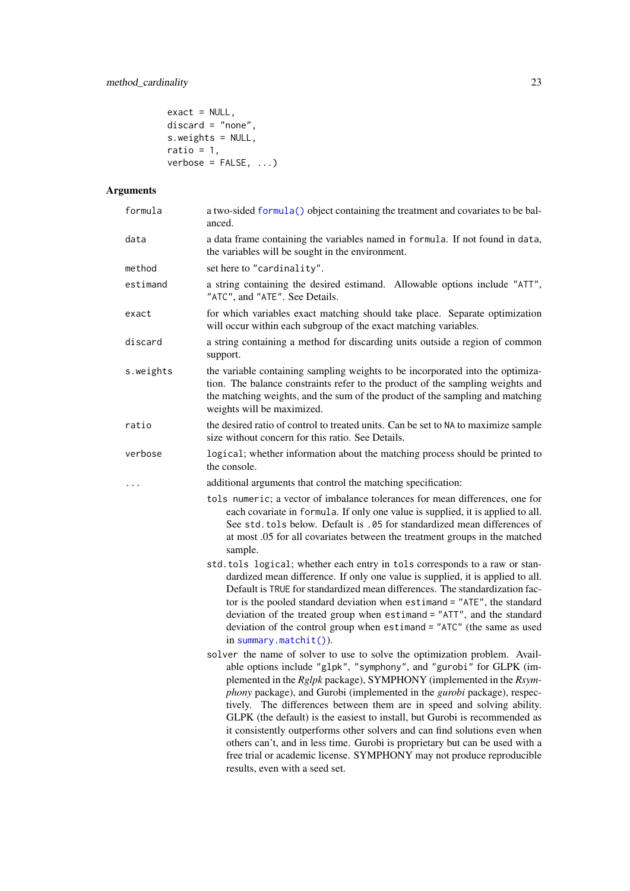```
exact = NULL,
discard = "none",
s.weights = NULL,
ratio = 1,
verbose = FALSE, ...)
```

### Arguments

| | |
|---|---|
| `formula` | a two-sided `formula()` object containing the treatment and covariates to be balanced. |
| `data` | a data frame containing the variables named in `formula`. If not found in `data`, the variables will be sought in the environment. |
| `method` | set here to `"cardinality"`. |
| `estimand` | a string containing the desired estimand. Allowable options include `"ATT"`, `"ATC"`, and `"ATE"`. See Details. |
| `exact` | for which variables exact matching should take place. Separate optimization will occur within each subgroup of the exact matching variables. |
| `discard` | a string containing a method for discarding units outside a region of common support. |
| `s.weights` | the variable containing sampling weights to be incorporated into the optimization. The balance constraints refer to the product of the sampling weights and the matching weights, and the sum of the product of the sampling and matching weights will be maximized. |
| `ratio` | the desired ratio of control to treated units. Can be set to `NA` to maximize sample size without concern for this ratio. See Details. |
| `verbose` | `logical`; whether information about the matching process should be printed to the console. |
| `...` | additional arguments that control the matching specification: |

`tols` `numeric`; a vector of imbalance tolerances for mean differences, one for each covariate in `formula`. If only one value is supplied, it is applied to all. See `std.tols` below. Default is `.05` for standardized mean differences of at most .05 for all covariates between the treatment groups in the matched sample.

`std.tols` `logical`; whether each entry in `tols` corresponds to a raw or standardized mean difference. If only one value is supplied, it is applied to all. Default is `TRUE` for standardized mean differences. The standardization factor is the pooled standard deviation when `estimand = "ATE"`, the standard deviation of the treated group when `estimand = "ATT"`, and the standard deviation of the control group when `estimand = "ATC"` (the same as used in `summary.matchit()`).

`solver` the name of solver to use to solve the optimization problem. Available options include `"glpk"`, `"symphony"`, and `"gurobi"` for GLPK (implemented in the *Rglpk* package), SYMPHONY (implemented in the *Rsymphony* package), and Gurobi (implemented in the *gurobi* package), respectively. The differences between them are in speed and solving ability. GLPK (the default) is the easiest to install, but Gurobi is recommended as it consistently outperforms other solvers and can find solutions even when others can't, and in less time. Gurobi is proprietary but can be used with a free trial or academic license. SYMPHONY may not produce reproducible results, even with a seed set.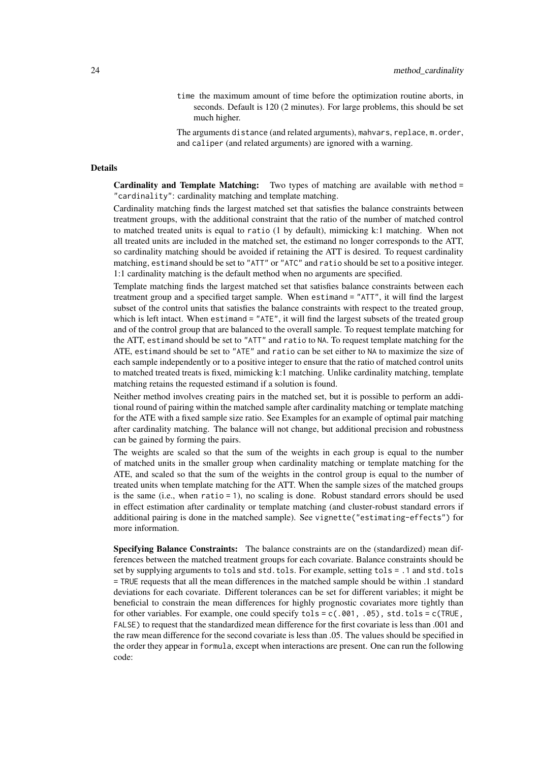`time` the maximum amount of time before the optimization routine aborts, in seconds. Default is 120 (2 minutes). For large problems, this should be set much higher.

The arguments `distance` (and related arguments), `mahvars`, `replace`, `m.order`, and `caliper` (and related arguments) are ignored with a warning.

## Details

**Cardinality and Template Matching:** Two types of matching are available with `method = "cardinality"`: cardinality matching and template matching.

Cardinality matching finds the largest matched set that satisfies the balance constraints between treatment groups, with the additional constraint that the ratio of the number of matched control to matched treated units is equal to `ratio` (1 by default), mimicking k:1 matching. When not all treated units are included in the matched set, the estimand no longer corresponds to the ATT, so cardinality matching should be avoided if retaining the ATT is desired. To request cardinality matching, `estimand` should be set to `"ATT"` or `"ATC"` and `ratio` should be set to a positive integer. 1:1 cardinality matching is the default method when no arguments are specified.

Template matching finds the largest matched set that satisfies balance constraints between each treatment group and a specified target sample. When `estimand = "ATT"`, it will find the largest subset of the control units that satisfies the balance constraints with respect to the treated group, which is left intact. When `estimand = "ATE"`, it will find the largest subsets of the treated group and of the control group that are balanced to the overall sample. To request template matching for the ATT, `estimand` should be set to `"ATT"` and `ratio` to `NA`. To request template matching for the ATE, `estimand` should be set to `"ATE"` and `ratio` can be set either to `NA` to maximize the size of each sample independently or to a positive integer to ensure that the ratio of matched control units to matched treated treats is fixed, mimicking k:1 matching. Unlike cardinality matching, template matching retains the requested estimand if a solution is found.

Neither method involves creating pairs in the matched set, but it is possible to perform an additional round of pairing within the matched sample after cardinality matching or template matching for the ATE with a fixed sample size ratio. See Examples for an example of optimal pair matching after cardinality matching. The balance will not change, but additional precision and robustness can be gained by forming the pairs.

The weights are scaled so that the sum of the weights in each group is equal to the number of matched units in the smaller group when cardinality matching or template matching for the ATE, and scaled so that the sum of the weights in the control group is equal to the number of treated units when template matching for the ATT. When the sample sizes of the matched groups is the same (i.e., when `ratio = 1`), no scaling is done. Robust standard errors should be used in effect estimation after cardinality or template matching (and cluster-robust standard errors if additional pairing is done in the matched sample). See `vignette("estimating-effects")` for more information.

**Specifying Balance Constraints:** The balance constraints are on the (standardized) mean differences between the matched treatment groups for each covariate. Balance constraints should be set by supplying arguments to `tols` and `std.tols`. For example, setting `tols = .1` and `std.tols = TRUE` requests that all the mean differences in the matched sample should be within .1 standard deviations for each covariate. Different tolerances can be set for different variables; it might be beneficial to constrain the mean differences for highly prognostic covariates more tightly than for other variables. For example, one could specify `tols = c(.001, .05), std.tols = c(TRUE, FALSE)` to request that the standardized mean difference for the first covariate is less than .001 and the raw mean difference for the second covariate is less than .05. The values should be specified in the order they appear in `formula`, except when interactions are present. One can run the following code: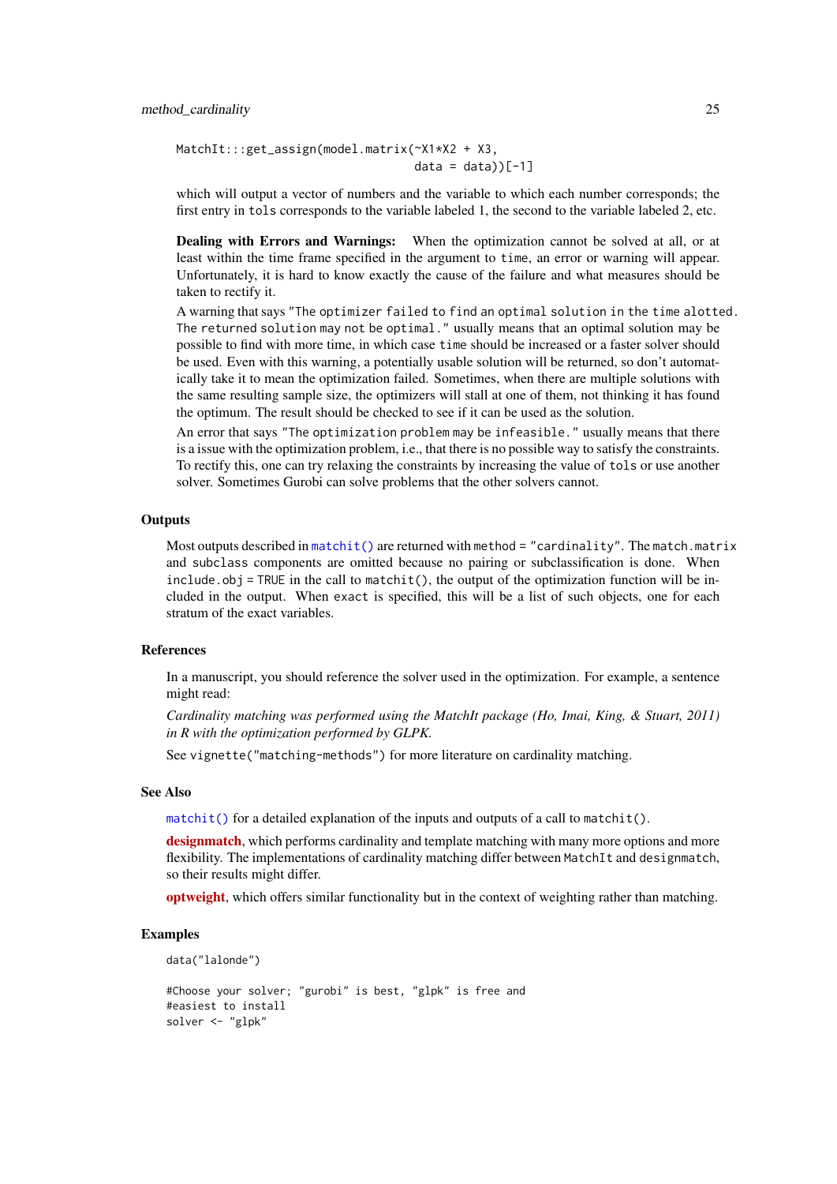```
MatchIt:::get_assign(model.matrix(~X1*X2 + X3,
                                  data = data))[-1]
```

which will output a vector of numbers and the variable to which each number corresponds; the first entry in `tols` corresponds to the variable labeled 1, the second to the variable labeled 2, etc.

**Dealing with Errors and Warnings:** When the optimization cannot be solved at all, or at least within the time frame specified in the argument to `time`, an error or warning will appear. Unfortunately, it is hard to know exactly the cause of the failure and what measures should be taken to rectify it.

A warning that says `"The optimizer failed to find an optimal solution in the time alotted. The returned solution may not be optimal."` usually means that an optimal solution may be possible to find with more time, in which case `time` should be increased or a faster solver should be used. Even with this warning, a potentially usable solution will be returned, so don't automatically take it to mean the optimization failed. Sometimes, when there are multiple solutions with the same resulting sample size, the optimizers will stall at one of them, not thinking it has found the optimum. The result should be checked to see if it can be used as the solution.

An error that says `"The optimization problem may be infeasible."` usually means that there is a issue with the optimization problem, i.e., that there is no possible way to satisfy the constraints. To rectify this, one can try relaxing the constraints by increasing the value of `tols` or use another solver. Sometimes Gurobi can solve problems that the other solvers cannot.

## Outputs

Most outputs described in `matchit()` are returned with `method = "cardinality"`. The `match.matrix` and `subclass` components are omitted because no pairing or subclassification is done. When `include.obj = TRUE` in the call to `matchit()`, the output of the optimization function will be included in the output. When `exact` is specified, this will be a list of such objects, one for each stratum of the exact variables.

## References

In a manuscript, you should reference the solver used in the optimization. For example, a sentence might read:

*Cardinality matching was performed using the MatchIt package (Ho, Imai, King, & Stuart, 2011) in R with the optimization performed by GLPK.*

See `vignette("matching-methods")` for more literature on cardinality matching.

## See Also

`matchit()` for a detailed explanation of the inputs and outputs of a call to `matchit()`.

**designmatch**, which performs cardinality and template matching with many more options and more flexibility. The implementations of cardinality matching differ between `MatchIt` and `designmatch`, so their results might differ.

**optweight**, which offers similar functionality but in the context of weighting rather than matching.

## Examples

```
data("lalonde")

#Choose your solver; "gurobi" is best, "glpk" is free and
#easiest to install
solver <- "glpk"
```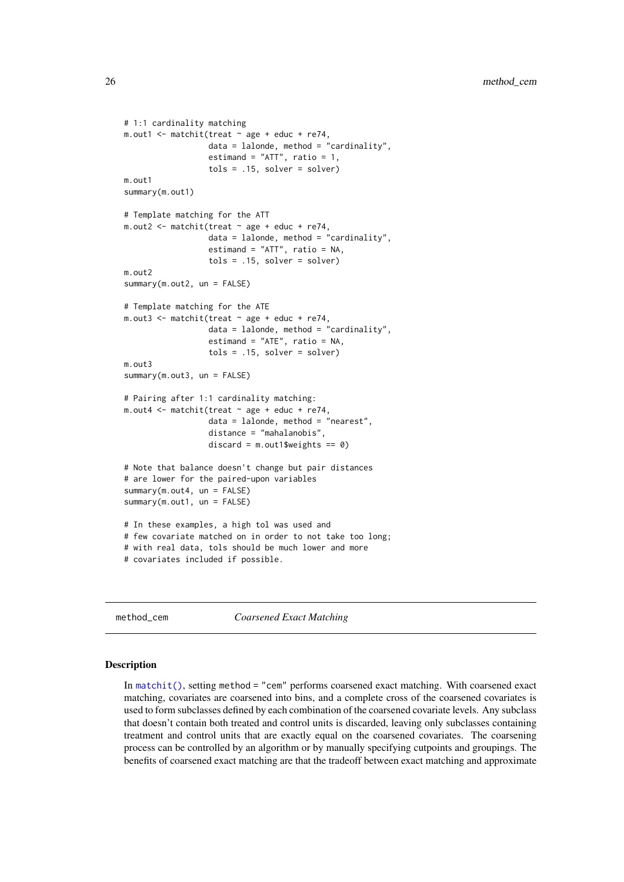```
# 1:1 cardinality matching
m.out1 <- matchit(treat ~ age + educ + re74,
                  data = lalonde, method = "cardinality",
                  estimand = "ATT", ratio = 1,
                  tols = .15, solver = solver)
m.out1
summary(m.out1)

# Template matching for the ATT
m.out2 <- matchit(treat ~ age + educ + re74,
                  data = lalonde, method = "cardinality",
                  estimand = "ATT", ratio = NA,
                  tols = .15, solver = solver)
m.out2
summary(m.out2, un = FALSE)

# Template matching for the ATE
m.out3 <- matchit(treat ~ age + educ + re74,
                  data = lalonde, method = "cardinality",
                  estimand = "ATE", ratio = NA,
                  tols = .15, solver = solver)
m.out3
summary(m.out3, un = FALSE)

# Pairing after 1:1 cardinality matching:
m.out4 <- matchit(treat ~ age + educ + re74,
                  data = lalonde, method = "nearest",
                  distance = "mahalanobis",
                  discard = m.out1$weights == 0)

# Note that balance doesn't change but pair distances
# are lower for the paired-upon variables
summary(m.out4, un = FALSE)
summary(m.out1, un = FALSE)

# In these examples, a high tol was used and
# few covariate matched on in order to not take too long;
# with real data, tols should be much lower and more
# covariates included if possible.
```

---

method_cem — *Coarsened Exact Matching*

---

## Description

In matchit(), setting method = "cem" performs coarsened exact matching. With coarsened exact matching, covariates are coarsened into bins, and a complete cross of the coarsened covariates is used to form subclasses defined by each combination of the coarsened covariate levels. Any subclass that doesn't contain both treated and control units is discarded, leaving only subclasses containing treatment and control units that are exactly equal on the coarsened covariates. The coarsening process can be controlled by an algorithm or by manually specifying cutpoints and groupings. The benefits of coarsened exact matching are that the tradeoff between exact matching and approximate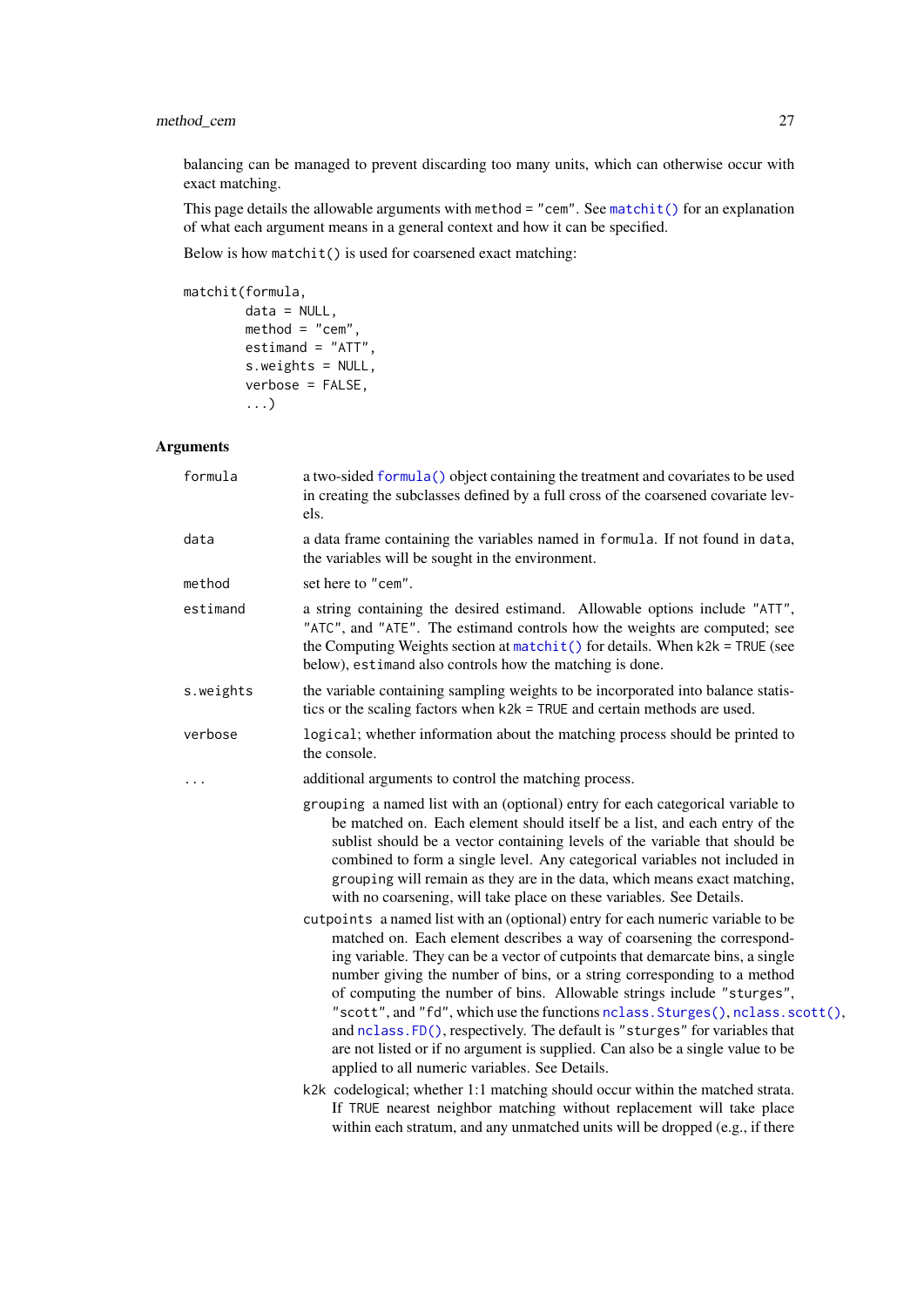balancing can be managed to prevent discarding too many units, which can otherwise occur with exact matching.

This page details the allowable arguments with `method = "cem"`. See `matchit()` for an explanation of what each argument means in a general context and how it can be specified.

Below is how `matchit()` is used for coarsened exact matching:

```
matchit(formula,
        data = NULL,
        method = "cem",
        estimand = "ATT",
        s.weights = NULL,
        verbose = FALSE,
        ...)
```

### Arguments

`formula`
: a two-sided `formula()` object containing the treatment and covariates to be used in creating the subclasses defined by a full cross of the coarsened covariate levels.

`data`
: a data frame containing the variables named in `formula`. If not found in `data`, the variables will be sought in the environment.

`method`
: set here to `"cem"`.

`estimand`
: a string containing the desired estimand. Allowable options include `"ATT"`, `"ATC"`, and `"ATE"`. The estimand controls how the weights are computed; see the Computing Weights section at `matchit()` for details. When `k2k = TRUE` (see below), `estimand` also controls how the matching is done.

`s.weights`
: the variable containing sampling weights to be incorporated into balance statistics or the scaling factors when `k2k = TRUE` and certain methods are used.

`verbose`
: `logical`; whether information about the matching process should be printed to the console.

`...`
: additional arguments to control the matching process.

  `grouping` a named list with an (optional) entry for each categorical variable to be matched on. Each element should itself be a list, and each entry of the sublist should be a vector containing levels of the variable that should be combined to form a single level. Any categorical variables not included in `grouping` will remain as they are in the data, which means exact matching, with no coarsening, will take place on these variables. See Details.

  `cutpoints` a named list with an (optional) entry for each numeric variable to be matched on. Each element describes a way of coarsening the corresponding variable. They can be a vector of cutpoints that demarcate bins, a single number giving the number of bins, or a string corresponding to a method of computing the number of bins. Allowable strings include `"sturges"`, `"scott"`, and `"fd"`, which use the functions `nclass.Sturges()`, `nclass.scott()`, and `nclass.FD()`, respectively. The default is `"sturges"` for variables that are not listed or if no argument is supplied. Can also be a single value to be applied to all numeric variables. See Details.

  `k2k` codelogical; whether 1:1 matching should occur within the matched strata. If `TRUE` nearest neighbor matching without replacement will take place within each stratum, and any unmatched units will be dropped (e.g., if there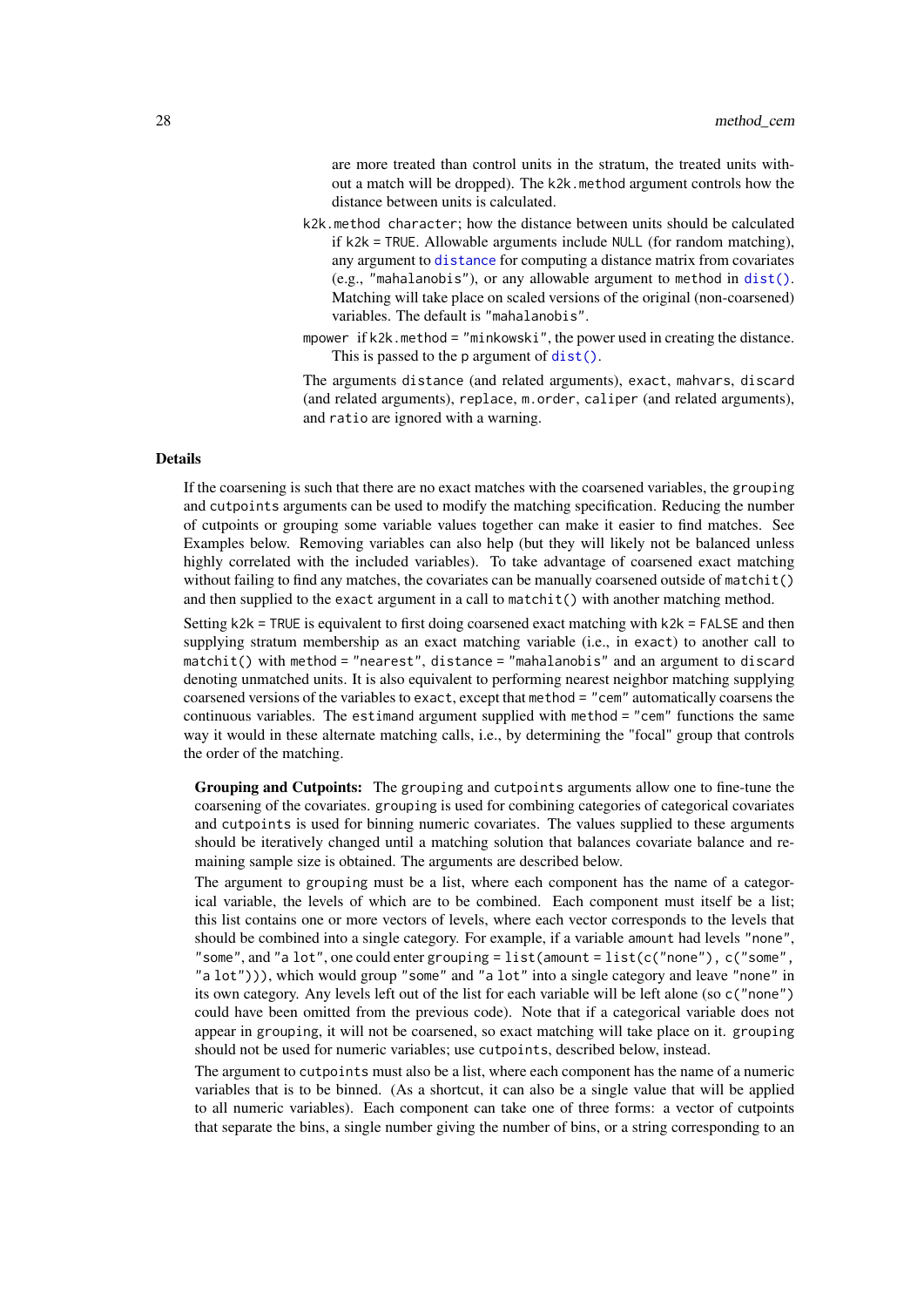are more treated than control units in the stratum, the treated units without a match will be dropped). The `k2k.method` argument controls how the distance between units is calculated.

`k2k.method` character; how the distance between units should be calculated if `k2k = TRUE`. Allowable arguments include `NULL` (for random matching), any argument to `distance` for computing a distance matrix from covariates (e.g., `"mahalanobis"`), or any allowable argument to `method` in `dist()`. Matching will take place on scaled versions of the original (non-coarsened) variables. The default is `"mahalanobis"`.

`mpower` if `k2k.method = "minkowski"`, the power used in creating the distance. This is passed to the `p` argument of `dist()`.

The arguments `distance` (and related arguments), `exact`, `mahvars`, `discard` (and related arguments), `replace`, `m.order`, `caliper` (and related arguments), and `ratio` are ignored with a warning.

## Details

If the coarsening is such that there are no exact matches with the coarsened variables, the `grouping` and `cutpoints` arguments can be used to modify the matching specification. Reducing the number of cutpoints or grouping some variable values together can make it easier to find matches. See Examples below. Removing variables can also help (but they will likely not be balanced unless highly correlated with the included variables). To take advantage of coarsened exact matching without failing to find any matches, the covariates can be manually coarsened outside of `matchit()` and then supplied to the `exact` argument in a call to `matchit()` with another matching method.

Setting `k2k = TRUE` is equivalent to first doing coarsened exact matching with `k2k = FALSE` and then supplying stratum membership as an exact matching variable (i.e., in `exact`) to another call to `matchit()` with `method = "nearest"`, `distance = "mahalanobis"` and an argument to `discard` denoting unmatched units. It is also equivalent to performing nearest neighbor matching supplying coarsened versions of the variables to `exact`, except that `method = "cem"` automatically coarsens the continuous variables. The `estimand` argument supplied with `method = "cem"` functions the same way it would in these alternate matching calls, i.e., by determining the "focal" group that controls the order of the matching.

**Grouping and Cutpoints:** The `grouping` and `cutpoints` arguments allow one to fine-tune the coarsening of the covariates. `grouping` is used for combining categories of categorical covariates and `cutpoints` is used for binning numeric covariates. The values supplied to these arguments should be iteratively changed until a matching solution that balances covariate balance and remaining sample size is obtained. The arguments are described below.

The argument to `grouping` must be a list, where each component has the name of a categorical variable, the levels of which are to be combined. Each component must itself be a list; this list contains one or more vectors of levels, where each vector corresponds to the levels that should be combined into a single category. For example, if a variable `amount` had levels `"none"`, `"some"`, and `"a lot"`, one could enter `grouping = list(amount = list(c("none"), c("some", "a lot")))`, which would group `"some"` and `"a lot"` into a single category and leave `"none"` in its own category. Any levels left out of the list for each variable will be left alone (so `c("none")` could have been omitted from the previous code). Note that if a categorical variable does not appear in `grouping`, it will not be coarsened, so exact matching will take place on it. `grouping` should not be used for numeric variables; use `cutpoints`, described below, instead.

The argument to `cutpoints` must also be a list, where each component has the name of a numeric variables that is to be binned. (As a shortcut, it can also be a single value that will be applied to all numeric variables). Each component can take one of three forms: a vector of cutpoints that separate the bins, a single number giving the number of bins, or a string corresponding to an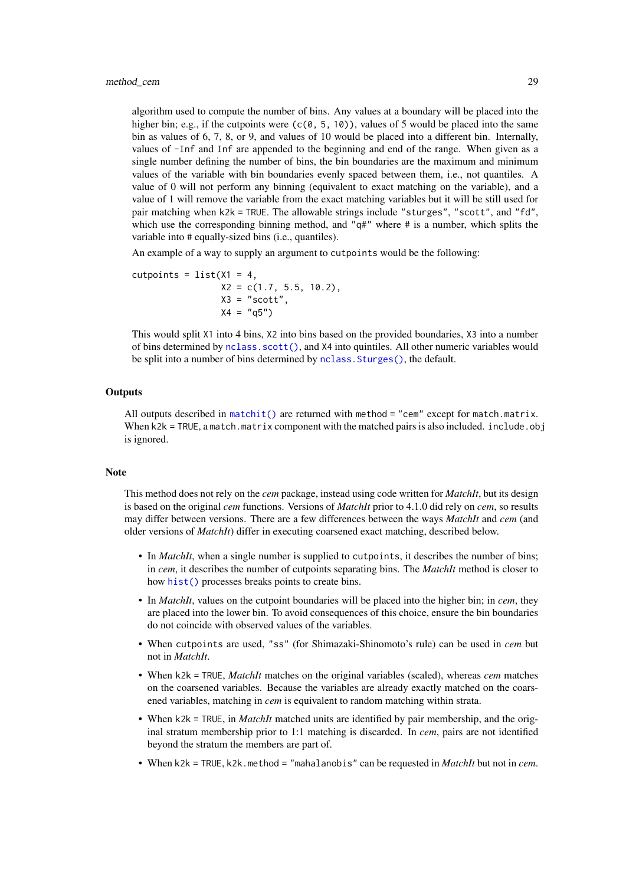algorithm used to compute the number of bins. Any values at a boundary will be placed into the higher bin; e.g., if the cutpoints were (`c(0, 5, 10)`), values of 5 would be placed into the same bin as values of 6, 7, 8, or 9, and values of 10 would be placed into a different bin. Internally, values of `-Inf` and `Inf` are appended to the beginning and end of the range. When given as a single number defining the number of bins, the bin boundaries are the maximum and minimum values of the variable with bin boundaries evenly spaced between them, i.e., not quantiles. A value of 0 will not perform any binning (equivalent to exact matching on the variable), and a value of 1 will remove the variable from the exact matching variables but it will be still used for pair matching when `k2k = TRUE`. The allowable strings include `"sturges"`, `"scott"`, and `"fd"`, which use the corresponding binning method, and `"q#"` where # is a number, which splits the variable into # equally-sized bins (i.e., quantiles).

An example of a way to supply an argument to `cutpoints` would be the following:

```
cutpoints = list(X1 = 4,
                 X2 = c(1.7, 5.5, 10.2),
                 X3 = "scott",
                 X4 = "q5")
```

This would split `X1` into 4 bins, `X2` into bins based on the provided boundaries, `X3` into a number of bins determined by `nclass.scott()`, and `X4` into quintiles. All other numeric variables would be split into a number of bins determined by `nclass.Sturges()`, the default.

### Outputs

All outputs described in `matchit()` are returned with `method = "cem"` except for `match.matrix`. When `k2k = TRUE`, a `match.matrix` component with the matched pairs is also included. `include.obj` is ignored.

### Note

This method does not rely on the *cem* package, instead using code written for *MatchIt*, but its design is based on the original *cem* functions. Versions of *MatchIt* prior to 4.1.0 did rely on *cem*, so results may differ between versions. There are a few differences between the ways *MatchIt* and *cem* (and older versions of *MatchIt*) differ in executing coarsened exact matching, described below.

- In *MatchIt*, when a single number is supplied to `cutpoints`, it describes the number of bins; in *cem*, it describes the number of cutpoints separating bins. The *MatchIt* method is closer to how `hist()` processes breaks points to create bins.
- In *MatchIt*, values on the cutpoint boundaries will be placed into the higher bin; in *cem*, they are placed into the lower bin. To avoid consequences of this choice, ensure the bin boundaries do not coincide with observed values of the variables.
- When `cutpoints` are used, `"ss"` (for Shimazaki-Shinomoto's rule) can be used in *cem* but not in *MatchIt*.
- When `k2k = TRUE`, *MatchIt* matches on the original variables (scaled), whereas *cem* matches on the coarsened variables. Because the variables are already exactly matched on the coarsened variables, matching in *cem* is equivalent to random matching within strata.
- When `k2k = TRUE`, in *MatchIt* matched units are identified by pair membership, and the original stratum membership prior to 1:1 matching is discarded. In *cem*, pairs are not identified beyond the stratum the members are part of.
- When `k2k = TRUE`, `k2k.method = "mahalanobis"` can be requested in *MatchIt* but not in *cem*.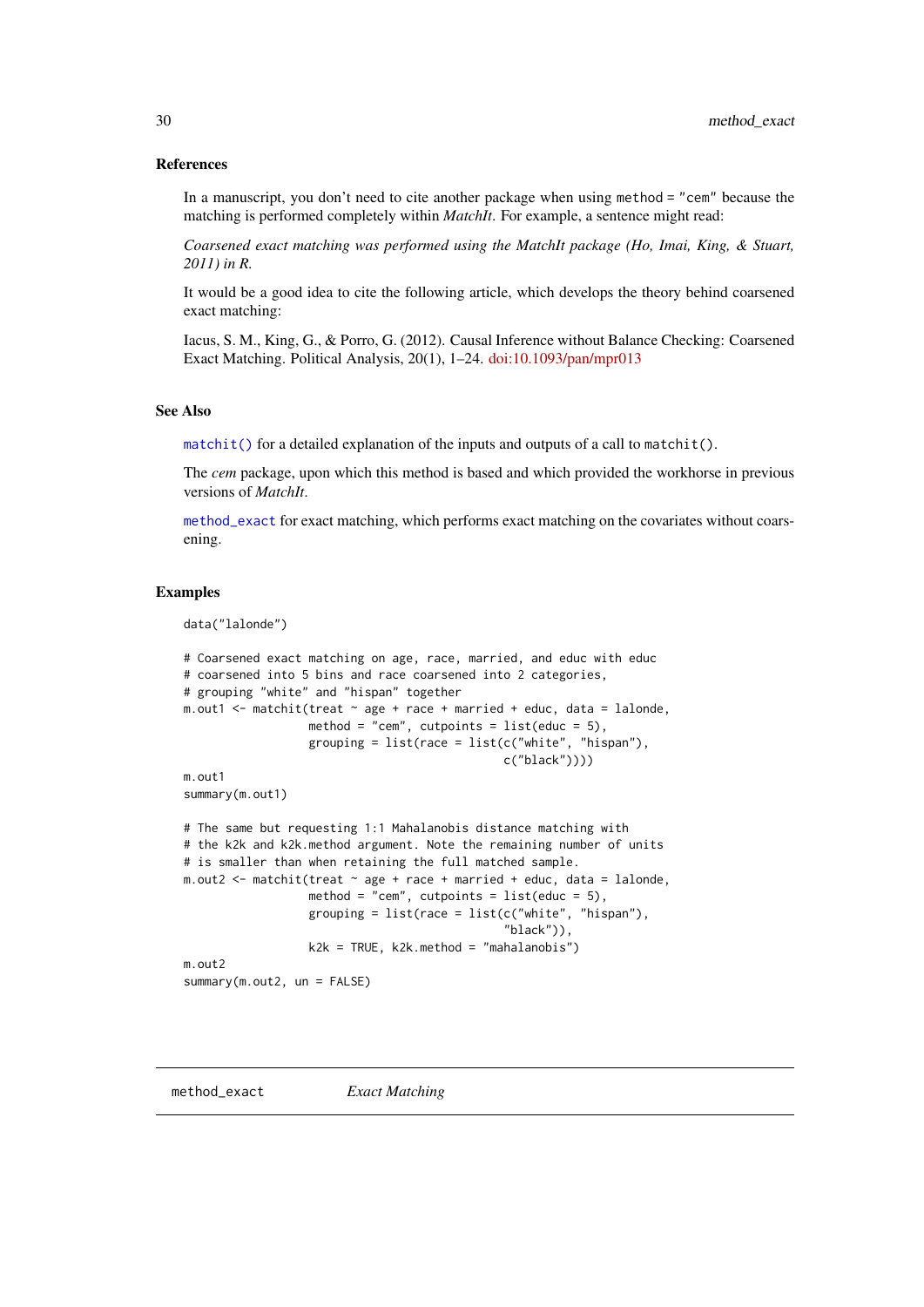### References

In a manuscript, you don't need to cite another package when using `method = "cem"` because the matching is performed completely within *MatchIt*. For example, a sentence might read:

*Coarsened exact matching was performed using the MatchIt package (Ho, Imai, King, & Stuart, 2011) in R.*

It would be a good idea to cite the following article, which develops the theory behind coarsened exact matching:

Iacus, S. M., King, G., & Porro, G. (2012). Causal Inference without Balance Checking: Coarsened Exact Matching. Political Analysis, 20(1), 1–24. doi:10.1093/pan/mpr013

### See Also

`matchit()` for a detailed explanation of the inputs and outputs of a call to `matchit()`.

The *cem* package, upon which this method is based and which provided the workhorse in previous versions of *MatchIt*.

`method_exact` for exact matching, which performs exact matching on the covariates without coarsening.

### Examples

```
data("lalonde")

# Coarsened exact matching on age, race, married, and educ with educ
# coarsened into 5 bins and race coarsened into 2 categories,
# grouping "white" and "hispan" together
m.out1 <- matchit(treat ~ age + race + married + educ, data = lalonde,
                  method = "cem", cutpoints = list(educ = 5),
                  grouping = list(race = list(c("white", "hispan"),
                                              c("black"))))
m.out1
summary(m.out1)

# The same but requesting 1:1 Mahalanobis distance matching with
# the k2k and k2k.method argument. Note the remaining number of units
# is smaller than when retaining the full matched sample.
m.out2 <- matchit(treat ~ age + race + married + educ, data = lalonde,
                  method = "cem", cutpoints = list(educ = 5),
                  grouping = list(race = list(c("white", "hispan"),
                                              "black")),
                  k2k = TRUE, k2k.method = "mahalanobis")
m.out2
summary(m.out2, un = FALSE)
```

---

## method_exact — *Exact Matching*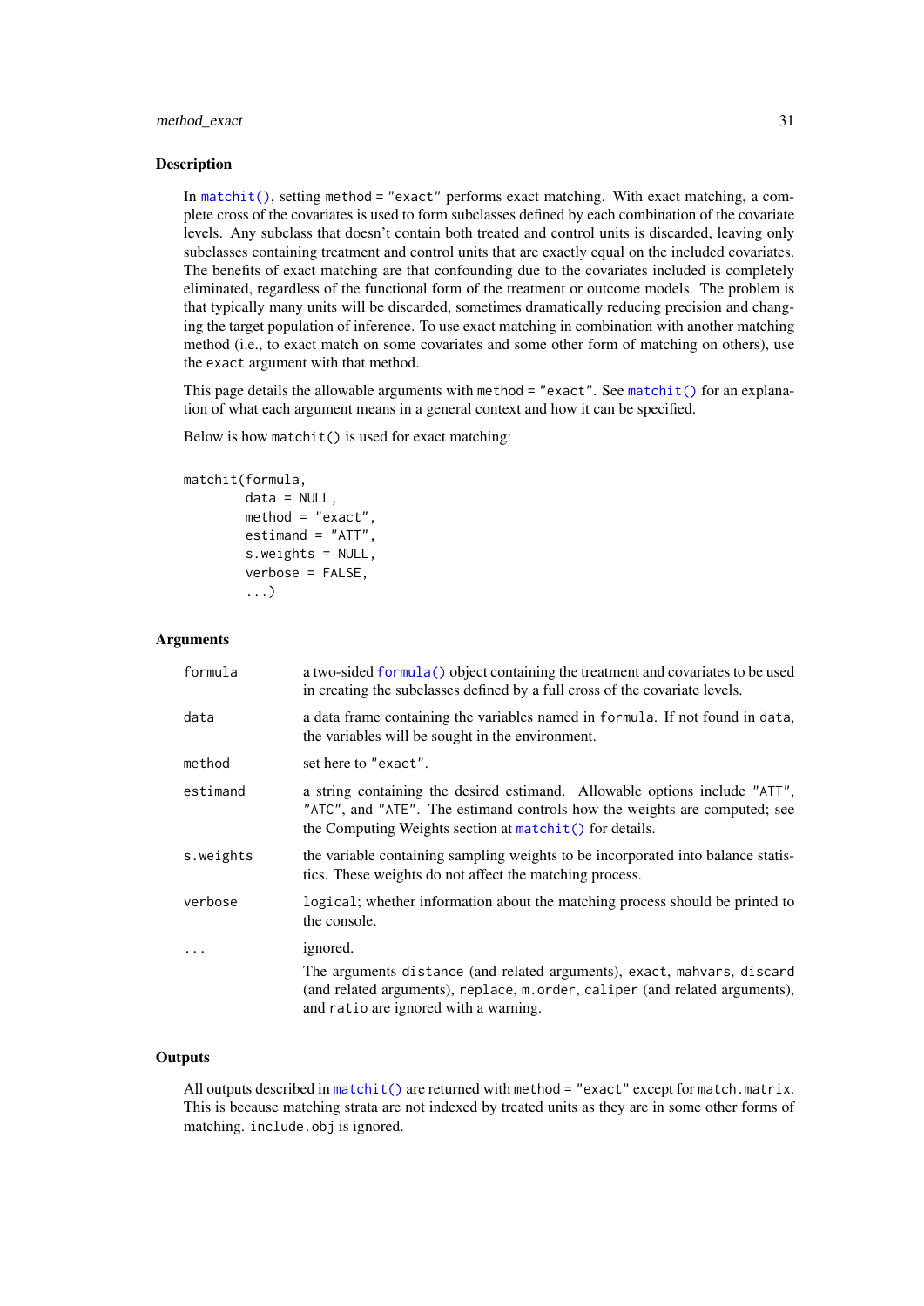## Description

In `matchit()`, setting `method = "exact"` performs exact matching. With exact matching, a complete cross of the covariates is used to form subclasses defined by each combination of the covariate levels. Any subclass that doesn't contain both treated and control units is discarded, leaving only subclasses containing treatment and control units that are exactly equal on the included covariates. The benefits of exact matching are that confounding due to the covariates included is completely eliminated, regardless of the functional form of the treatment or outcome models. The problem is that typically many units will be discarded, sometimes dramatically reducing precision and changing the target population of inference. To use exact matching in combination with another matching method (i.e., to exact match on some covariates and some other form of matching on others), use the `exact` argument with that method.

This page details the allowable arguments with `method = "exact"`. See `matchit()` for an explanation of what each argument means in a general context and how it can be specified.

Below is how `matchit()` is used for exact matching:

```
matchit(formula,
        data = NULL,
        method = "exact",
        estimand = "ATT",
        s.weights = NULL,
        verbose = FALSE,
        ...)
```

## Arguments

| | |
|---|---|
| `formula` | a two-sided `formula()` object containing the treatment and covariates to be used in creating the subclasses defined by a full cross of the covariate levels. |
| `data` | a data frame containing the variables named in `formula`. If not found in `data`, the variables will be sought in the environment. |
| `method` | set here to `"exact"`. |
| `estimand` | a string containing the desired estimand. Allowable options include `"ATT"`, `"ATC"`, and `"ATE"`. The estimand controls how the weights are computed; see the Computing Weights section at `matchit()` for details. |
| `s.weights` | the variable containing sampling weights to be incorporated into balance statistics. These weights do not affect the matching process. |
| `verbose` | `logical`; whether information about the matching process should be printed to the console. |
| `...` | ignored. |
| | The arguments `distance` (and related arguments), `exact`, `mahvars`, `discard` (and related arguments), `replace`, `m.order`, `caliper` (and related arguments), and `ratio` are ignored with a warning. |

## Outputs

All outputs described in `matchit()` are returned with `method = "exact"` except for `match.matrix`. This is because matching strata are not indexed by treated units as they are in some other forms of matching. `include.obj` is ignored.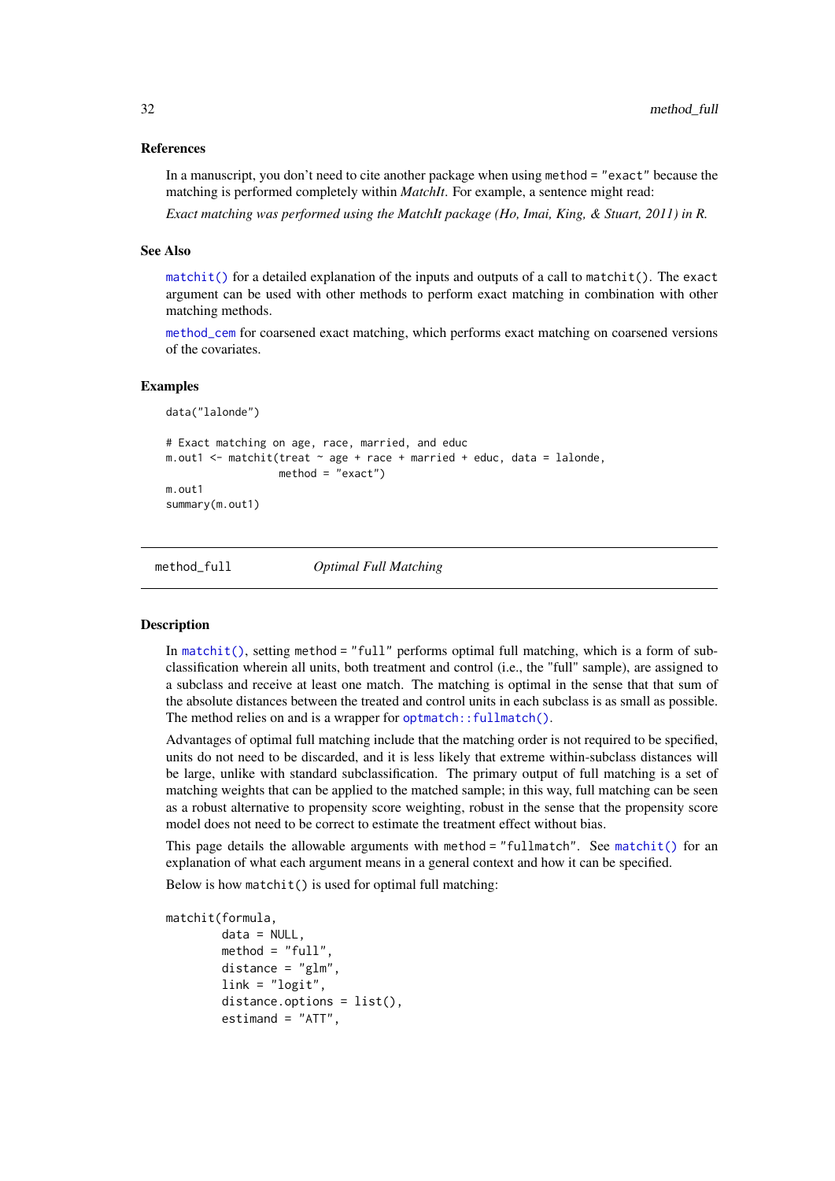### References

In a manuscript, you don't need to cite another package when using `method = "exact"` because the matching is performed completely within *MatchIt*. For example, a sentence might read:

*Exact matching was performed using the MatchIt package (Ho, Imai, King, & Stuart, 2011) in R.*

### See Also

`matchit()` for a detailed explanation of the inputs and outputs of a call to `matchit()`. The `exact` argument can be used with other methods to perform exact matching in combination with other matching methods.

`method_cem` for coarsened exact matching, which performs exact matching on coarsened versions of the covariates.

### Examples

```
data("lalonde")

# Exact matching on age, race, married, and educ
m.out1 <- matchit(treat ~ age + race + married + educ, data = lalonde,
                  method = "exact")
m.out1
summary(m.out1)
```

---

## method_full — *Optimal Full Matching*

### Description

In `matchit()`, setting `method = "full"` performs optimal full matching, which is a form of subclassification wherein all units, both treatment and control (i.e., the "full" sample), are assigned to a subclass and receive at least one match. The matching is optimal in the sense that that sum of the absolute distances between the treated and control units in each subclass is as small as possible. The method relies on and is a wrapper for `optmatch::fullmatch()`.

Advantages of optimal full matching include that the matching order is not required to be specified, units do not need to be discarded, and it is less likely that extreme within-subclass distances will be large, unlike with standard subclassification. The primary output of full matching is a set of matching weights that can be applied to the matched sample; in this way, full matching can be seen as a robust alternative to propensity score weighting, robust in the sense that the propensity score model does not need to be correct to estimate the treatment effect without bias.

This page details the allowable arguments with `method = "fullmatch"`. See `matchit()` for an explanation of what each argument means in a general context and how it can be specified.

Below is how `matchit()` is used for optimal full matching:

```
matchit(formula,
        data = NULL,
        method = "full",
        distance = "glm",
        link = "logit",
        distance.options = list(),
        estimand = "ATT",
```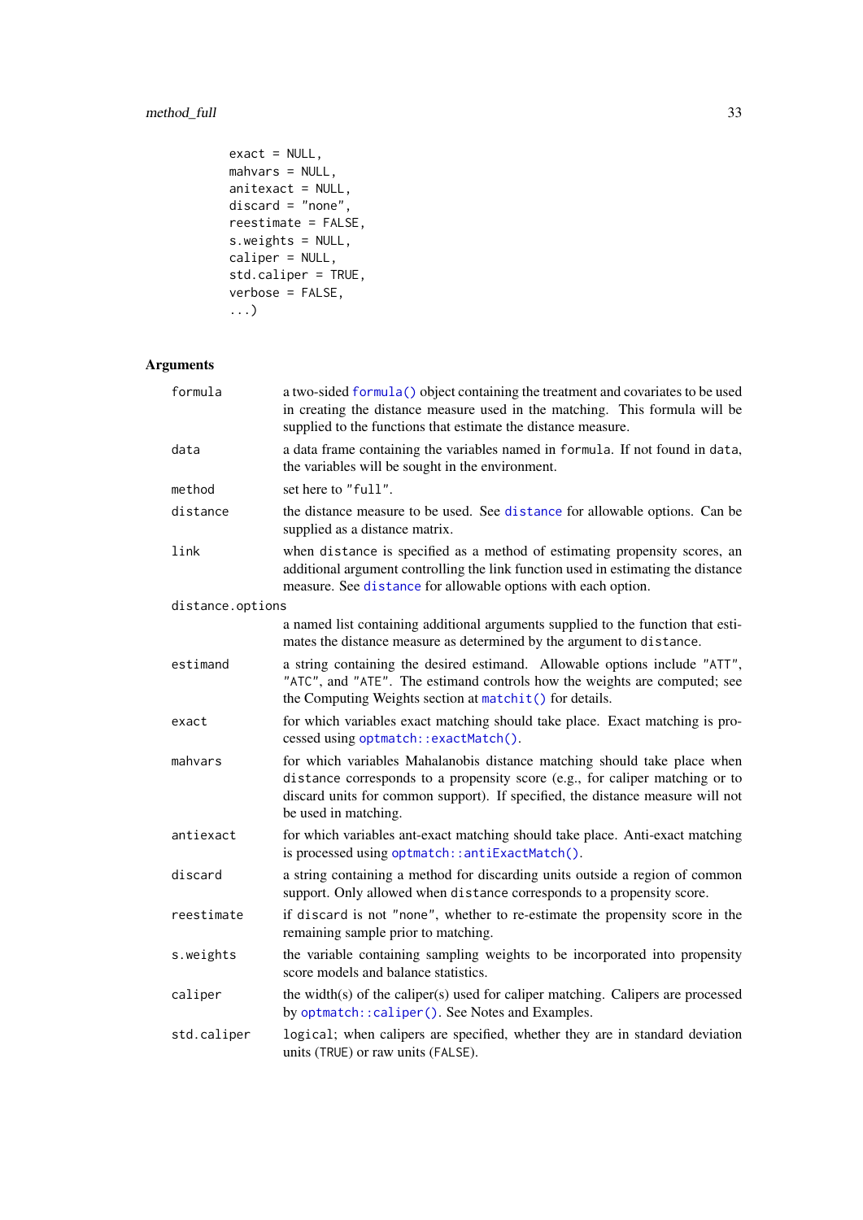```
exact = NULL,
mahvars = NULL,
antiexact = NULL,
discard = "none",
reestimate = FALSE,
s.weights = NULL,
caliper = NULL,
std.caliper = TRUE,
verbose = FALSE,
...)
```

### Arguments

| | |
|---|---|
| `formula` | a two-sided `formula()` object containing the treatment and covariates to be used in creating the distance measure used in the matching. This formula will be supplied to the functions that estimate the distance measure. |
| `data` | a data frame containing the variables named in `formula`. If not found in `data`, the variables will be sought in the environment. |
| `method` | set here to `"full"`. |
| `distance` | the distance measure to be used. See `distance` for allowable options. Can be supplied as a distance matrix. |
| `link` | when `distance` is specified as a method of estimating propensity scores, an additional argument controlling the link function used in estimating the distance measure. See `distance` for allowable options with each option. |
| `distance.options` | a named list containing additional arguments supplied to the function that estimates the distance measure as determined by the argument to `distance`. |
| `estimand` | a string containing the desired estimand. Allowable options include `"ATT"`, `"ATC"`, and `"ATE"`. The estimand controls how the weights are computed; see the Computing Weights section at `matchit()` for details. |
| `exact` | for which variables exact matching should take place. Exact matching is processed using `optmatch::exactMatch()`. |
| `mahvars` | for which variables Mahalanobis distance matching should take place when `distance` corresponds to a propensity score (e.g., for caliper matching or to discard units for common support). If specified, the distance measure will not be used in matching. |
| `antiexact` | for which variables ant-exact matching should take place. Anti-exact matching is processed using `optmatch::antiExactMatch()`. |
| `discard` | a string containing a method for discarding units outside a region of common support. Only allowed when `distance` corresponds to a propensity score. |
| `reestimate` | if `discard` is not `"none"`, whether to re-estimate the propensity score in the remaining sample prior to matching. |
| `s.weights` | the variable containing sampling weights to be incorporated into propensity score models and balance statistics. |
| `caliper` | the width(s) of the caliper(s) used for caliper matching. Calipers are processed by `optmatch::caliper()`. See Notes and Examples. |
| `std.caliper` | `logical`; when calipers are specified, whether they are in standard deviation units (`TRUE`) or raw units (`FALSE`). |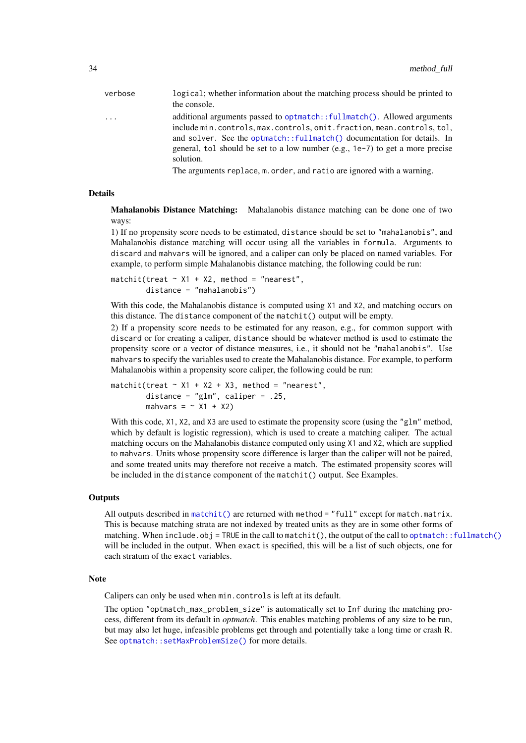| | |
|---|---|
| `verbose` | `logical`; whether information about the matching process should be printed to the console. |
| `...` | additional arguments passed to `optmatch::fullmatch()`. Allowed arguments include `min.controls`, `max.controls`, `omit.fraction`, `mean.controls`, `tol`, and `solver`. See the `optmatch::fullmatch()` documentation for details. In general, `tol` should be set to a low number (e.g., `1e-7`) to get a more precise solution.<br>The arguments `replace`, `m.order`, and `ratio` are ignored with a warning. |

## Details

**Mahalanobis Distance Matching:** Mahalanobis distance matching can be done one of two ways:

1) If no propensity score needs to be estimated, `distance` should be set to `"mahalanobis"`, and Mahalanobis distance matching will occur using all the variables in `formula`. Arguments to `discard` and `mahvars` will be ignored, and a caliper can only be placed on named variables. For example, to perform simple Mahalanobis distance matching, the following could be run:

```
matchit(treat ~ X1 + X2, method = "nearest",
        distance = "mahalanobis")
```

With this code, the Mahalanobis distance is computed using `X1` and `X2`, and matching occurs on this distance. The `distance` component of the `matchit()` output will be empty.

2) If a propensity score needs to be estimated for any reason, e.g., for common support with `discard` or for creating a caliper, `distance` should be whatever method is used to estimate the propensity score or a vector of distance measures, i.e., it should not be `"mahalanobis"`. Use `mahvars` to specify the variables used to create the Mahalanobis distance. For example, to perform Mahalanobis within a propensity score caliper, the following could be run:

```
matchit(treat ~ X1 + X2 + X3, method = "nearest",
        distance = "glm", caliper = .25,
        mahvars = ~ X1 + X2)
```

With this code, `X1`, `X2`, and `X3` are used to estimate the propensity score (using the `"glm"` method, which by default is logistic regression), which is used to create a matching caliper. The actual matching occurs on the Mahalanobis distance computed only using `X1` and `X2`, which are supplied to `mahvars`. Units whose propensity score difference is larger than the caliper will not be paired, and some treated units may therefore not receive a match. The estimated propensity scores will be included in the `distance` component of the `matchit()` output. See Examples.

## Outputs

All outputs described in `matchit()` are returned with `method = "full"` except for `match.matrix`. This is because matching strata are not indexed by treated units as they are in some other forms of matching. When `include.obj = TRUE` in the call to `matchit()`, the output of the call to `optmatch::fullmatch()` will be included in the output. When `exact` is specified, this will be a list of such objects, one for each stratum of the `exact` variables.

## Note

Calipers can only be used when `min.controls` is left at its default.

The option `"optmatch_max_problem_size"` is automatically set to `Inf` during the matching process, different from its default in *optmatch*. This enables matching problems of any size to be run, but may also let huge, infeasible problems get through and potentially take a long time or crash R. See `optmatch::setMaxProblemSize()` for more details.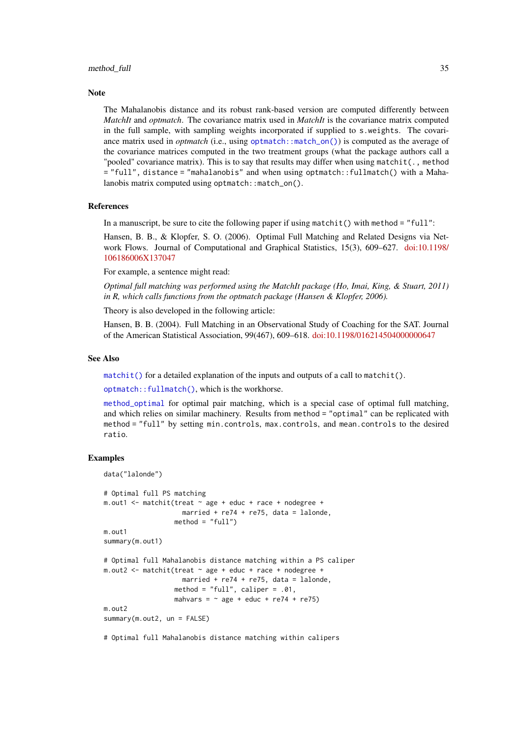## Note

The Mahalanobis distance and its robust rank-based version are computed differently between *MatchIt* and *optmatch*. The covariance matrix used in *MatchIt* is the covariance matrix computed in the full sample, with sampling weights incorporated if supplied to `s.weights`. The covariance matrix used in *optmatch* (i.e., using `optmatch::match_on()`) is computed as the average of the covariance matrices computed in the two treatment groups (what the package authors call a "pooled" covariance matrix). This is to say that results may differ when using `matchit(., method = "full", distance = "mahalanobis"` and when using `optmatch::fullmatch()` with a Mahalanobis matrix computed using `optmatch::match_on()`.

## References

In a manuscript, be sure to cite the following paper if using `matchit()` with `method = "full"`:

Hansen, B. B., & Klopfer, S. O. (2006). Optimal Full Matching and Related Designs via Network Flows. Journal of Computational and Graphical Statistics, 15(3), 609–627. doi:10.1198/106186006X137047

For example, a sentence might read:

*Optimal full matching was performed using the MatchIt package (Ho, Imai, King, & Stuart, 2011) in R, which calls functions from the optmatch package (Hansen & Klopfer, 2006).*

Theory is also developed in the following article:

Hansen, B. B. (2004). Full Matching in an Observational Study of Coaching for the SAT. Journal of the American Statistical Association, 99(467), 609–618. doi:10.1198/016214504000000647

## See Also

`matchit()` for a detailed explanation of the inputs and outputs of a call to `matchit()`.

`optmatch::fullmatch()`, which is the workhorse.

`method_optimal` for optimal pair matching, which is a special case of optimal full matching, and which relies on similar machinery. Results from `method = "optimal"` can be replicated with `method = "full"` by setting `min.controls`, `max.controls`, and `mean.controls` to the desired `ratio`.

## Examples

```
data("lalonde")

# Optimal full PS matching
m.out1 <- matchit(treat ~ age + educ + race + nodegree +
                    married + re74 + re75, data = lalonde,
                  method = "full")
m.out1
summary(m.out1)

# Optimal full Mahalanobis distance matching within a PS caliper
m.out2 <- matchit(treat ~ age + educ + race + nodegree +
                    married + re74 + re75, data = lalonde,
                  method = "full", caliper = .01,
                  mahvars = ~ age + educ + re74 + re75)
m.out2
summary(m.out2, un = FALSE)

# Optimal full Mahalanobis distance matching within calipers
```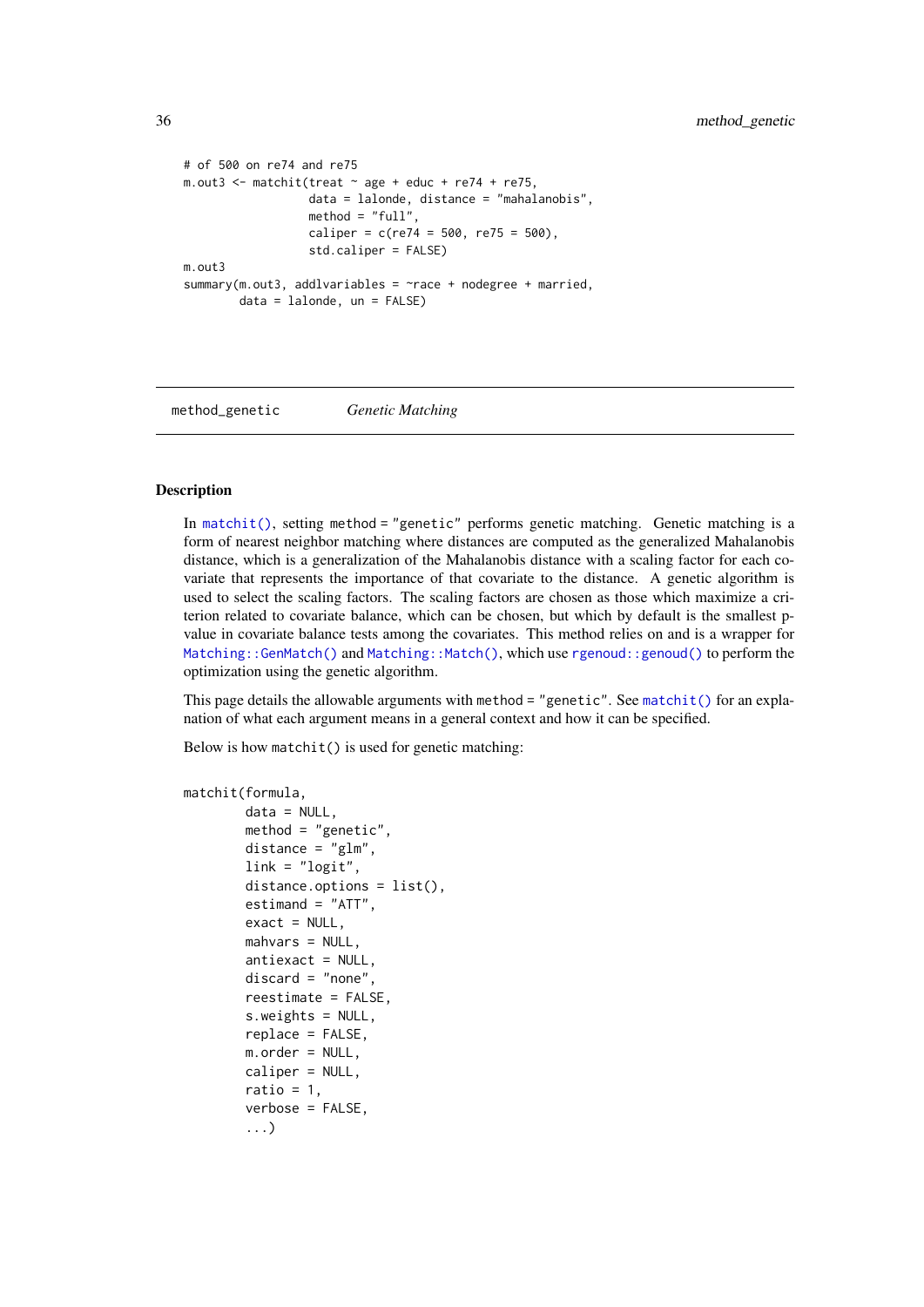```
# of 500 on re74 and re75
m.out3 <- matchit(treat ~ age + educ + re74 + re75,
                  data = lalonde, distance = "mahalanobis",
                  method = "full",
                  caliper = c(re74 = 500, re75 = 500),
                  std.caliper = FALSE)
m.out3
summary(m.out3, addlvariables = ~race + nodegree + married,
        data = lalonde, un = FALSE)
```

---

method_genetic    *Genetic Matching*

---

## Description

In matchit(), setting method = "genetic" performs genetic matching. Genetic matching is a form of nearest neighbor matching where distances are computed as the generalized Mahalanobis distance, which is a generalization of the Mahalanobis distance with a scaling factor for each covariate that represents the importance of that covariate to the distance. A genetic algorithm is used to select the scaling factors. The scaling factors are chosen as those which maximize a criterion related to covariate balance, which can be chosen, but which by default is the smallest p-value in covariate balance tests among the covariates. This method relies on and is a wrapper for Matching::GenMatch() and Matching::Match(), which use rgenoud::genoud() to perform the optimization using the genetic algorithm.

This page details the allowable arguments with method = "genetic". See matchit() for an explanation of what each argument means in a general context and how it can be specified.

Below is how matchit() is used for genetic matching:

```
matchit(formula,
        data = NULL,
        method = "genetic",
        distance = "glm",
        link = "logit",
        distance.options = list(),
        estimand = "ATT",
        exact = NULL,
        mahvars = NULL,
        antiexact = NULL,
        discard = "none",
        reestimate = FALSE,
        s.weights = NULL,
        replace = FALSE,
        m.order = NULL,
        caliper = NULL,
        ratio = 1,
        verbose = FALSE,
        ...)
```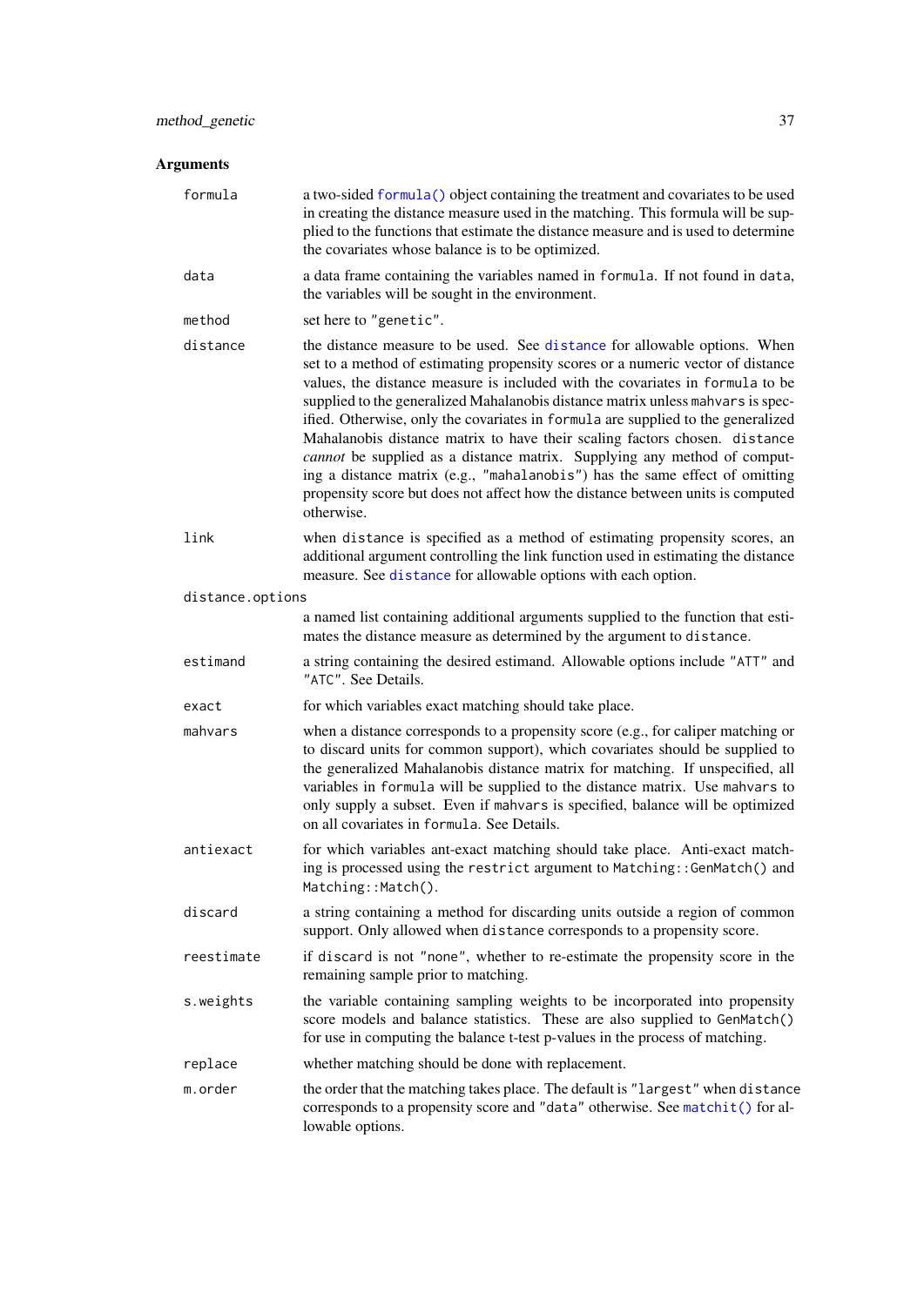## Arguments

**formula** a two-sided `formula()` object containing the treatment and covariates to be used in creating the distance measure used in the matching. This formula will be supplied to the functions that estimate the distance measure and is used to determine the covariates whose balance is to be optimized.

**data** a data frame containing the variables named in `formula`. If not found in `data`, the variables will be sought in the environment.

**method** set here to `"genetic"`.

**distance** the distance measure to be used. See `distance` for allowable options. When set to a method of estimating propensity scores or a numeric vector of distance values, the distance measure is included with the covariates in `formula` to be supplied to the generalized Mahalanobis distance matrix unless `mahvars` is specified. Otherwise, only the covariates in `formula` are supplied to the generalized Mahalanobis distance matrix to have their scaling factors chosen. `distance` *cannot* be supplied as a distance matrix. Supplying any method of computing a distance matrix (e.g., `"mahalanobis"`) has the same effect of omitting propensity score but does not affect how the distance between units is computed otherwise.

**link** when `distance` is specified as a method of estimating propensity scores, an additional argument controlling the link function used in estimating the distance measure. See `distance` for allowable options with each option.

**distance.options** a named list containing additional arguments supplied to the function that estimates the distance measure as determined by the argument to `distance`.

**estimand** a string containing the desired estimand. Allowable options include `"ATT"` and `"ATC"`. See Details.

**exact** for which variables exact matching should take place.

**mahvars** when a distance corresponds to a propensity score (e.g., for caliper matching or to discard units for common support), which covariates should be supplied to the generalized Mahalanobis distance matrix for matching. If unspecified, all variables in `formula` will be supplied to the distance matrix. Use `mahvars` to only supply a subset. Even if `mahvars` is specified, balance will be optimized on all covariates in `formula`. See Details.

**antiexact** for which variables ant-exact matching should take place. Anti-exact matching is processed using the `restrict` argument to `Matching::GenMatch()` and `Matching::Match()`.

**discard** a string containing a method for discarding units outside a region of common support. Only allowed when `distance` corresponds to a propensity score.

**reestimate** if `discard` is not `"none"`, whether to re-estimate the propensity score in the remaining sample prior to matching.

**s.weights** the variable containing sampling weights to be incorporated into propensity score models and balance statistics. These are also supplied to `GenMatch()` for use in computing the balance t-test p-values in the process of matching.

**replace** whether matching should be done with replacement.

**m.order** the order that the matching takes place. The default is `"largest"` when `distance` corresponds to a propensity score and `"data"` otherwise. See `matchit()` for allowable options.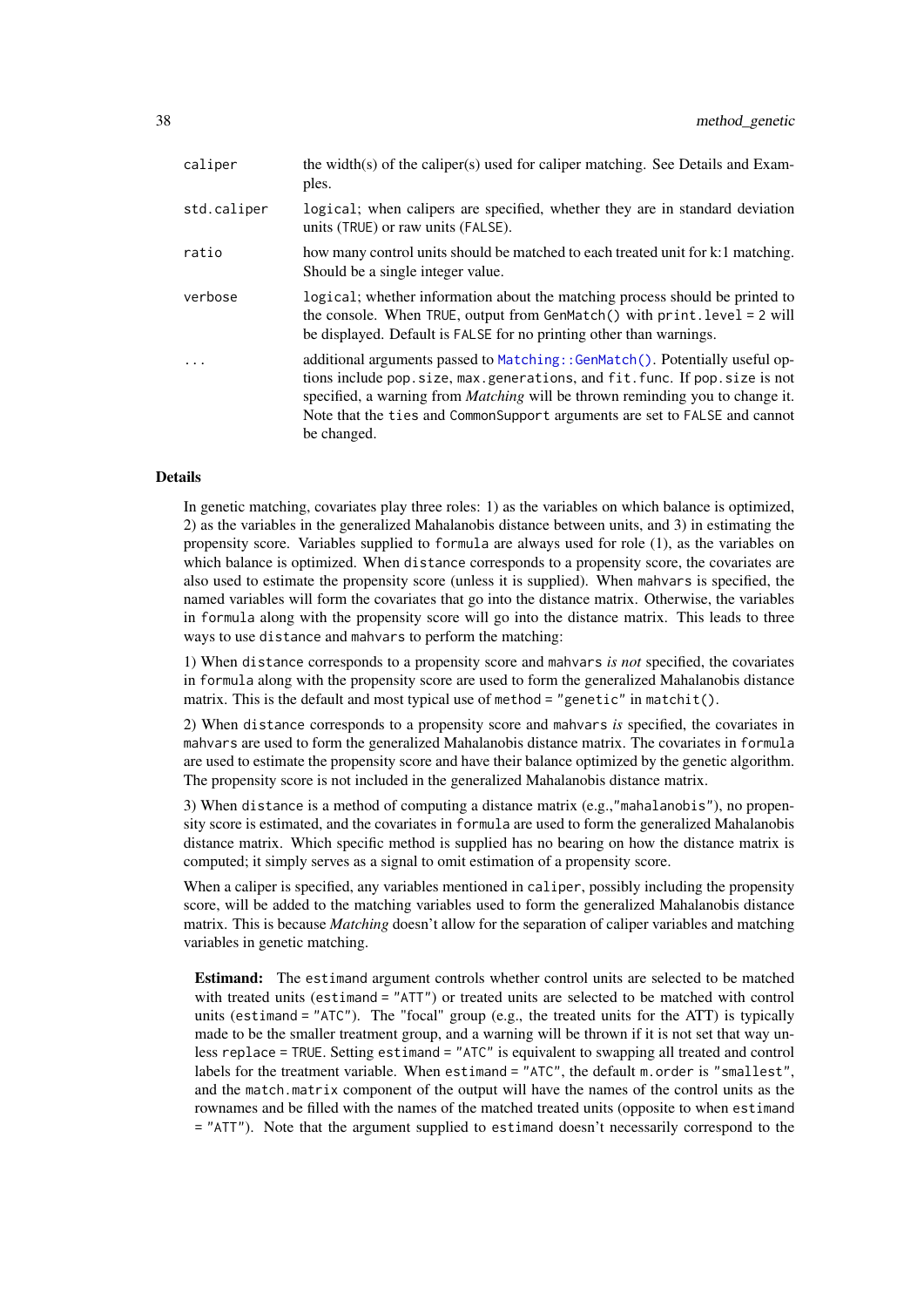| | |
|---|---|
| `caliper` | the width(s) of the caliper(s) used for caliper matching. See Details and Examples. |
| `std.caliper` | `logical`; when calipers are specified, whether they are in standard deviation units (`TRUE`) or raw units (`FALSE`). |
| `ratio` | how many control units should be matched to each treated unit for k:1 matching. Should be a single integer value. |
| `verbose` | `logical`; whether information about the matching process should be printed to the console. When `TRUE`, output from `GenMatch()` with `print.level = 2` will be displayed. Default is `FALSE` for no printing other than warnings. |
| `...` | additional arguments passed to `Matching::GenMatch()`. Potentially useful options include `pop.size`, `max.generations`, and `fit.func`. If `pop.size` is not specified, a warning from *Matching* will be thrown reminding you to change it. Note that the `ties` and `CommonSupport` arguments are set to `FALSE` and cannot be changed. |

### Details

In genetic matching, covariates play three roles: 1) as the variables on which balance is optimized, 2) as the variables in the generalized Mahalanobis distance between units, and 3) in estimating the propensity score. Variables supplied to `formula` are always used for role (1), as the variables on which balance is optimized. When `distance` corresponds to a propensity score, the covariates are also used to estimate the propensity score (unless it is supplied). When `mahvars` is specified, the named variables will form the covariates that go into the distance matrix. Otherwise, the variables in `formula` along with the propensity score will go into the distance matrix. This leads to three ways to use `distance` and `mahvars` to perform the matching:

1) When `distance` corresponds to a propensity score and `mahvars` *is not* specified, the covariates in `formula` along with the propensity score are used to form the generalized Mahalanobis distance matrix. This is the default and most typical use of `method = "genetic"` in `matchit()`.

2) When `distance` corresponds to a propensity score and `mahvars` *is* specified, the covariates in `mahvars` are used to form the generalized Mahalanobis distance matrix. The covariates in `formula` are used to estimate the propensity score and have their balance optimized by the genetic algorithm. The propensity score is not included in the generalized Mahalanobis distance matrix.

3) When `distance` is a method of computing a distance matrix (e.g.,`"mahalanobis"`), no propensity score is estimated, and the covariates in `formula` are used to form the generalized Mahalanobis distance matrix. Which specific method is supplied has no bearing on how the distance matrix is computed; it simply serves as a signal to omit estimation of a propensity score.

When a caliper is specified, any variables mentioned in `caliper`, possibly including the propensity score, will be added to the matching variables used to form the generalized Mahalanobis distance matrix. This is because *Matching* doesn't allow for the separation of caliper variables and matching variables in genetic matching.

**Estimand:** The `estimand` argument controls whether control units are selected to be matched with treated units (`estimand = "ATT"`) or treated units are selected to be matched with control units (`estimand = "ATC"`). The "focal" group (e.g., the treated units for the ATT) is typically made to be the smaller treatment group, and a warning will be thrown if it is not set that way unless `replace = TRUE`. Setting `estimand = "ATC"` is equivalent to swapping all treated and control labels for the treatment variable. When `estimand = "ATC"`, the default `m.order` is `"smallest"`, and the `match.matrix` component of the output will have the names of the control units as the rownames and be filled with the names of the matched treated units (opposite to when `estimand = "ATT"`). Note that the argument supplied to `estimand` doesn't necessarily correspond to the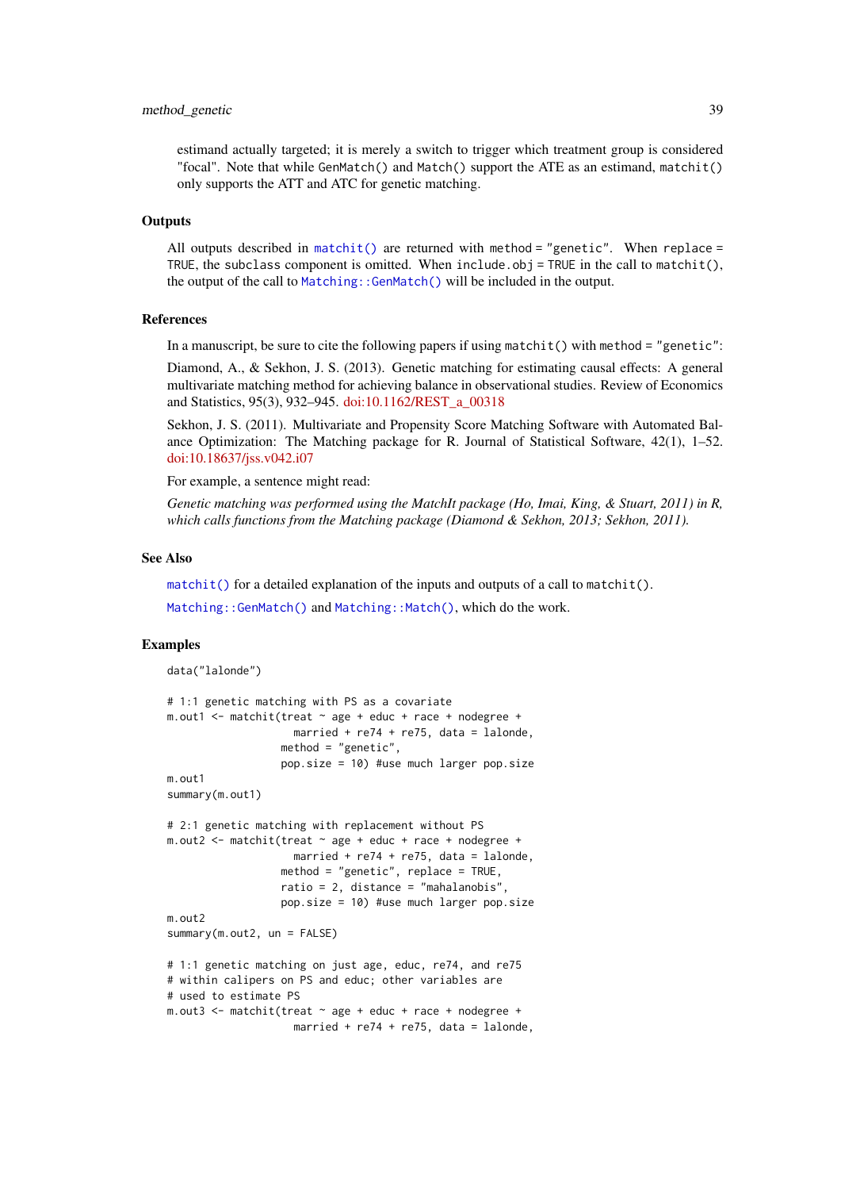estimand actually targeted; it is merely a switch to trigger which treatment group is considered "focal". Note that while `GenMatch()` and `Match()` support the ATE as an estimand, `matchit()` only supports the ATT and ATC for genetic matching.

### Outputs

All outputs described in `matchit()` are returned with `method = "genetic"`. When `replace = TRUE`, the `subclass` component is omitted. When `include.obj = TRUE` in the call to `matchit()`, the output of the call to `Matching::GenMatch()` will be included in the output.

### References

In a manuscript, be sure to cite the following papers if using `matchit()` with `method = "genetic"`:

Diamond, A., & Sekhon, J. S. (2013). Genetic matching for estimating causal effects: A general multivariate matching method for achieving balance in observational studies. Review of Economics and Statistics, 95(3), 932–945. doi:10.1162/REST_a_00318

Sekhon, J. S. (2011). Multivariate and Propensity Score Matching Software with Automated Balance Optimization: The Matching package for R. Journal of Statistical Software, 42(1), 1–52. doi:10.18637/jss.v042.i07

For example, a sentence might read:

*Genetic matching was performed using the MatchIt package (Ho, Imai, King, & Stuart, 2011) in R, which calls functions from the Matching package (Diamond & Sekhon, 2013; Sekhon, 2011).*

### See Also

`matchit()` for a detailed explanation of the inputs and outputs of a call to `matchit()`.

`Matching::GenMatch()` and `Matching::Match()`, which do the work.

### Examples

```
data("lalonde")

# 1:1 genetic matching with PS as a covariate
m.out1 <- matchit(treat ~ age + educ + race + nodegree +
                    married + re74 + re75, data = lalonde,
                  method = "genetic",
                  pop.size = 10) #use much larger pop.size
m.out1
summary(m.out1)

# 2:1 genetic matching with replacement without PS
m.out2 <- matchit(treat ~ age + educ + race + nodegree +
                    married + re74 + re75, data = lalonde,
                  method = "genetic", replace = TRUE,
                  ratio = 2, distance = "mahalanobis",
                  pop.size = 10) #use much larger pop.size
m.out2
summary(m.out2, un = FALSE)

# 1:1 genetic matching on just age, educ, re74, and re75
# within calipers on PS and educ; other variables are
# used to estimate PS
m.out3 <- matchit(treat ~ age + educ + race + nodegree +
                    married + re74 + re75, data = lalonde,
```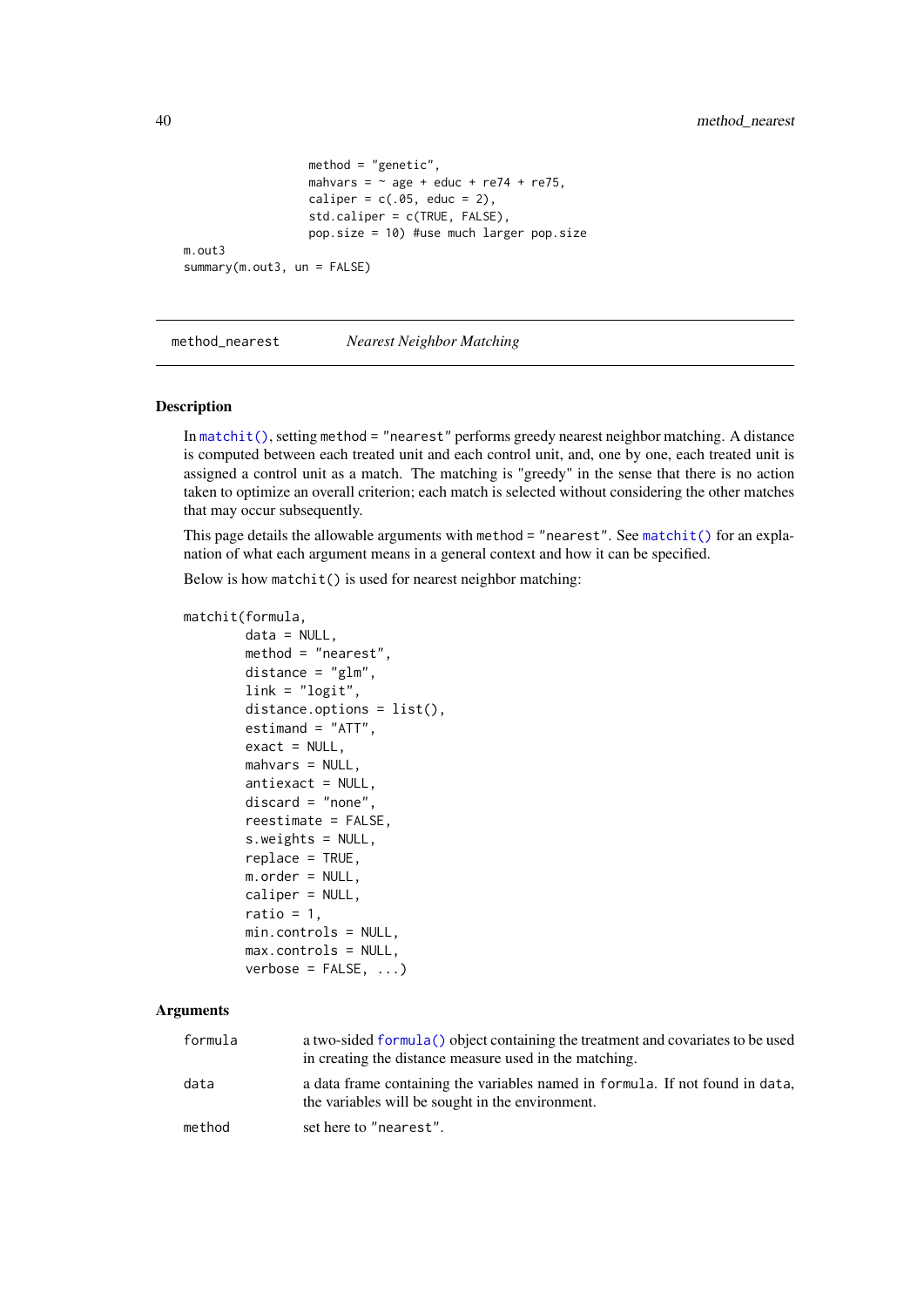```
                 method = "genetic",
                 mahvars = ~ age + educ + re74 + re75,
                 caliper = c(.05, educ = 2),
                 std.caliper = c(TRUE, FALSE),
                 pop.size = 10) #use much larger pop.size
m.out3
summary(m.out3, un = FALSE)
```

## method_nearest    *Nearest Neighbor Matching*

### Description

In `matchit()`, setting `method = "nearest"` performs greedy nearest neighbor matching. A distance is computed between each treated unit and each control unit, and, one by one, each treated unit is assigned a control unit as a match. The matching is "greedy" in the sense that there is no action taken to optimize an overall criterion; each match is selected without considering the other matches that may occur subsequently.

This page details the allowable arguments with `method = "nearest"`. See `matchit()` for an explanation of what each argument means in a general context and how it can be specified.

Below is how `matchit()` is used for nearest neighbor matching:

```
matchit(formula,
        data = NULL,
        method = "nearest",
        distance = "glm",
        link = "logit",
        distance.options = list(),
        estimand = "ATT",
        exact = NULL,
        mahvars = NULL,
        antiexact = NULL,
        discard = "none",
        reestimate = FALSE,
        s.weights = NULL,
        replace = TRUE,
        m.order = NULL,
        caliper = NULL,
        ratio = 1,
        min.controls = NULL,
        max.controls = NULL,
        verbose = FALSE, ...)
```

### Arguments

| | |
|---|---|
| `formula` | a two-sided `formula()` object containing the treatment and covariates to be used in creating the distance measure used in the matching. |
| `data` | a data frame containing the variables named in `formula`. If not found in `data`, the variables will be sought in the environment. |
| `method` | set here to `"nearest"`. |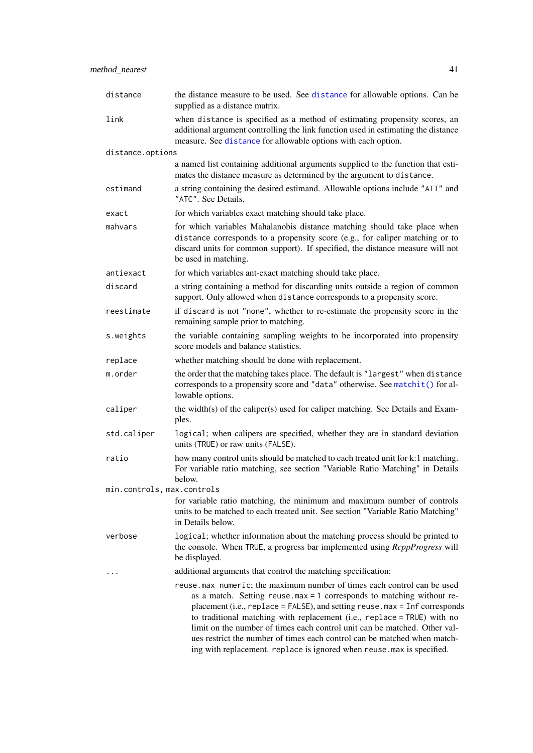`distance`
: the distance measure to be used. See `distance` for allowable options. Can be supplied as a distance matrix.

`link`
: when `distance` is specified as a method of estimating propensity scores, an additional argument controlling the link function used in estimating the distance measure. See `distance` for allowable options with each option.

`distance.options`
: a named list containing additional arguments supplied to the function that estimates the distance measure as determined by the argument to `distance`.

`estimand`
: a string containing the desired estimand. Allowable options include `"ATT"` and `"ATC"`. See Details.

`exact`
: for which variables exact matching should take place.

`mahvars`
: for which variables Mahalanobis distance matching should take place when `distance` corresponds to a propensity score (e.g., for caliper matching or to discard units for common support). If specified, the distance measure will not be used in matching.

`antiexact`
: for which variables ant-exact matching should take place.

`discard`
: a string containing a method for discarding units outside a region of common support. Only allowed when `distance` corresponds to a propensity score.

`reestimate`
: if `discard` is not `"none"`, whether to re-estimate the propensity score in the remaining sample prior to matching.

`s.weights`
: the variable containing sampling weights to be incorporated into propensity score models and balance statistics.

`replace`
: whether matching should be done with replacement.

`m.order`
: the order that the matching takes place. The default is `"largest"` when `distance` corresponds to a propensity score and `"data"` otherwise. See `matchit()` for allowable options.

`caliper`
: the width(s) of the caliper(s) used for caliper matching. See Details and Examples.

`std.caliper`
: `logical`; when calipers are specified, whether they are in standard deviation units (`TRUE`) or raw units (`FALSE`).

`ratio`
: how many control units should be matched to each treated unit for k:1 matching. For variable ratio matching, see section "Variable Ratio Matching" in Details below.

`min.controls, max.controls`
: for variable ratio matching, the minimum and maximum number of controls units to be matched to each treated unit. See section "Variable Ratio Matching" in Details below.

`verbose`
: `logical`; whether information about the matching process should be printed to the console. When `TRUE`, a progress bar implemented using *RcppProgress* will be displayed.

`...`
: additional arguments that control the matching specification:

  `reuse.max` `numeric`; the maximum number of times each control can be used as a match. Setting `reuse.max = 1` corresponds to matching without replacement (i.e., `replace = FALSE`), and setting `reuse.max = Inf` corresponds to traditional matching with replacement (i.e., `replace = TRUE`) with no limit on the number of times each control unit can be matched. Other values restrict the number of times each control can be matched when matching with replacement. `replace` is ignored when `reuse.max` is specified.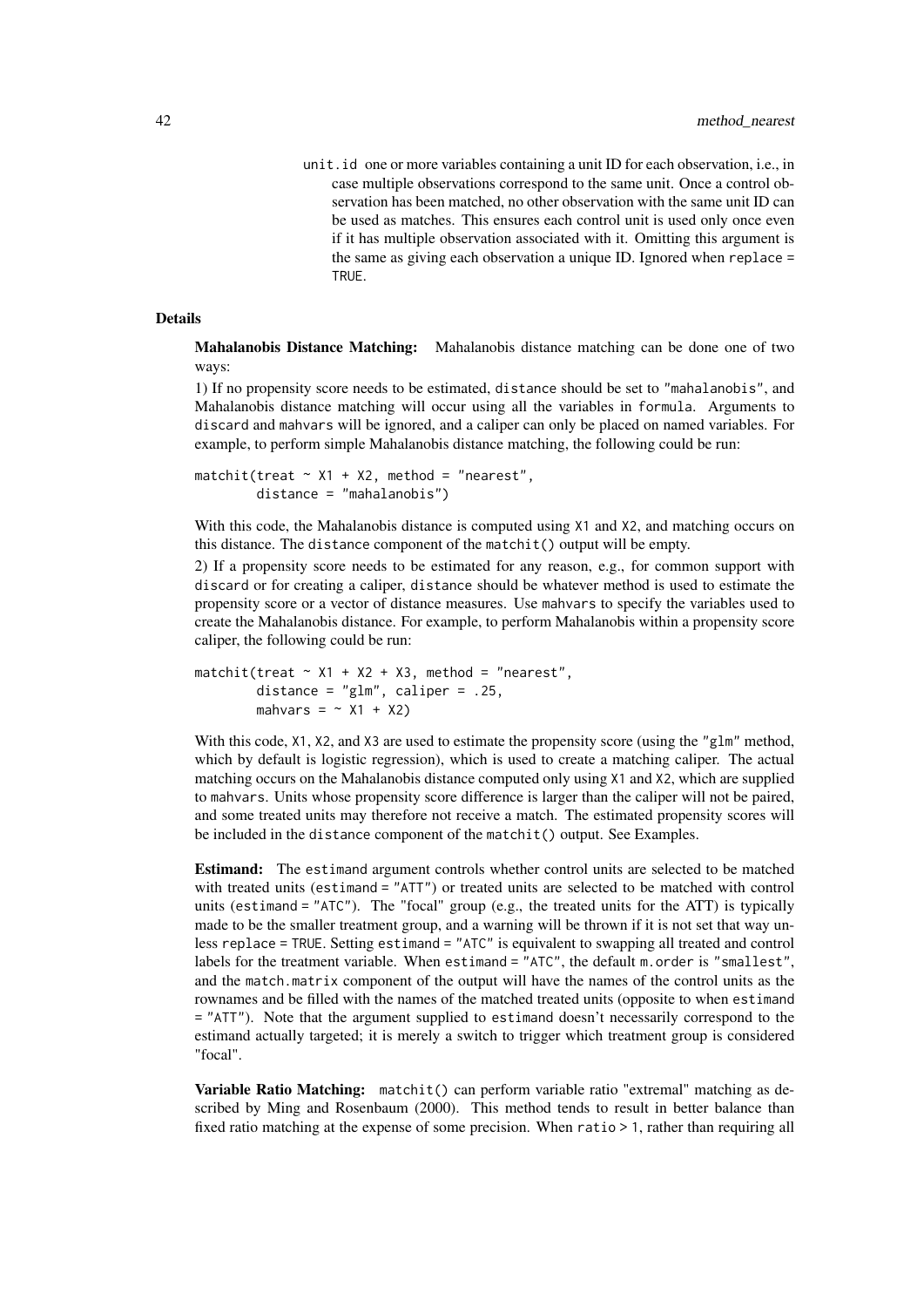unit.id one or more variables containing a unit ID for each observation, i.e., in case multiple observations correspond to the same unit. Once a control observation has been matched, no other observation with the same unit ID can be used as matches. This ensures each control unit is used only once even if it has multiple observation associated with it. Omitting this argument is the same as giving each observation a unique ID. Ignored when replace = TRUE.

## Details

**Mahalanobis Distance Matching:** Mahalanobis distance matching can be done one of two ways:

1) If no propensity score needs to be estimated, distance should be set to "mahalanobis", and Mahalanobis distance matching will occur using all the variables in formula. Arguments to discard and mahvars will be ignored, and a caliper can only be placed on named variables. For example, to perform simple Mahalanobis distance matching, the following could be run:

```
matchit(treat ~ X1 + X2, method = "nearest",
        distance = "mahalanobis")
```

With this code, the Mahalanobis distance is computed using X1 and X2, and matching occurs on this distance. The distance component of the matchit() output will be empty.

2) If a propensity score needs to be estimated for any reason, e.g., for common support with discard or for creating a caliper, distance should be whatever method is used to estimate the propensity score or a vector of distance measures. Use mahvars to specify the variables used to create the Mahalanobis distance. For example, to perform Mahalanobis within a propensity score caliper, the following could be run:

```
matchit(treat ~ X1 + X2 + X3, method = "nearest",
        distance = "glm", caliper = .25,
        mahvars = ~ X1 + X2)
```

With this code, X1, X2, and X3 are used to estimate the propensity score (using the "glm" method, which by default is logistic regression), which is used to create a matching caliper. The actual matching occurs on the Mahalanobis distance computed only using X1 and X2, which are supplied to mahvars. Units whose propensity score difference is larger than the caliper will not be paired, and some treated units may therefore not receive a match. The estimated propensity scores will be included in the distance component of the matchit() output. See Examples.

**Estimand:** The estimand argument controls whether control units are selected to be matched with treated units (estimand = "ATT") or treated units are selected to be matched with control units (estimand = "ATC"). The "focal" group (e.g., the treated units for the ATT) is typically made to be the smaller treatment group, and a warning will be thrown if it is not set that way unless replace = TRUE. Setting estimand = "ATC" is equivalent to swapping all treated and control labels for the treatment variable. When estimand = "ATC", the default m.order is "smallest", and the match.matrix component of the output will have the names of the control units as the rownames and be filled with the names of the matched treated units (opposite to when estimand = "ATT"). Note that the argument supplied to estimand doesn't necessarily correspond to the estimand actually targeted; it is merely a switch to trigger which treatment group is considered "focal".

**Variable Ratio Matching:** matchit() can perform variable ratio "extremal" matching as described by Ming and Rosenbaum (2000). This method tends to result in better balance than fixed ratio matching at the expense of some precision. When ratio > 1, rather than requiring all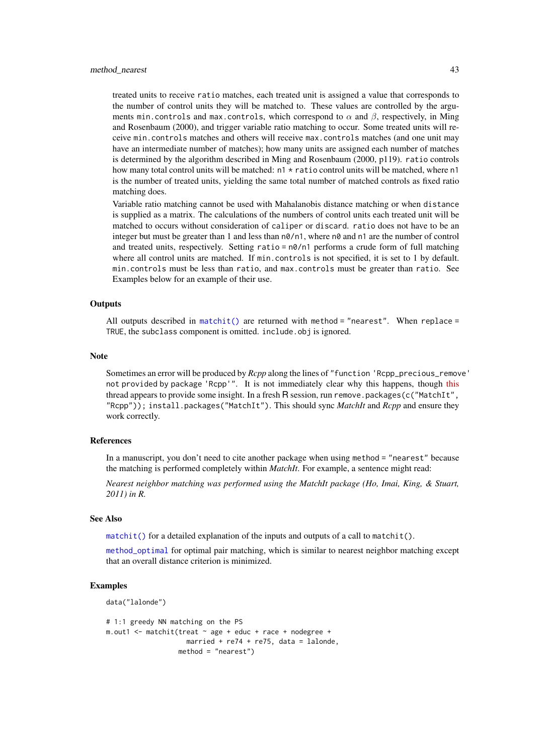treated units to receive `ratio` matches, each treated unit is assigned a value that corresponds to the number of control units they will be matched to. These values are controlled by the arguments `min.controls` and `max.controls`, which correspond to $\alpha$ and $\beta$, respectively, in Ming and Rosenbaum (2000), and trigger variable ratio matching to occur. Some treated units will receive `min.controls` matches and others will receive `max.controls` matches (and one unit may have an intermediate number of matches); how many units are assigned each number of matches is determined by the algorithm described in Ming and Rosenbaum (2000, p119). `ratio` controls how many total control units will be matched: `n1 * ratio` control units will be matched, where `n1` is the number of treated units, yielding the same total number of matched controls as fixed ratio matching does.

Variable ratio matching cannot be used with Mahalanobis distance matching or when `distance` is supplied as a matrix. The calculations of the numbers of control units each treated unit will be matched to occurs without consideration of `caliper` or `discard`. `ratio` does not have to be an integer but must be greater than 1 and less than `n0/n1`, where `n0` and `n1` are the number of control and treated units, respectively. Setting `ratio = n0/n1` performs a crude form of full matching where all control units are matched. If `min.controls` is not specified, it is set to 1 by default. `min.controls` must be less than `ratio`, and `max.controls` must be greater than `ratio`. See Examples below for an example of their use.

### Outputs

All outputs described in `matchit()` are returned with `method = "nearest"`. When `replace = TRUE`, the `subclass` component is omitted. `include.obj` is ignored.

### Note

Sometimes an error will be produced by *Rcpp* along the lines of `"function 'Rcpp_precious_remove' not provided by package 'Rcpp'"`. It is not immediately clear why this happens, though this thread appears to provide some insight. In a fresh R session, run `remove.packages(c("MatchIt", "Rcpp")); install.packages("MatchIt")`. This should sync *MatchIt* and *Rcpp* and ensure they work correctly.

### References

In a manuscript, you don't need to cite another package when using `method = "nearest"` because the matching is performed completely within *MatchIt*. For example, a sentence might read:

*Nearest neighbor matching was performed using the MatchIt package (Ho, Imai, King, & Stuart, 2011) in R.*

### See Also

`matchit()` for a detailed explanation of the inputs and outputs of a call to `matchit()`.

`method_optimal` for optimal pair matching, which is similar to nearest neighbor matching except that an overall distance criterion is minimized.

### Examples

```
data("lalonde")

# 1:1 greedy NN matching on the PS
m.out1 <- matchit(treat ~ age + educ + race + nodegree +
                    married + re74 + re75, data = lalonde,
                  method = "nearest")
```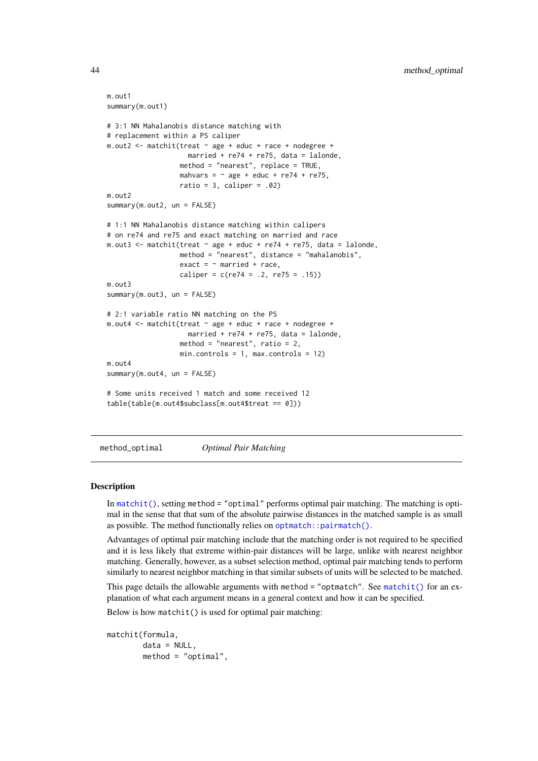```
m.out1
summary(m.out1)

# 3:1 NN Mahalanobis distance matching with
# replacement within a PS caliper
m.out2 <- matchit(treat ~ age + educ + race + nodegree +
                    married + re74 + re75, data = lalonde,
                  method = "nearest", replace = TRUE,
                  mahvars = ~ age + educ + re74 + re75,
                  ratio = 3, caliper = .02)
m.out2
summary(m.out2, un = FALSE)

# 1:1 NN Mahalanobis distance matching within calipers
# on re74 and re75 and exact matching on married and race
m.out3 <- matchit(treat ~ age + educ + re74 + re75, data = lalonde,
                  method = "nearest", distance = "mahalanobis",
                  exact = ~ married + race,
                  caliper = c(re74 = .2, re75 = .15))
m.out3
summary(m.out3, un = FALSE)

# 2:1 variable ratio NN matching on the PS
m.out4 <- matchit(treat ~ age + educ + race + nodegree +
                    married + re74 + re75, data = lalonde,
                  method = "nearest", ratio = 2,
                  min.controls = 1, max.controls = 12)
m.out4
summary(m.out4, un = FALSE)

# Some units received 1 match and some received 12
table(table(m.out4$subclass[m.out4$treat == 0]))
```

## method_optimal &nbsp;&nbsp;&nbsp; *Optimal Pair Matching*

### Description

In matchit(), setting method = "optimal" performs optimal pair matching. The matching is optimal in the sense that that sum of the absolute pairwise distances in the matched sample is as small as possible. The method functionally relies on optmatch::pairmatch().

Advantages of optimal pair matching include that the matching order is not required to be specified and it is less likely that extreme within-pair distances will be large, unlike with nearest neighbor matching. Generally, however, as a subset selection method, optimal pair matching tends to perform similarly to nearest neighbor matching in that similar subsets of units will be selected to be matched.

This page details the allowable arguments with method = "optmatch". See matchit() for an explanation of what each argument means in a general context and how it can be specified.

Below is how matchit() is used for optimal pair matching:

```
matchit(formula,
        data = NULL,
        method = "optimal",
```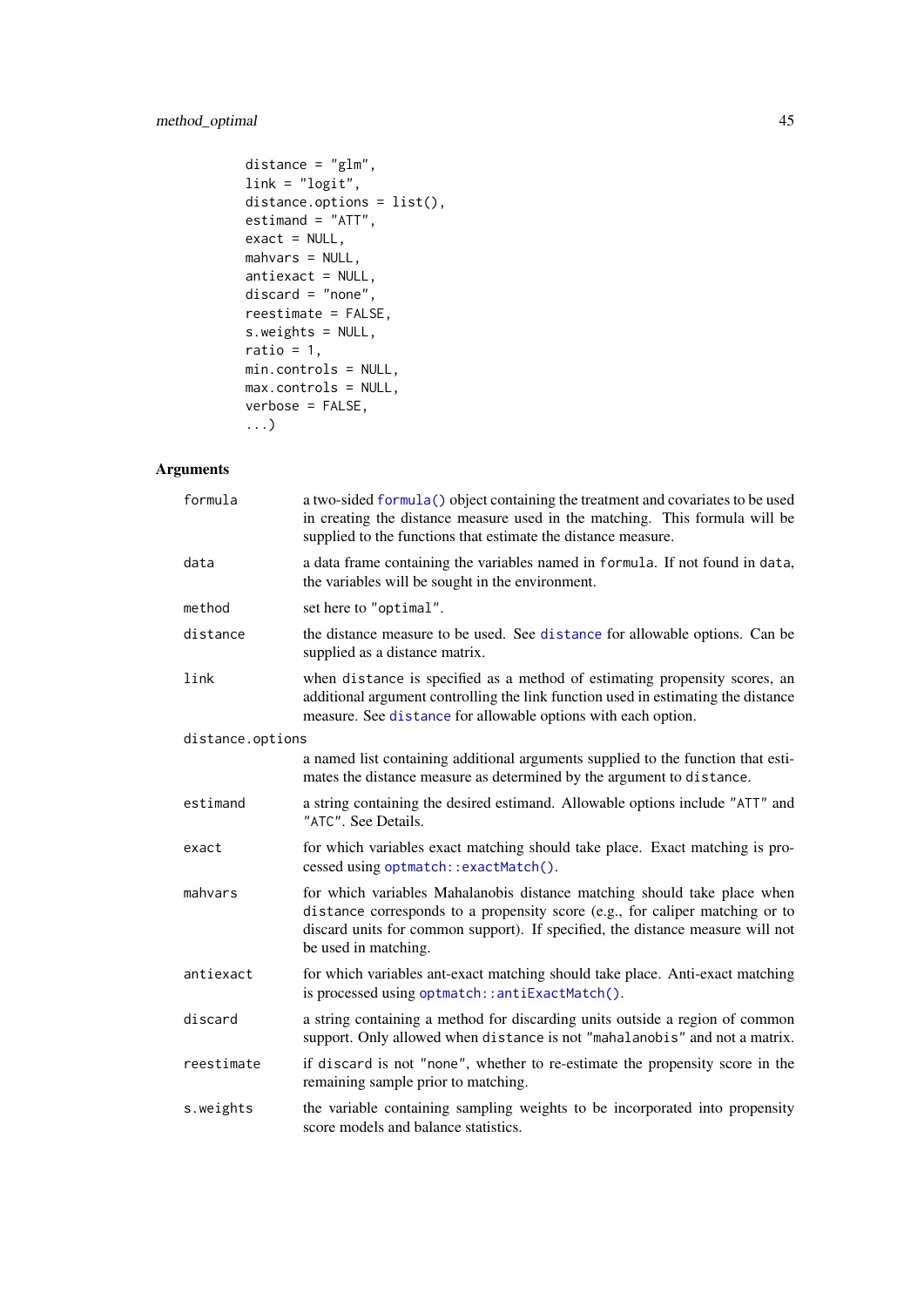```
          distance = "glm",
          link = "logit",
          distance.options = list(),
          estimand = "ATT",
          exact = NULL,
          mahvars = NULL,
          antiexact = NULL,
          discard = "none",
          reestimate = FALSE,
          s.weights = NULL,
          ratio = 1,
          min.controls = NULL,
          max.controls = NULL,
          verbose = FALSE,
          ...)
```

### Arguments

`formula` — a two-sided `formula()` object containing the treatment and covariates to be used in creating the distance measure used in the matching. This formula will be supplied to the functions that estimate the distance measure.

`data` — a data frame containing the variables named in `formula`. If not found in `data`, the variables will be sought in the environment.

`method` — set here to `"optimal"`.

`distance` — the distance measure to be used. See `distance` for allowable options. Can be supplied as a distance matrix.

`link` — when `distance` is specified as a method of estimating propensity scores, an additional argument controlling the link function used in estimating the distance measure. See `distance` for allowable options with each option.

`distance.options` — a named list containing additional arguments supplied to the function that estimates the distance measure as determined by the argument to `distance`.

`estimand` — a string containing the desired estimand. Allowable options include `"ATT"` and `"ATC"`. See Details.

`exact` — for which variables exact matching should take place. Exact matching is processed using `optmatch::exactMatch()`.

`mahvars` — for which variables Mahalanobis distance matching should take place when `distance` corresponds to a propensity score (e.g., for caliper matching or to discard units for common support). If specified, the distance measure will not be used in matching.

`antiexact` — for which variables ant-exact matching should take place. Anti-exact matching is processed using `optmatch::antiExactMatch()`.

`discard` — a string containing a method for discarding units outside a region of common support. Only allowed when `distance` is not `"mahalanobis"` and not a matrix.

`reestimate` — if `discard` is not `"none"`, whether to re-estimate the propensity score in the remaining sample prior to matching.

`s.weights` — the variable containing sampling weights to be incorporated into propensity score models and balance statistics.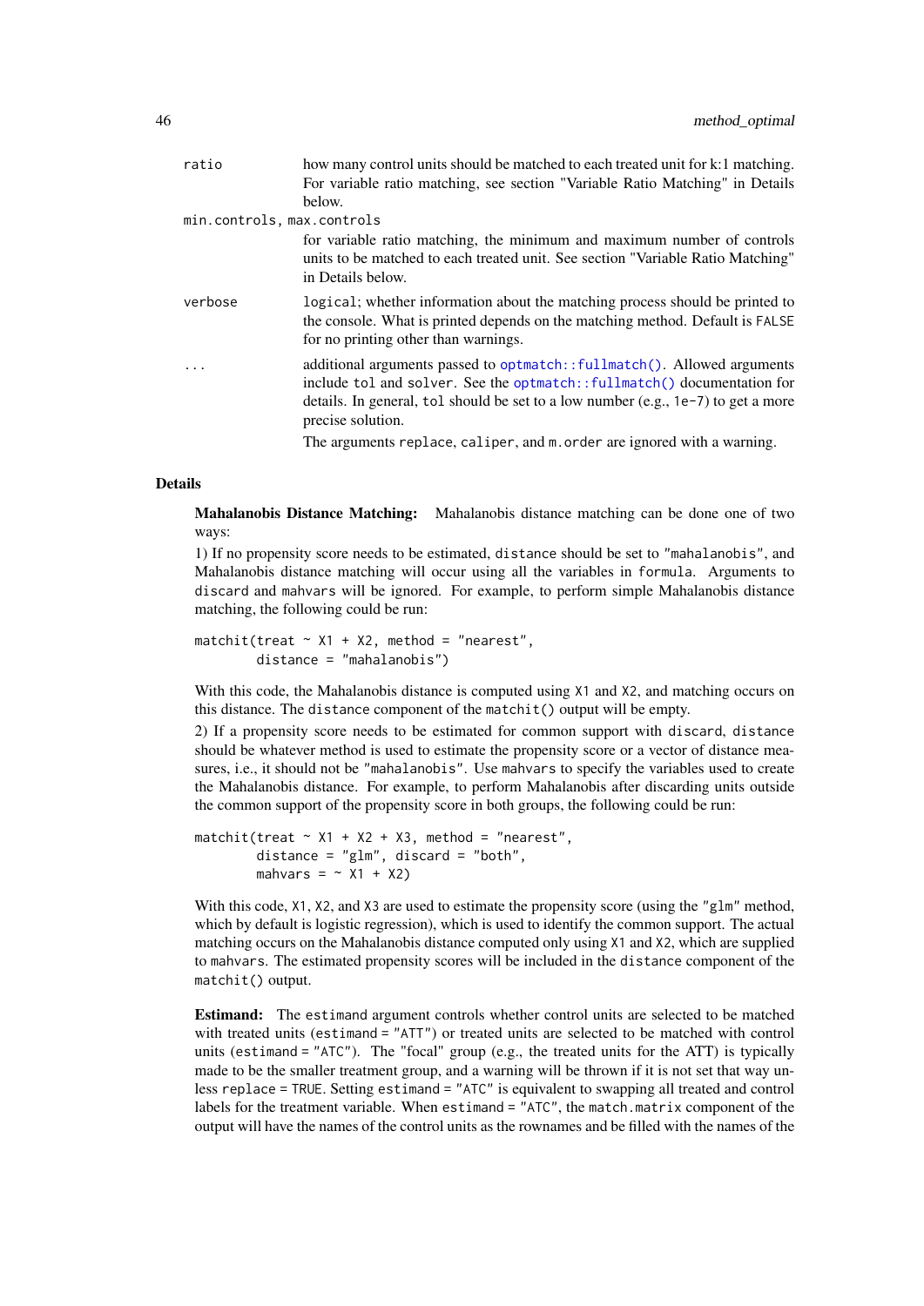`ratio`
: how many control units should be matched to each treated unit for k:1 matching. For variable ratio matching, see section "Variable Ratio Matching" in Details below.

`min.controls, max.controls`
: for variable ratio matching, the minimum and maximum number of controls units to be matched to each treated unit. See section "Variable Ratio Matching" in Details below.

`verbose`
: `logical`; whether information about the matching process should be printed to the console. What is printed depends on the matching method. Default is `FALSE` for no printing other than warnings.

`...`
: additional arguments passed to `optmatch::fullmatch()`. Allowed arguments include `tol` and `solver`. See the `optmatch::fullmatch()` documentation for details. In general, `tol` should be set to a low number (e.g., `1e-7`) to get a more precise solution.

  The arguments `replace`, `caliper`, and `m.order` are ignored with a warning.

## Details

**Mahalanobis Distance Matching:** Mahalanobis distance matching can be done one of two ways:

1) If no propensity score needs to be estimated, `distance` should be set to `"mahalanobis"`, and Mahalanobis distance matching will occur using all the variables in `formula`. Arguments to `discard` and `mahvars` will be ignored. For example, to perform simple Mahalanobis distance matching, the following could be run:

```
matchit(treat ~ X1 + X2, method = "nearest",
        distance = "mahalanobis")
```

With this code, the Mahalanobis distance is computed using `X1` and `X2`, and matching occurs on this distance. The `distance` component of the `matchit()` output will be empty.

2) If a propensity score needs to be estimated for common support with `discard`, `distance` should be whatever method is used to estimate the propensity score or a vector of distance measures, i.e., it should not be `"mahalanobis"`. Use `mahvars` to specify the variables used to create the Mahalanobis distance. For example, to perform Mahalanobis after discarding units outside the common support of the propensity score in both groups, the following could be run:

```
matchit(treat ~ X1 + X2 + X3, method = "nearest",
        distance = "glm", discard = "both",
        mahvars = ~ X1 + X2)
```

With this code, `X1`, `X2`, and `X3` are used to estimate the propensity score (using the `"glm"` method, which by default is logistic regression), which is used to identify the common support. The actual matching occurs on the Mahalanobis distance computed only using `X1` and `X2`, which are supplied to `mahvars`. The estimated propensity scores will be included in the `distance` component of the `matchit()` output.

**Estimand:** The `estimand` argument controls whether control units are selected to be matched with treated units (`estimand = "ATT"`) or treated units are selected to be matched with control units (`estimand = "ATC"`). The "focal" group (e.g., the treated units for the ATT) is typically made to be the smaller treatment group, and a warning will be thrown if it is not set that way unless `replace = TRUE`. Setting `estimand = "ATC"` is equivalent to swapping all treated and control labels for the treatment variable. When `estimand = "ATC"`, the `match.matrix` component of the output will have the names of the control units as the rownames and be filled with the names of the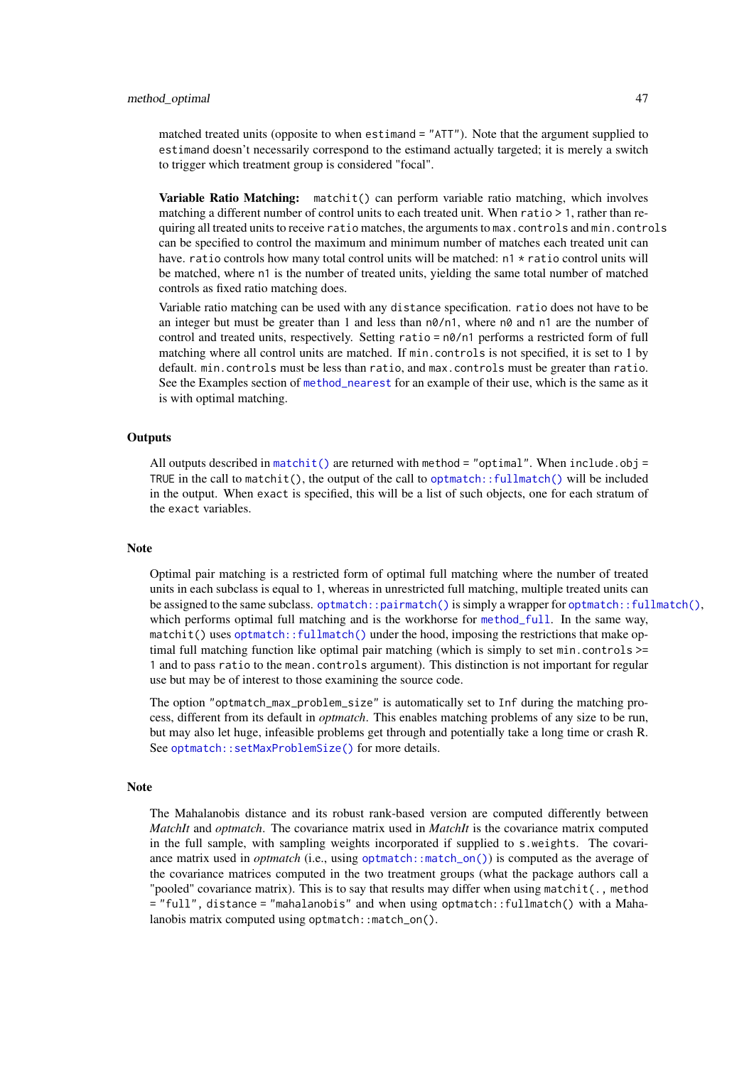matched treated units (opposite to when `estimand = "ATT"`). Note that the argument supplied to `estimand` doesn't necessarily correspond to the estimand actually targeted; it is merely a switch to trigger which treatment group is considered "focal".

**Variable Ratio Matching:** `matchit()` can perform variable ratio matching, which involves matching a different number of control units to each treated unit. When `ratio > 1`, rather than requiring all treated units to receive `ratio` matches, the arguments to `max.controls` and `min.controls` can be specified to control the maximum and minimum number of matches each treated unit can have. `ratio` controls how many total control units will be matched: `n1 * ratio` control units will be matched, where `n1` is the number of treated units, yielding the same total number of matched controls as fixed ratio matching does.

Variable ratio matching can be used with any `distance` specification. `ratio` does not have to be an integer but must be greater than 1 and less than `n0/n1`, where `n0` and `n1` are the number of control and treated units, respectively. Setting `ratio = n0/n1` performs a restricted form of full matching where all control units are matched. If `min.controls` is not specified, it is set to 1 by default. `min.controls` must be less than `ratio`, and `max.controls` must be greater than `ratio`. See the Examples section of method_nearest for an example of their use, which is the same as it is with optimal matching.

## Outputs

All outputs described in `matchit()` are returned with `method = "optimal"`. When `include.obj = TRUE` in the call to `matchit()`, the output of the call to `optmatch::fullmatch()` will be included in the output. When `exact` is specified, this will be a list of such objects, one for each stratum of the `exact` variables.

## Note

Optimal pair matching is a restricted form of optimal full matching where the number of treated units in each subclass is equal to 1, whereas in unrestricted full matching, multiple treated units can be assigned to the same subclass. `optmatch::pairmatch()` is simply a wrapper for `optmatch::fullmatch()`, which performs optimal full matching and is the workhorse for method_full. In the same way, `matchit()` uses `optmatch::fullmatch()` under the hood, imposing the restrictions that make optimal full matching function like optimal pair matching (which is simply to set `min.controls >= 1` and to pass `ratio` to the `mean.controls` argument). This distinction is not important for regular use but may be of interest to those examining the source code.

The option `"optmatch_max_problem_size"` is automatically set to `Inf` during the matching process, different from its default in *optmatch*. This enables matching problems of any size to be run, but may also let huge, infeasible problems get through and potentially take a long time or crash R. See `optmatch::setMaxProblemSize()` for more details.

## Note

The Mahalanobis distance and its robust rank-based version are computed differently between *MatchIt* and *optmatch*. The covariance matrix used in *MatchIt* is the covariance matrix computed in the full sample, with sampling weights incorporated if supplied to `s.weights`. The covariance matrix used in *optmatch* (i.e., using `optmatch::match_on()`) is computed as the average of the covariance matrices computed in the two treatment groups (what the package authors call a "pooled" covariance matrix). This is to say that results may differ when using `matchit(., method = "full", distance = "mahalanobis"` and when using `optmatch::fullmatch()` with a Mahalanobis matrix computed using `optmatch::match_on()`.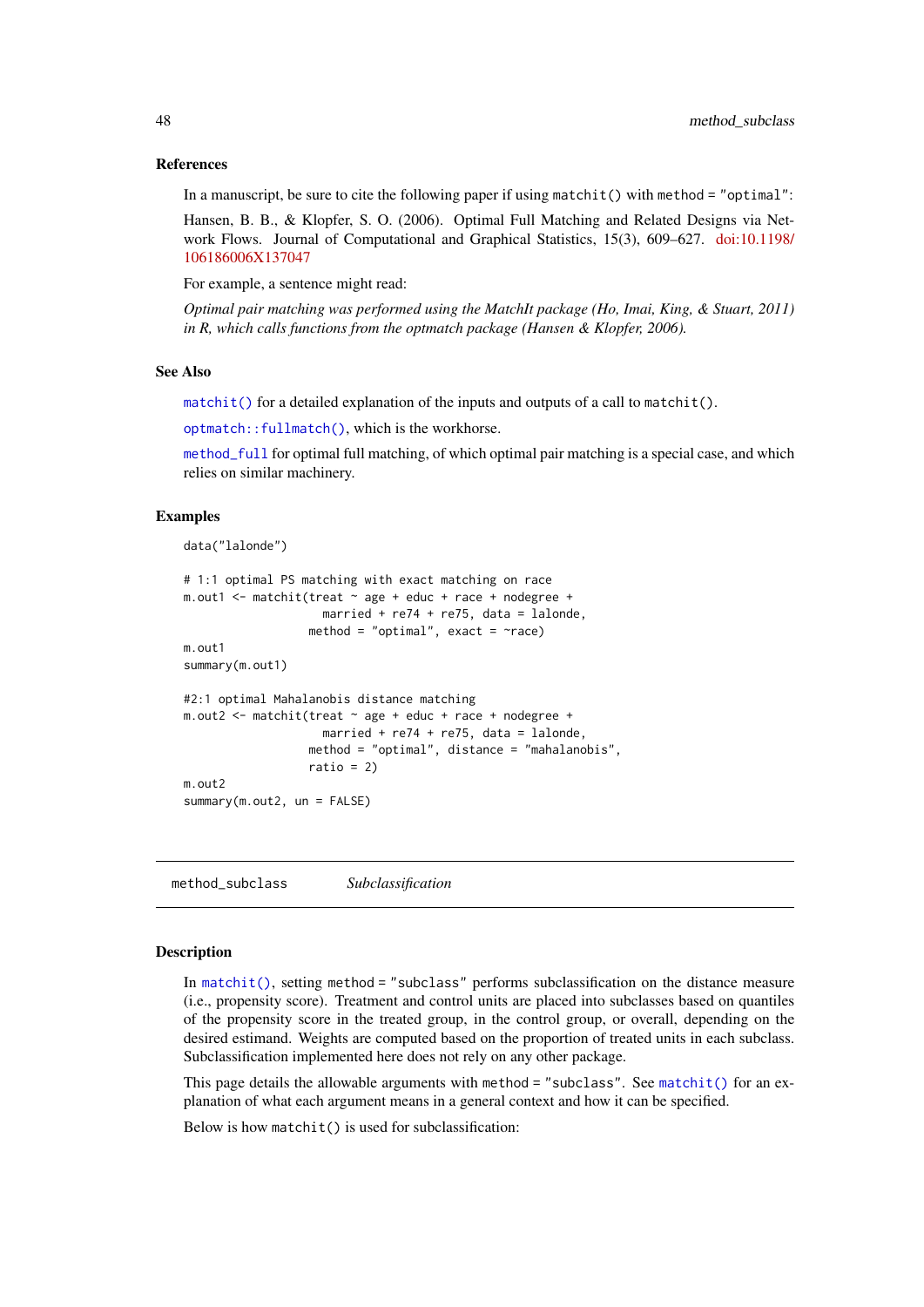### References

In a manuscript, be sure to cite the following paper if using `matchit()` with `method = "optimal"`:

Hansen, B. B., & Klopfer, S. O. (2006). Optimal Full Matching and Related Designs via Network Flows. Journal of Computational and Graphical Statistics, 15(3), 609–627. doi:10.1198/106186006X137047

For example, a sentence might read:

*Optimal pair matching was performed using the MatchIt package (Ho, Imai, King, & Stuart, 2011) in R, which calls functions from the optmatch package (Hansen & Klopfer, 2006).*

### See Also

`matchit()` for a detailed explanation of the inputs and outputs of a call to `matchit()`.

`optmatch::fullmatch()`, which is the workhorse.

`method_full` for optimal full matching, of which optimal pair matching is a special case, and which relies on similar machinery.

### Examples

```
data("lalonde")

# 1:1 optimal PS matching with exact matching on race
m.out1 <- matchit(treat ~ age + educ + race + nodegree +
                    married + re74 + re75, data = lalonde,
                  method = "optimal", exact = ~race)
m.out1
summary(m.out1)

#2:1 optimal Mahalanobis distance matching
m.out2 <- matchit(treat ~ age + educ + race + nodegree +
                    married + re74 + re75, data = lalonde,
                  method = "optimal", distance = "mahalanobis",
                  ratio = 2)
m.out2
summary(m.out2, un = FALSE)
```

---

## method_subclass *Subclassification*

### Description

In `matchit()`, setting `method = "subclass"` performs subclassification on the distance measure (i.e., propensity score). Treatment and control units are placed into subclasses based on quantiles of the propensity score in the treated group, in the control group, or overall, depending on the desired estimand. Weights are computed based on the proportion of treated units in each subclass. Subclassification implemented here does not rely on any other package.

This page details the allowable arguments with `method = "subclass"`. See `matchit()` for an explanation of what each argument means in a general context and how it can be specified.

Below is how `matchit()` is used for subclassification: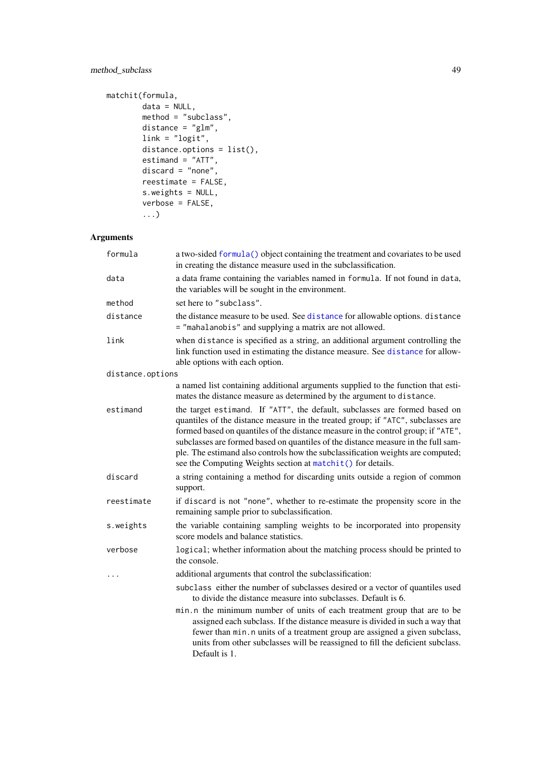```
matchit(formula,
        data = NULL,
        method = "subclass",
        distance = "glm",
        link = "logit",
        distance.options = list(),
        estimand = "ATT",
        discard = "none",
        reestimate = FALSE,
        s.weights = NULL,
        verbose = FALSE,
        ...)
```

## Arguments

`formula` a two-sided `formula()` object containing the treatment and covariates to be used in creating the distance measure used in the subclassification.

`data` a data frame containing the variables named in `formula`. If not found in `data`, the variables will be sought in the environment.

`method` set here to `"subclass"`.

`distance` the distance measure to be used. See `distance` for allowable options. `distance = "mahalanobis"` and supplying a matrix are not allowed.

`link` when `distance` is specified as a string, an additional argument controlling the link function used in estimating the distance measure. See `distance` for allowable options with each option.

`distance.options` a named list containing additional arguments supplied to the function that estimates the distance measure as determined by the argument to `distance`.

`estimand` the target estimand. If `"ATT"`, the default, subclasses are formed based on quantiles of the distance measure in the treated group; if `"ATC"`, subclasses are formed based on quantiles of the distance measure in the control group; if `"ATE"`, subclasses are formed based on quantiles of the distance measure in the full sample. The estimand also controls how the subclassification weights are computed; see the Computing Weights section at `matchit()` for details.

`discard` a string containing a method for discarding units outside a region of common support.

`reestimate` if `discard` is not `"none"`, whether to re-estimate the propensity score in the remaining sample prior to subclassification.

`s.weights` the variable containing sampling weights to be incorporated into propensity score models and balance statistics.

`verbose` `logical`; whether information about the matching process should be printed to the console.

`...` additional arguments that control the subclassification:

- `subclass` either the number of subclasses desired or a vector of quantiles used to divide the distance measure into subclasses. Default is 6.
- `min.n` the minimum number of units of each treatment group that are to be assigned each subclass. If the distance measure is divided in such a way that fewer than `min.n` units of a treatment group are assigned a given subclass, units from other subclasses will be reassigned to fill the deficient subclass. Default is 1.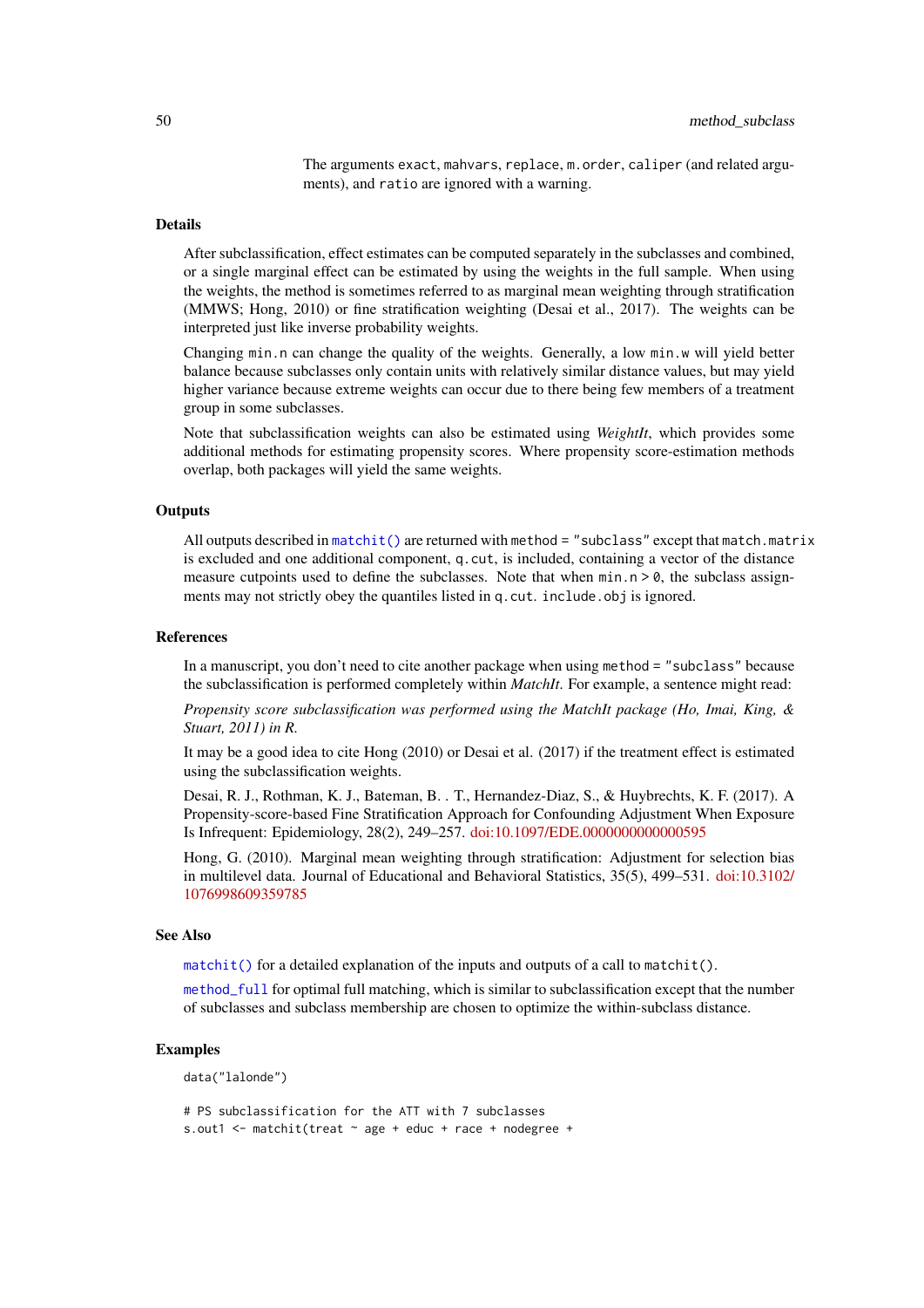The arguments `exact`, `mahvars`, `replace`, `m.order`, `caliper` (and related arguments), and `ratio` are ignored with a warning.

## Details

After subclassification, effect estimates can be computed separately in the subclasses and combined, or a single marginal effect can be estimated by using the weights in the full sample. When using the weights, the method is sometimes referred to as marginal mean weighting through stratification (MMWS; Hong, 2010) or fine stratification weighting (Desai et al., 2017). The weights can be interpreted just like inverse probability weights.

Changing `min.n` can change the quality of the weights. Generally, a low `min.w` will yield better balance because subclasses only contain units with relatively similar distance values, but may yield higher variance because extreme weights can occur due to there being few members of a treatment group in some subclasses.

Note that subclassification weights can also be estimated using *WeightIt*, which provides some additional methods for estimating propensity scores. Where propensity score-estimation methods overlap, both packages will yield the same weights.

## Outputs

All outputs described in `matchit()` are returned with `method = "subclass"` except that `match.matrix` is excluded and one additional component, `q.cut`, is included, containing a vector of the distance measure cutpoints used to define the subclasses. Note that when `min.n > 0`, the subclass assignments may not strictly obey the quantiles listed in `q.cut`. `include.obj` is ignored.

## References

In a manuscript, you don't need to cite another package when using `method = "subclass"` because the subclassification is performed completely within *MatchIt*. For example, a sentence might read:

*Propensity score subclassification was performed using the MatchIt package (Ho, Imai, King, & Stuart, 2011) in R.*

It may be a good idea to cite Hong (2010) or Desai et al. (2017) if the treatment effect is estimated using the subclassification weights.

Desai, R. J., Rothman, K. J., Bateman, B. . T., Hernandez-Diaz, S., & Huybrechts, K. F. (2017). A Propensity-score-based Fine Stratification Approach for Confounding Adjustment When Exposure Is Infrequent: Epidemiology, 28(2), 249–257. doi:10.1097/EDE.0000000000000595

Hong, G. (2010). Marginal mean weighting through stratification: Adjustment for selection bias in multilevel data. Journal of Educational and Behavioral Statistics, 35(5), 499–531. doi:10.3102/1076998609359785

## See Also

`matchit()` for a detailed explanation of the inputs and outputs of a call to `matchit()`.

`method_full` for optimal full matching, which is similar to subclassification except that the number of subclasses and subclass membership are chosen to optimize the within-subclass distance.

## Examples

```
data("lalonde")

# PS subclassification for the ATT with 7 subclasses
s.out1 <- matchit(treat ~ age + educ + race + nodegree +
```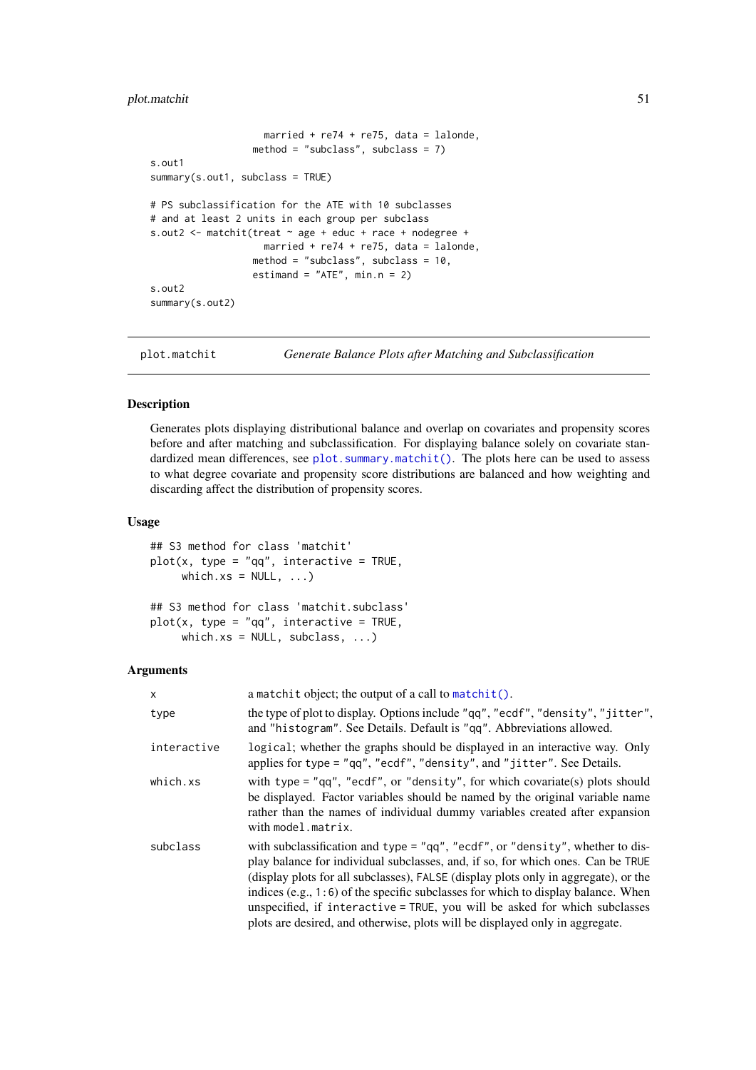```
                    married + re74 + re75, data = lalonde,
                  method = "subclass", subclass = 7)
s.out1
summary(s.out1, subclass = TRUE)

# PS subclassification for the ATE with 10 subclasses
# and at least 2 units in each group per subclass
s.out2 <- matchit(treat ~ age + educ + race + nodegree +
                    married + re74 + re75, data = lalonde,
                  method = "subclass", subclass = 10,
                  estimand = "ATE", min.n = 2)
s.out2
summary(s.out2)
```

---

`plot.matchit` *Generate Balance Plots after Matching and Subclassification*

---

### Description

Generates plots displaying distributional balance and overlap on covariates and propensity scores before and after matching and subclassification. For displaying balance solely on covariate standardized mean differences, see `plot.summary.matchit()`. The plots here can be used to assess to what degree covariate and propensity score distributions are balanced and how weighting and discarding affect the distribution of propensity scores.

### Usage

```
## S3 method for class 'matchit'
plot(x, type = "qq", interactive = TRUE,
     which.xs = NULL, ...)

## S3 method for class 'matchit.subclass'
plot(x, type = "qq", interactive = TRUE,
     which.xs = NULL, subclass, ...)
```

### Arguments

| | |
|---|---|
| x | a `matchit` object; the output of a call to `matchit()`. |
| type | the type of plot to display. Options include `"qq"`, `"ecdf"`, `"density"`, `"jitter"`, and `"histogram"`. See Details. Default is `"qq"`. Abbreviations allowed. |
| interactive | `logical`; whether the graphs should be displayed in an interactive way. Only applies for `type = "qq"`, `"ecdf"`, `"density"`, and `"jitter"`. See Details. |
| which.xs | with `type = "qq"`, `"ecdf"`, or `"density"`, for which covariate(s) plots should be displayed. Factor variables should be named by the original variable name rather than the names of individual dummy variables created after expansion with `model.matrix`. |
| subclass | with subclassification and `type = "qq"`, `"ecdf"`, or `"density"`, whether to display balance for individual subclasses, and, if so, for which ones. Can be `TRUE` (display plots for all subclasses), `FALSE` (display plots only in aggregate), or the indices (e.g., `1:6`) of the specific subclasses for which to display balance. When unspecified, if `interactive = TRUE`, you will be asked for which subclasses plots are desired, and otherwise, plots will be displayed only in aggregate. |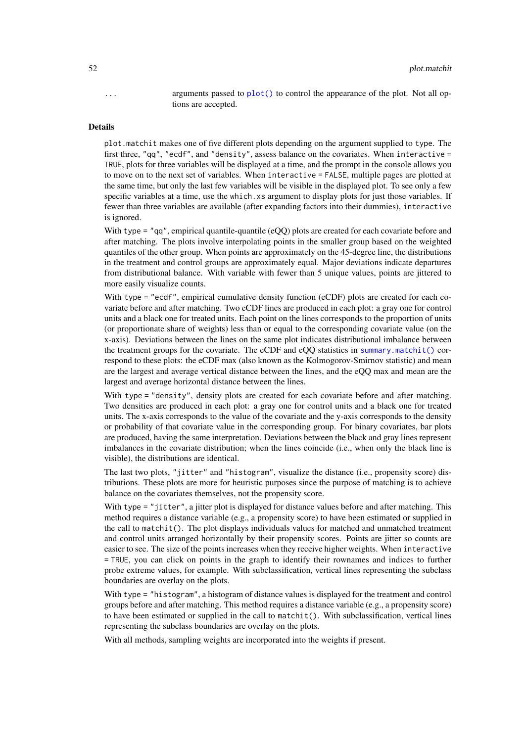`...` arguments passed to `plot()` to control the appearance of the plot. Not all options are accepted.

## Details

`plot.matchit` makes one of five different plots depending on the argument supplied to `type`. The first three, `"qq"`, `"ecdf"`, and `"density"`, assess balance on the covariates. When `interactive = TRUE`, plots for three variables will be displayed at a time, and the prompt in the console allows you to move on to the next set of variables. When `interactive = FALSE`, multiple pages are plotted at the same time, but only the last few variables will be visible in the displayed plot. To see only a few specific variables at a time, use the `which.xs` argument to display plots for just those variables. If fewer than three variables are available (after expanding factors into their dummies), `interactive` is ignored.

With `type = "qq"`, empirical quantile-quantile (eQQ) plots are created for each covariate before and after matching. The plots involve interpolating points in the smaller group based on the weighted quantiles of the other group. When points are approximately on the 45-degree line, the distributions in the treatment and control groups are approximately equal. Major deviations indicate departures from distributional balance. With variable with fewer than 5 unique values, points are jittered to more easily visualize counts.

With `type = "ecdf"`, empirical cumulative density function (eCDF) plots are created for each covariate before and after matching. Two eCDF lines are produced in each plot: a gray one for control units and a black one for treated units. Each point on the lines corresponds to the proportion of units (or proportionate share of weights) less than or equal to the corresponding covariate value (on the x-axis). Deviations between the lines on the same plot indicates distributional imbalance between the treatment groups for the covariate. The eCDF and eQQ statistics in `summary.matchit()` correspond to these plots: the eCDF max (also known as the Kolmogorov-Smirnov statistic) and mean are the largest and average vertical distance between the lines, and the eQQ max and mean are the largest and average horizontal distance between the lines.

With `type = "density"`, density plots are created for each covariate before and after matching. Two densities are produced in each plot: a gray one for control units and a black one for treated units. The x-axis corresponds to the value of the covariate and the y-axis corresponds to the density or probability of that covariate value in the corresponding group. For binary covariates, bar plots are produced, having the same interpretation. Deviations between the black and gray lines represent imbalances in the covariate distribution; when the lines coincide (i.e., when only the black line is visible), the distributions are identical.

The last two plots, `"jitter"` and `"histogram"`, visualize the distance (i.e., propensity score) distributions. These plots are more for heuristic purposes since the purpose of matching is to achieve balance on the covariates themselves, not the propensity score.

With `type = "jitter"`, a jitter plot is displayed for distance values before and after matching. This method requires a distance variable (e.g., a propensity score) to have been estimated or supplied in the call to `matchit()`. The plot displays individuals values for matched and unmatched treatment and control units arranged horizontally by their propensity scores. Points are jitter so counts are easier to see. The size of the points increases when they receive higher weights. When `interactive = TRUE`, you can click on points in the graph to identify their rownames and indices to further probe extreme values, for example. With subclassification, vertical lines representing the subclass boundaries are overlay on the plots.

With `type = "histogram"`, a histogram of distance values is displayed for the treatment and control groups before and after matching. This method requires a distance variable (e.g., a propensity score) to have been estimated or supplied in the call to `matchit()`. With subclassification, vertical lines representing the subclass boundaries are overlay on the plots.

With all methods, sampling weights are incorporated into the weights if present.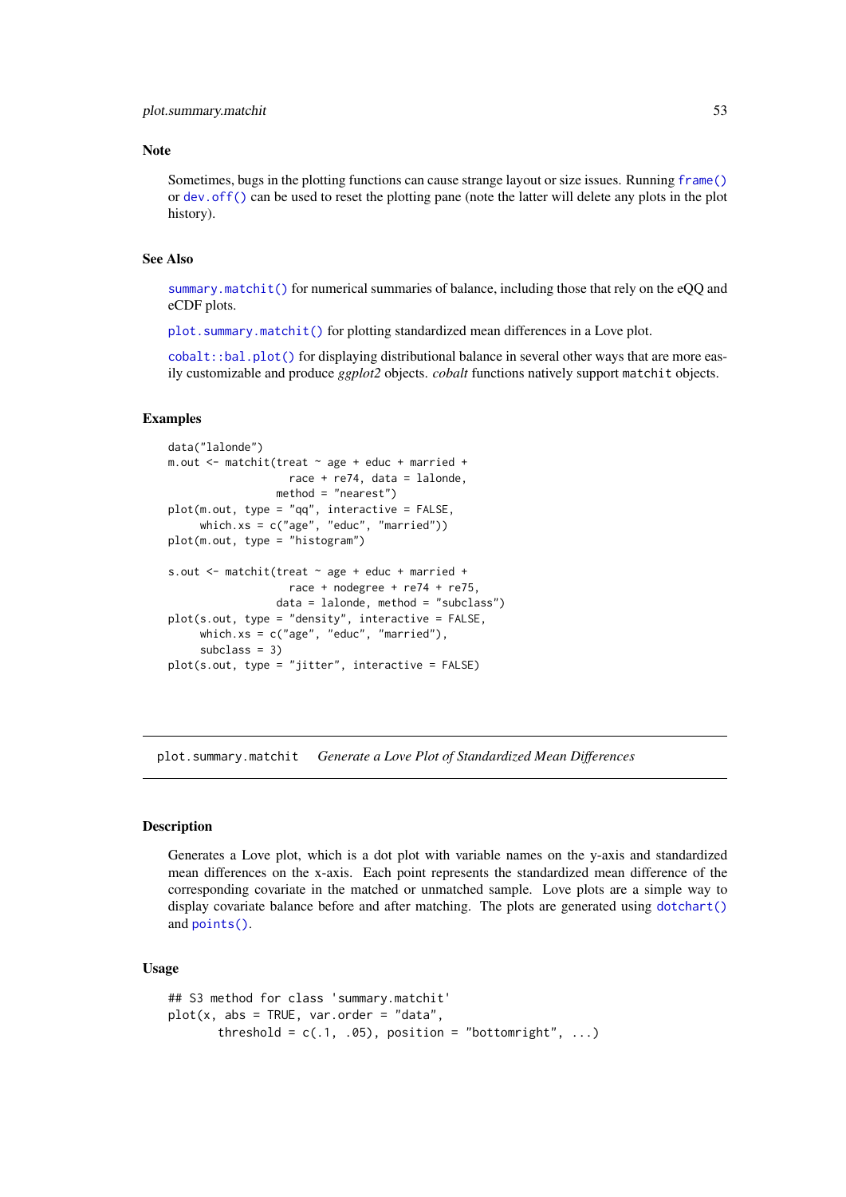### Note

Sometimes, bugs in the plotting functions can cause strange layout or size issues. Running `frame()` or `dev.off()` can be used to reset the plotting pane (note the latter will delete any plots in the plot history).

### See Also

`summary.matchit()` for numerical summaries of balance, including those that rely on the eQQ and eCDF plots.

`plot.summary.matchit()` for plotting standardized mean differences in a Love plot.

`cobalt::bal.plot()` for displaying distributional balance in several other ways that are more easily customizable and produce *ggplot2* objects. *cobalt* functions natively support `matchit` objects.

### Examples

```
data("lalonde")
m.out <- matchit(treat ~ age + educ + married +
                   race + re74, data = lalonde,
                 method = "nearest")
plot(m.out, type = "qq", interactive = FALSE,
     which.xs = c("age", "educ", "married"))
plot(m.out, type = "histogram")

s.out <- matchit(treat ~ age + educ + married +
                   race + nodegree + re74 + re75,
                 data = lalonde, method = "subclass")
plot(s.out, type = "density", interactive = FALSE,
     which.xs = c("age", "educ", "married"),
     subclass = 3)
plot(s.out, type = "jitter", interactive = FALSE)
```

---

## plot.summary.matchit — *Generate a Love Plot of Standardized Mean Differences*

### Description

Generates a Love plot, which is a dot plot with variable names on the y-axis and standardized mean differences on the x-axis. Each point represents the standardized mean difference of the corresponding covariate in the matched or unmatched sample. Love plots are a simple way to display covariate balance before and after matching. The plots are generated using `dotchart()` and `points()`.

### Usage

```
## S3 method for class 'summary.matchit'
plot(x, abs = TRUE, var.order = "data",
       threshold = c(.1, .05), position = "bottomright", ...)
```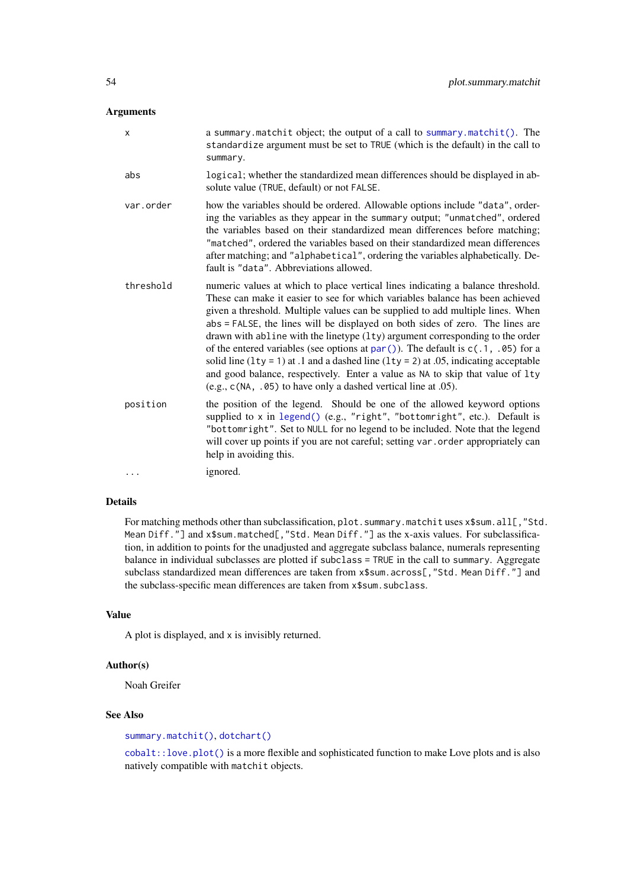## Arguments

- **x**: a `summary.matchit` object; the output of a call to `summary.matchit()`. The `standardize` argument must be set to `TRUE` (which is the default) in the call to `summary`.
- **abs**: `logical`; whether the standardized mean differences should be displayed in absolute value (`TRUE`, default) or not `FALSE`.
- **var.order**: how the variables should be ordered. Allowable options include `"data"`, ordering the variables as they appear in the `summary` output; `"unmatched"`, ordered the variables based on their standardized mean differences before matching; `"matched"`, ordered the variables based on their standardized mean differences after matching; and `"alphabetical"`, ordering the variables alphabetically. Default is `"data"`. Abbreviations allowed.
- **threshold**: numeric values at which to place vertical lines indicating a balance threshold. These can make it easier to see for which variables balance has been achieved given a threshold. Multiple values can be supplied to add multiple lines. When `abs = FALSE`, the lines will be displayed on both sides of zero. The lines are drawn with `abline` with the linetype (`lty`) argument corresponding to the order of the entered variables (see options at `par()`). The default is `c(.1, .05)` for a solid line (`lty = 1`) at .1 and a dashed line (`lty = 2`) at .05, indicating acceptable and good balance, respectively. Enter a value as `NA` to skip that value of `lty` (e.g., `c(NA, .05)` to have only a dashed vertical line at .05).
- **position**: the position of the legend. Should be one of the allowed keyword options supplied to `x` in `legend()` (e.g., `"right"`, `"bottomright"`, etc.). Default is `"bottomright"`. Set to `NULL` for no legend to be included. Note that the legend will cover up points if you are not careful; setting `var.order` appropriately can help in avoiding this.
- **...**: ignored.

## Details

For matching methods other than subclassification, `plot.summary.matchit` uses `x$sum.all[,"Std. Mean Diff."]` and `x$sum.matched[,"Std. Mean Diff."]` as the x-axis values. For subclassification, in addition to points for the unadjusted and aggregate subclass balance, numerals representing balance in individual subclasses are plotted if `subclass = TRUE` in the call to `summary`. Aggregate subclass standardized mean differences are taken from `x$sum.across[,"Std. Mean Diff."]` and the subclass-specific mean differences are taken from `x$sum.subclass`.

## Value

A plot is displayed, and `x` is invisibly returned.

## Author(s)

Noah Greifer

## See Also

`summary.matchit()`, `dotchart()`

`cobalt::love.plot()` is a more flexible and sophisticated function to make Love plots and is also natively compatible with `matchit` objects.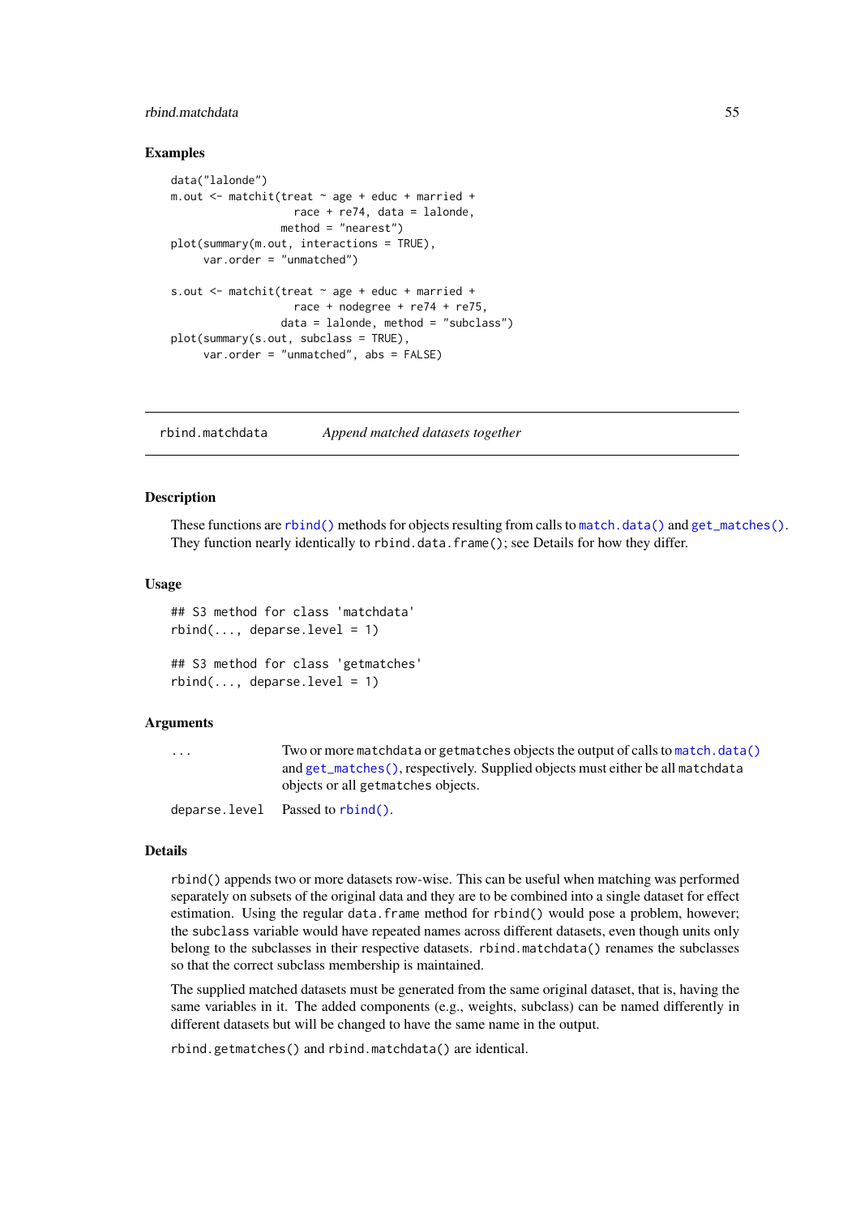### Examples

```
data("lalonde")
m.out <- matchit(treat ~ age + educ + married +
                   race + re74, data = lalonde,
                 method = "nearest")
plot(summary(m.out, interactions = TRUE),
     var.order = "unmatched")

s.out <- matchit(treat ~ age + educ + married +
                   race + nodegree + re74 + re75,
                 data = lalonde, method = "subclass")
plot(summary(s.out, subclass = TRUE),
     var.order = "unmatched", abs = FALSE)
```

---

## rbind.matchdata — *Append matched datasets together*

---

### Description

These functions are rbind() methods for objects resulting from calls to match.data() and get_matches(). They function nearly identically to rbind.data.frame(); see Details for how they differ.

### Usage

```
## S3 method for class 'matchdata'
rbind(..., deparse.level = 1)

## S3 method for class 'getmatches'
rbind(..., deparse.level = 1)
```

### Arguments

| | |
|---|---|
| `...` | Two or more matchdata or getmatches objects the output of calls to match.data() and get_matches(), respectively. Supplied objects must either be all matchdata objects or all getmatches objects. |
| `deparse.level` | Passed to rbind(). |

### Details

rbind() appends two or more datasets row-wise. This can be useful when matching was performed separately on subsets of the original data and they are to be combined into a single dataset for effect estimation. Using the regular data.frame method for rbind() would pose a problem, however; the subclass variable would have repeated names across different datasets, even though units only belong to the subclasses in their respective datasets. rbind.matchdata() renames the subclasses so that the correct subclass membership is maintained.

The supplied matched datasets must be generated from the same original dataset, that is, having the same variables in it. The added components (e.g., weights, subclass) can be named differently in different datasets but will be changed to have the same name in the output.

rbind.getmatches() and rbind.matchdata() are identical.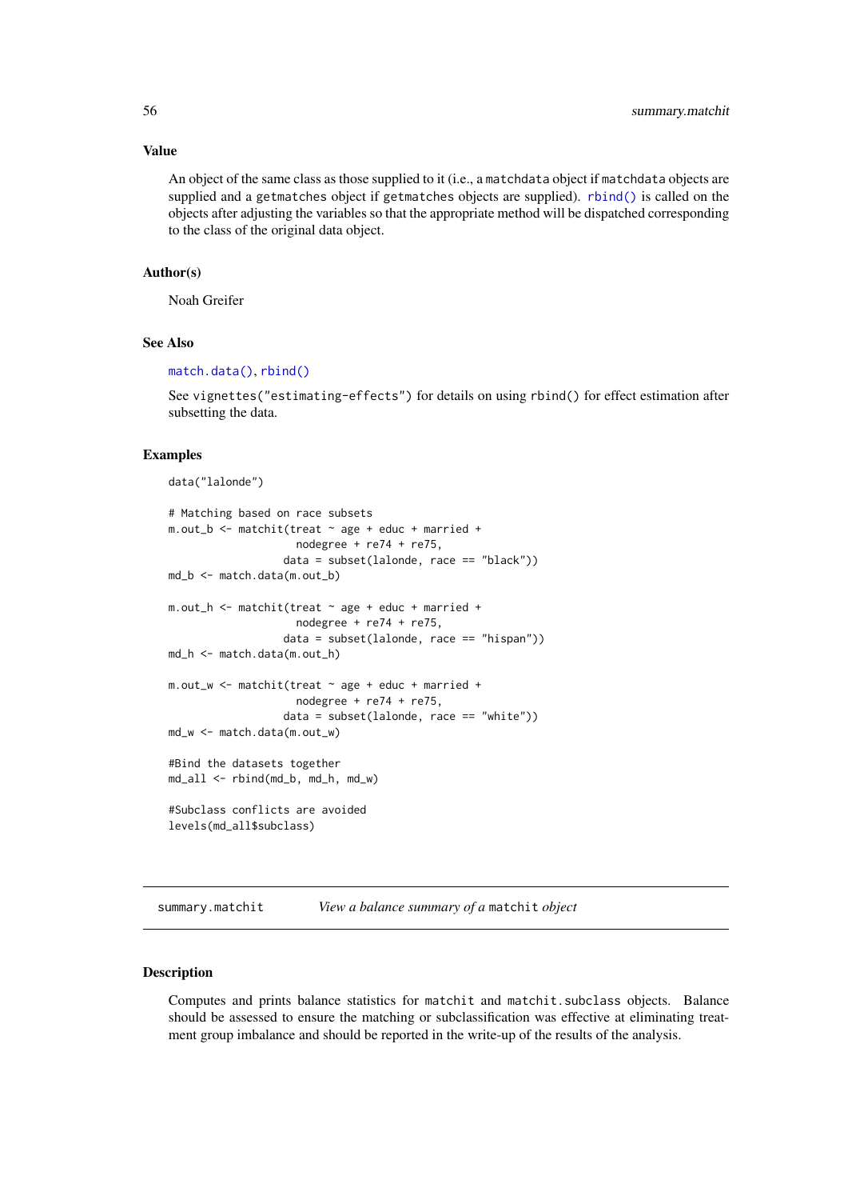### Value

An object of the same class as those supplied to it (i.e., a `matchdata` object if `matchdata` objects are supplied and a `getmatches` object if `getmatches` objects are supplied). `rbind()` is called on the objects after adjusting the variables so that the appropriate method will be dispatched corresponding to the class of the original data object.

### Author(s)

Noah Greifer

### See Also

`match.data()`, `rbind()`

See `vignettes("estimating-effects")` for details on using `rbind()` for effect estimation after subsetting the data.

### Examples

```
data("lalonde")

# Matching based on race subsets
m.out_b <- matchit(treat ~ age + educ + married +
                     nodegree + re74 + re75,
                   data = subset(lalonde, race == "black"))
md_b <- match.data(m.out_b)

m.out_h <- matchit(treat ~ age + educ + married +
                     nodegree + re74 + re75,
                   data = subset(lalonde, race == "hispan"))
md_h <- match.data(m.out_h)

m.out_w <- matchit(treat ~ age + educ + married +
                     nodegree + re74 + re75,
                   data = subset(lalonde, race == "white"))
md_w <- match.data(m.out_w)

#Bind the datasets together
md_all <- rbind(md_b, md_h, md_w)

#Subclass conflicts are avoided
levels(md_all$subclass)
```

---

## summary.matchit — *View a balance summary of a `matchit` object*

### Description

Computes and prints balance statistics for `matchit` and `matchit.subclass` objects. Balance should be assessed to ensure the matching or subclassification was effective at eliminating treatment group imbalance and should be reported in the write-up of the results of the analysis.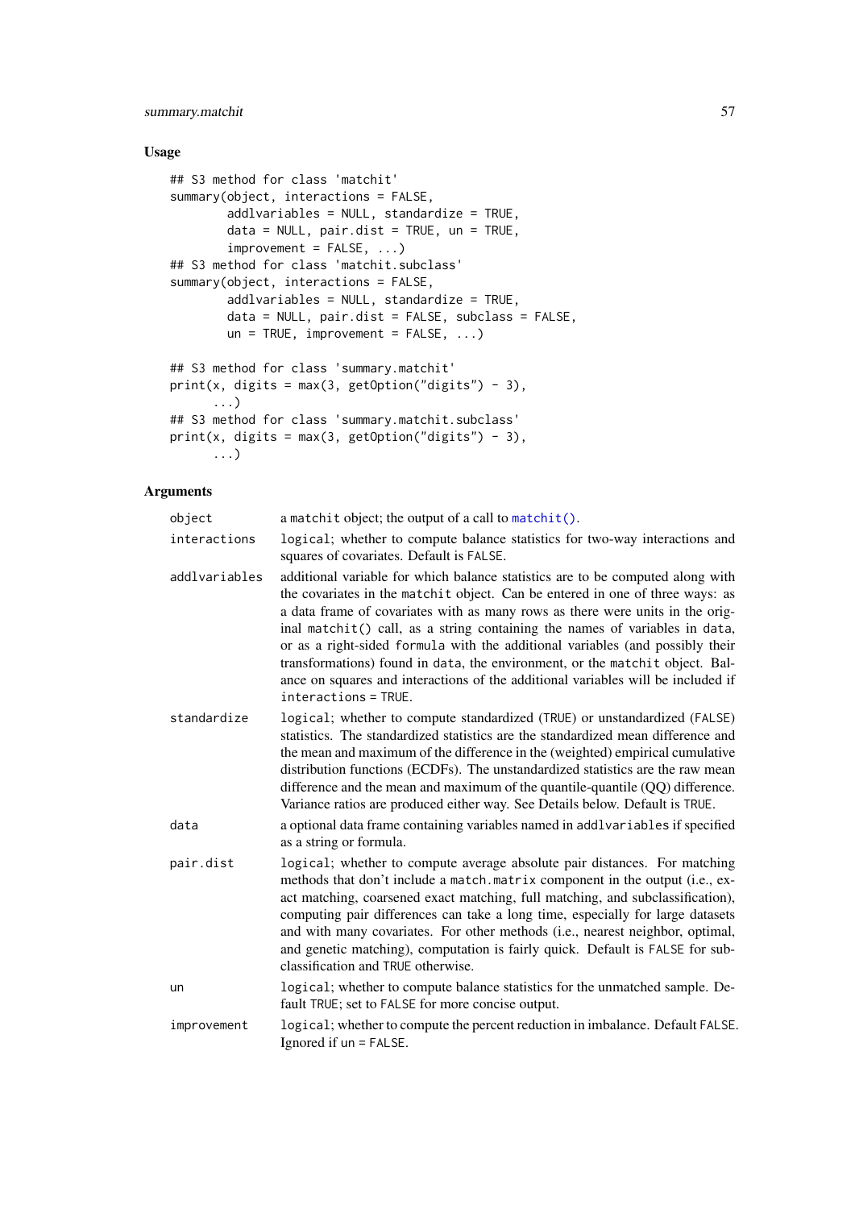## Usage

```
## S3 method for class 'matchit'
summary(object, interactions = FALSE,
        addlvariables = NULL, standardize = TRUE,
        data = NULL, pair.dist = TRUE, un = TRUE,
        improvement = FALSE, ...)
## S3 method for class 'matchit.subclass'
summary(object, interactions = FALSE,
        addlvariables = NULL, standardize = TRUE,
        data = NULL, pair.dist = FALSE, subclass = FALSE,
        un = TRUE, improvement = FALSE, ...)

## S3 method for class 'summary.matchit'
print(x, digits = max(3, getOption("digits") - 3),
      ...)
## S3 method for class 'summary.matchit.subclass'
print(x, digits = max(3, getOption("digits") - 3),
      ...)
```

## Arguments

`object` a `matchit` object; the output of a call to `matchit()`.

`interactions` `logical`; whether to compute balance statistics for two-way interactions and squares of covariates. Default is `FALSE`.

`addlvariables` additional variable for which balance statistics are to be computed along with the covariates in the `matchit` object. Can be entered in one of three ways: as a data frame of covariates with as many rows as there were units in the original `matchit()` call, as a string containing the names of variables in `data`, or as a right-sided `formula` with the additional variables (and possibly their transformations) found in `data`, the environment, or the `matchit` object. Balance on squares and interactions of the additional variables will be included if `interactions = TRUE`.

`standardize` `logical`; whether to compute standardized (`TRUE`) or unstandardized (`FALSE`) statistics. The standardized statistics are the standardized mean difference and the mean and maximum of the difference in the (weighted) empirical cumulative distribution functions (ECDFs). The unstandardized statistics are the raw mean difference and the mean and maximum of the quantile-quantile (QQ) difference. Variance ratios are produced either way. See Details below. Default is `TRUE`.

`data` a optional data frame containing variables named in `addlvariables` if specified as a string or formula.

`pair.dist` `logical`; whether to compute average absolute pair distances. For matching methods that don't include a `match.matrix` component in the output (i.e., exact matching, coarsened exact matching, full matching, and subclassification), computing pair differences can take a long time, especially for large datasets and with many covariates. For other methods (i.e., nearest neighbor, optimal, and genetic matching), computation is fairly quick. Default is `FALSE` for subclassification and `TRUE` otherwise.

`un` `logical`; whether to compute balance statistics for the unmatched sample. Default `TRUE`; set to `FALSE` for more concise output.

`improvement` `logical`; whether to compute the percent reduction in imbalance. Default `FALSE`. Ignored if `un = FALSE`.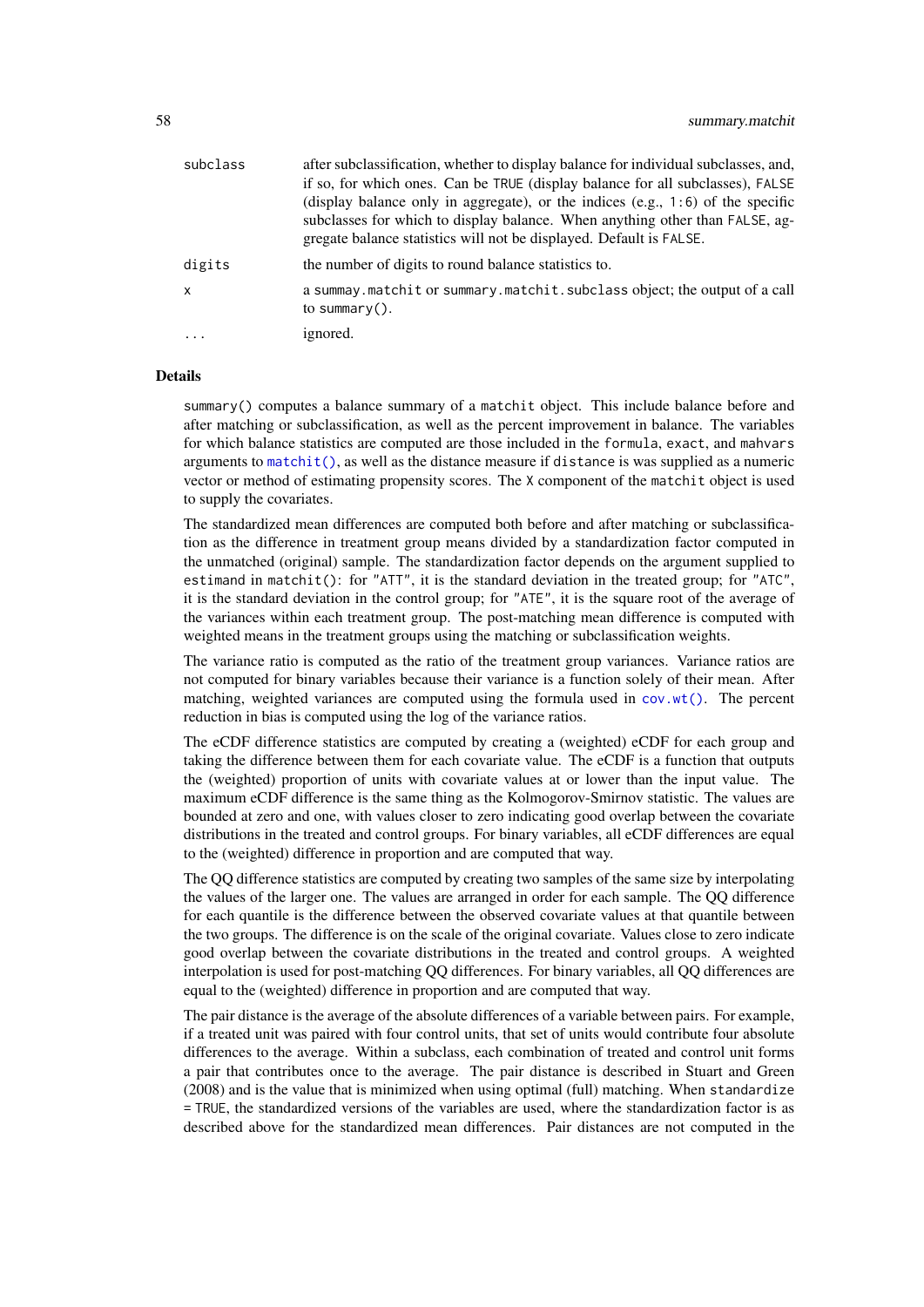| | |
|---|---|
| `subclass` | after subclassification, whether to display balance for individual subclasses, and, if so, for which ones. Can be `TRUE` (display balance for all subclasses), `FALSE` (display balance only in aggregate), or the indices (e.g., `1:6`) of the specific subclasses for which to display balance. When anything other than `FALSE`, aggregate balance statistics will not be displayed. Default is `FALSE`. |
| `digits` | the number of digits to round balance statistics to. |
| `x` | a `summay.matchit` or `summary.matchit.subclass` object; the output of a call to `summary()`. |
| `...` | ignored. |

## Details

`summary()` computes a balance summary of a `matchit` object. This include balance before and after matching or subclassification, as well as the percent improvement in balance. The variables for which balance statistics are computed are those included in the `formula`, `exact`, and `mahvars` arguments to `matchit()`, as well as the distance measure if `distance` is was supplied as a numeric vector or method of estimating propensity scores. The `X` component of the `matchit` object is used to supply the covariates.

The standardized mean differences are computed both before and after matching or subclassification as the difference in treatment group means divided by a standardization factor computed in the unmatched (original) sample. The standardization factor depends on the argument supplied to `estimand` in `matchit()`: for `"ATT"`, it is the standard deviation in the treated group; for `"ATC"`, it is the standard deviation in the control group; for `"ATE"`, it is the square root of the average of the variances within each treatment group. The post-matching mean difference is computed with weighted means in the treatment groups using the matching or subclassification weights.

The variance ratio is computed as the ratio of the treatment group variances. Variance ratios are not computed for binary variables because their variance is a function solely of their mean. After matching, weighted variances are computed using the formula used in `cov.wt()`. The percent reduction in bias is computed using the log of the variance ratios.

The eCDF difference statistics are computed by creating a (weighted) eCDF for each group and taking the difference between them for each covariate value. The eCDF is a function that outputs the (weighted) proportion of units with covariate values at or lower than the input value. The maximum eCDF difference is the same thing as the Kolmogorov-Smirnov statistic. The values are bounded at zero and one, with values closer to zero indicating good overlap between the covariate distributions in the treated and control groups. For binary variables, all eCDF differences are equal to the (weighted) difference in proportion and are computed that way.

The QQ difference statistics are computed by creating two samples of the same size by interpolating the values of the larger one. The values are arranged in order for each sample. The QQ difference for each quantile is the difference between the observed covariate values at that quantile between the two groups. The difference is on the scale of the original covariate. Values close to zero indicate good overlap between the covariate distributions in the treated and control groups. A weighted interpolation is used for post-matching QQ differences. For binary variables, all QQ differences are equal to the (weighted) difference in proportion and are computed that way.

The pair distance is the average of the absolute differences of a variable between pairs. For example, if a treated unit was paired with four control units, that set of units would contribute four absolute differences to the average. Within a subclass, each combination of treated and control unit forms a pair that contributes once to the average. The pair distance is described in Stuart and Green (2008) and is the value that is minimized when using optimal (full) matching. When `standardize = TRUE`, the standardized versions of the variables are used, where the standardization factor is as described above for the standardized mean differences. Pair distances are not computed in the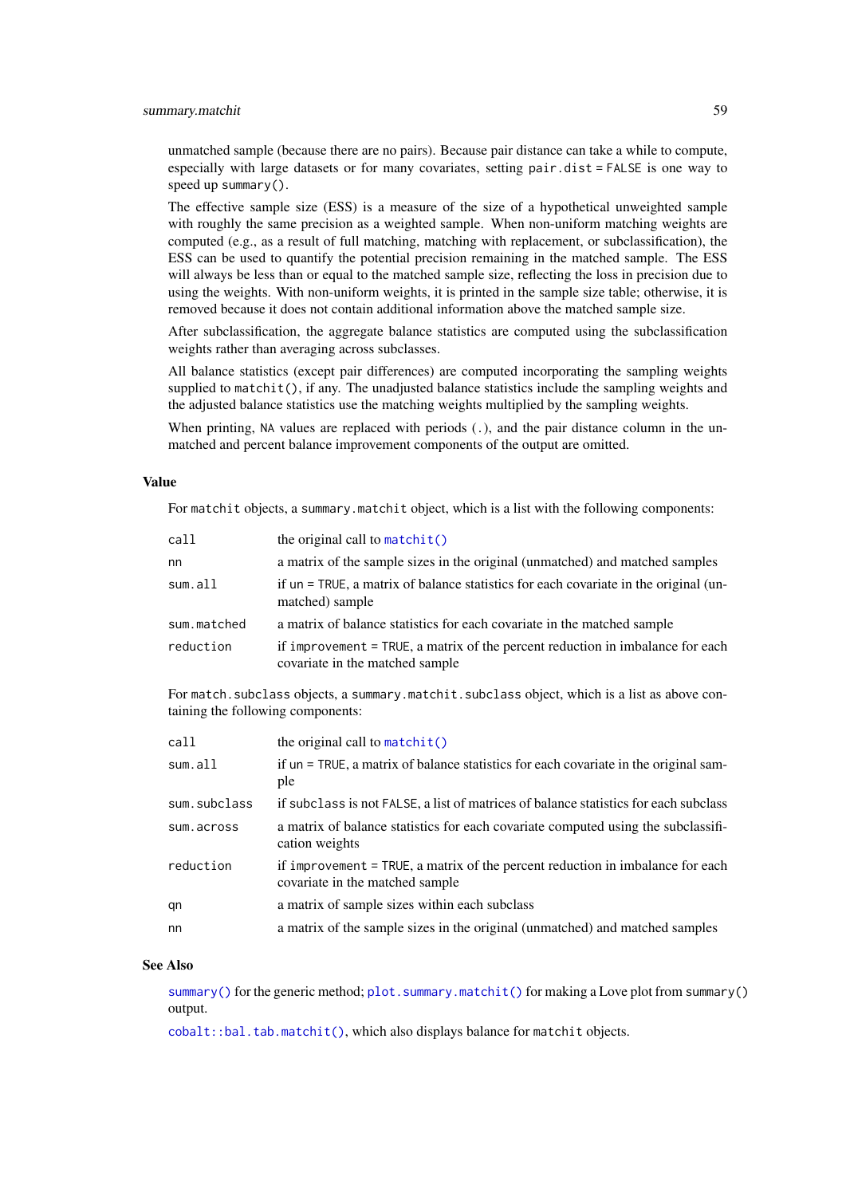unmatched sample (because there are no pairs). Because pair distance can take a while to compute, especially with large datasets or for many covariates, setting `pair.dist = FALSE` is one way to speed up `summary()`.

The effective sample size (ESS) is a measure of the size of a hypothetical unweighted sample with roughly the same precision as a weighted sample. When non-uniform matching weights are computed (e.g., as a result of full matching, matching with replacement, or subclassification), the ESS can be used to quantify the potential precision remaining in the matched sample. The ESS will always be less than or equal to the matched sample size, reflecting the loss in precision due to using the weights. With non-uniform weights, it is printed in the sample size table; otherwise, it is removed because it does not contain additional information above the matched sample size.

After subclassification, the aggregate balance statistics are computed using the subclassification weights rather than averaging across subclasses.

All balance statistics (except pair differences) are computed incorporating the sampling weights supplied to `matchit()`, if any. The unadjusted balance statistics include the sampling weights and the adjusted balance statistics use the matching weights multiplied by the sampling weights.

When printing, `NA` values are replaced with periods (`.`), and the pair distance column in the unmatched and percent balance improvement components of the output are omitted.

### Value

For `matchit` objects, a `summary.matchit` object, which is a list with the following components:

| | |
|---|---|
| `call` | the original call to `matchit()` |
| `nn` | a matrix of the sample sizes in the original (unmatched) and matched samples |
| `sum.all` | if `un = TRUE`, a matrix of balance statistics for each covariate in the original (unmatched) sample |
| `sum.matched` | a matrix of balance statistics for each covariate in the matched sample |
| `reduction` | if `improvement = TRUE`, a matrix of the percent reduction in imbalance for each covariate in the matched sample |

For `match.subclass` objects, a `summary.matchit.subclass` object, which is a list as above containing the following components:

| | |
|---|---|
| `call` | the original call to `matchit()` |
| `sum.all` | if `un = TRUE`, a matrix of balance statistics for each covariate in the original sample |
| `sum.subclass` | if `subclass` is not `FALSE`, a list of matrices of balance statistics for each subclass |
| `sum.across` | a matrix of balance statistics for each covariate computed using the subclassification weights |
| `reduction` | if `improvement = TRUE`, a matrix of the percent reduction in imbalance for each covariate in the matched sample |
| `qn` | a matrix of sample sizes within each subclass |
| `nn` | a matrix of the sample sizes in the original (unmatched) and matched samples |

### See Also

`summary()` for the generic method; `plot.summary.matchit()` for making a Love plot from `summary()` output.

`cobalt::bal.tab.matchit()`, which also displays balance for `matchit` objects.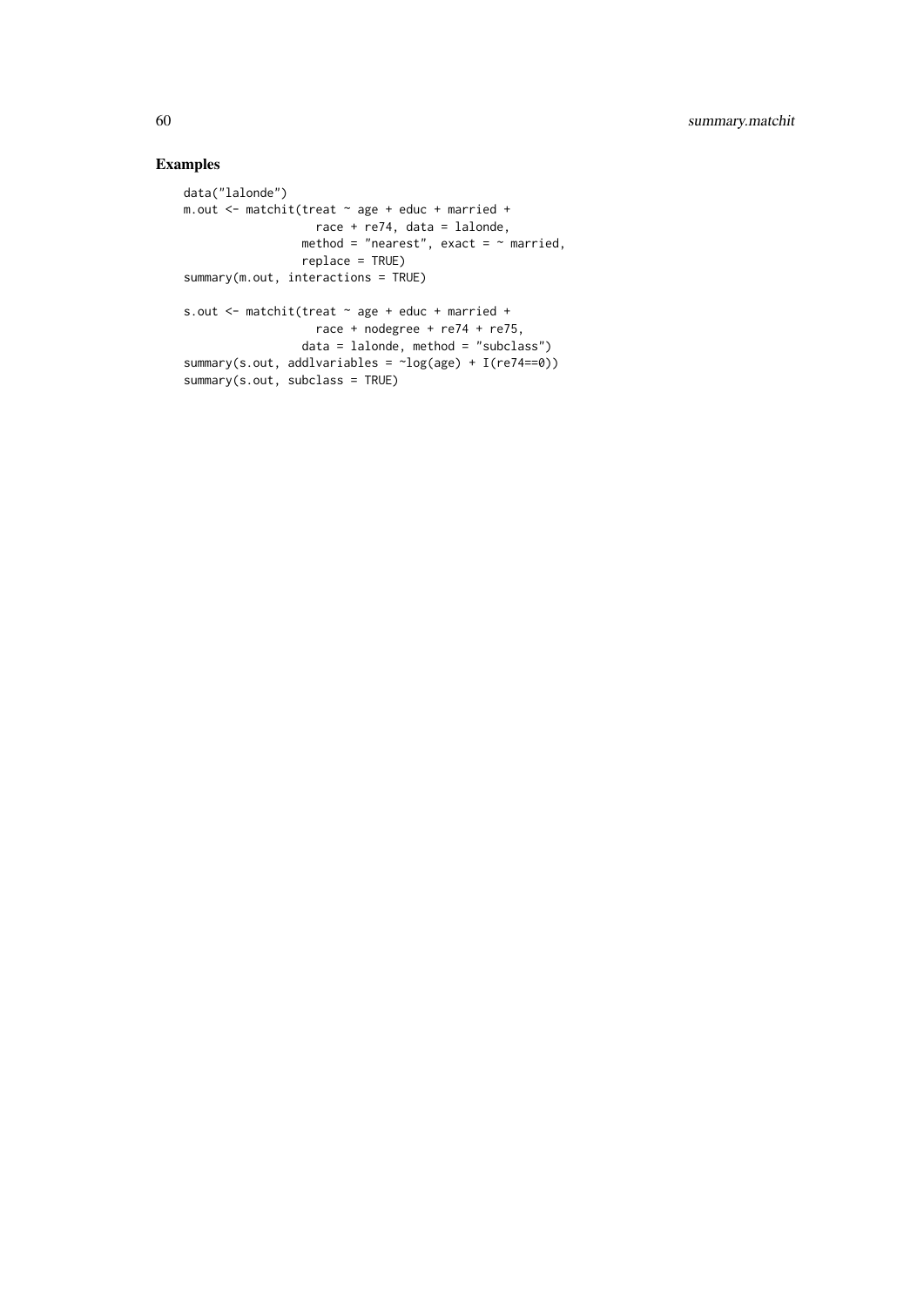## Examples

```
data("lalonde")
m.out <- matchit(treat ~ age + educ + married +
                   race + re74, data = lalonde,
                 method = "nearest", exact = ~ married,
                 replace = TRUE)
summary(m.out, interactions = TRUE)

s.out <- matchit(treat ~ age + educ + married +
                   race + nodegree + re74 + re75,
                 data = lalonde, method = "subclass")
summary(s.out, addlvariables = ~log(age) + I(re74==0))
summary(s.out, subclass = TRUE)
```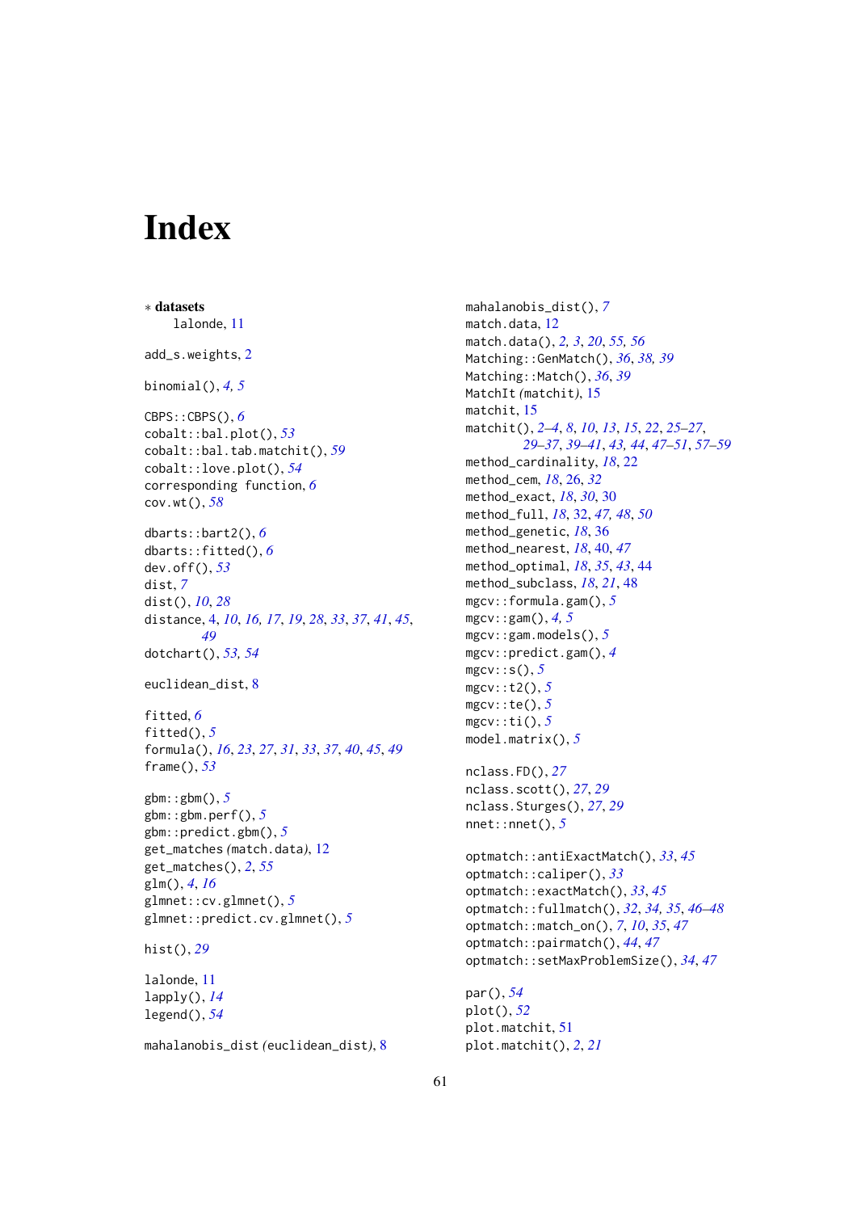# Index

∗ **datasets**
  lalonde, 11

add_s.weights, 2

binomial(), *4*, *5*

CBPS::CBPS(), *6*
cobalt::bal.plot(), *53*
cobalt::bal.tab.matchit(), *59*
cobalt::love.plot(), *54*
corresponding function, *6*
cov.wt(), *58*

dbarts::bart2(), *6*
dbarts::fitted(), *6*
dev.off(), *53*
dist, *7*
dist(), *10*, *28*
distance, 4, *10*, *16*, *17*, *19*, *28*, *33*, *37*, *41*, *45*, *49*
dotchart(), *53*, *54*

euclidean_dist, 8

fitted, *6*
fitted(), *5*
formula(), *16*, *23*, *27*, *31*, *33*, *37*, *40*, *45*, *49*
frame(), *53*

gbm::gbm(), *5*
gbm::gbm.perf(), *5*
gbm::predict.gbm(), *5*
get_matches *(match.data)*, 12
get_matches(), *2*, *55*
glm(), *4*, *16*
glmnet::cv.glmnet(), *5*
glmnet::predict.cv.glmnet(), *5*

hist(), *29*

lalonde, 11
lapply(), *14*
legend(), *54*

mahalanobis_dist *(euclidean_dist)*, 8
mahalanobis_dist(), *7*
match.data, 12
match.data(), *2*, *3*, *20*, *55*, *56*
Matching::GenMatch(), *36*, *38*, *39*
Matching::Match(), *36*, *39*
MatchIt *(matchit)*, 15
matchit, 15
matchit(), *2–4*, *8*, *10*, *13*, *15*, *22*, *25–27*, *29–37*, *39–41*, *43*, *44*, *47–51*, *57–59*
method_cardinality, *18*, 22
method_cem, *18*, 26, *32*
method_exact, *18*, *30*, 30
method_full, *18*, 32, *47*, *48*, *50*
method_genetic, *18*, 36
method_nearest, *18*, 40, *47*
method_optimal, *18*, *35*, *43*, 44
method_subclass, *18*, *21*, 48
mgcv::formula.gam(), *5*
mgcv::gam(), *4*, *5*
mgcv::gam.models(), *5*
mgcv::predict.gam(), *4*
mgcv::s(), *5*
mgcv::t2(), *5*
mgcv::te(), *5*
mgcv::ti(), *5*
model.matrix(), *5*

nclass.FD(), *27*
nclass.scott(), *27*, *29*
nclass.Sturges(), *27*, *29*
nnet::nnet(), *5*

optmatch::antiExactMatch(), *33*, *45*
optmatch::caliper(), *33*
optmatch::exactMatch(), *33*, *45*
optmatch::fullmatch(), *32*, *34*, *35*, *46–48*
optmatch::match_on(), *7*, *10*, *35*, *47*
optmatch::pairmatch(), *44*, *47*
optmatch::setMaxProblemSize(), *34*, *47*

par(), *54*
plot(), *52*
plot.matchit, 51
plot.matchit(), *2*, *21*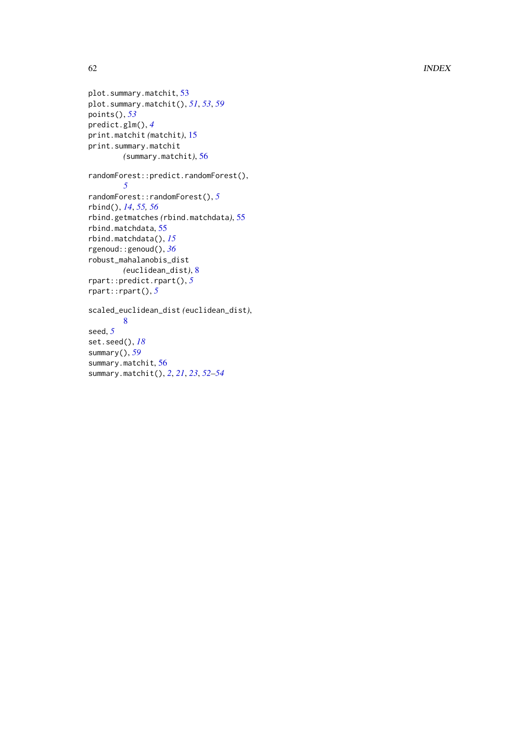plot.summary.matchit, 53
plot.summary.matchit(), *51*, *53*, *59*
points(), *53*
predict.glm(), *4*
print.matchit *(*matchit*)*, 15
print.summary.matchit
*(*summary.matchit*)*, 56

randomForest::predict.randomForest(),
*5*
randomForest::randomForest(), *5*
rbind(), *14*, *55, 56*
rbind.getmatches *(*rbind.matchdata*)*, 55
rbind.matchdata, 55
rbind.matchdata(), *15*
rgenoud::genoud(), *36*
robust_mahalanobis_dist
*(*euclidean_dist*)*, 8
rpart::predict.rpart(), *5*
rpart::rpart(), *5*

scaled_euclidean_dist *(*euclidean_dist*)*,
8
seed, *5*
set.seed(), *18*
summary(), *59*
summary.matchit, 56
summary.matchit(), *2*, *21*, *23*, *52–54*